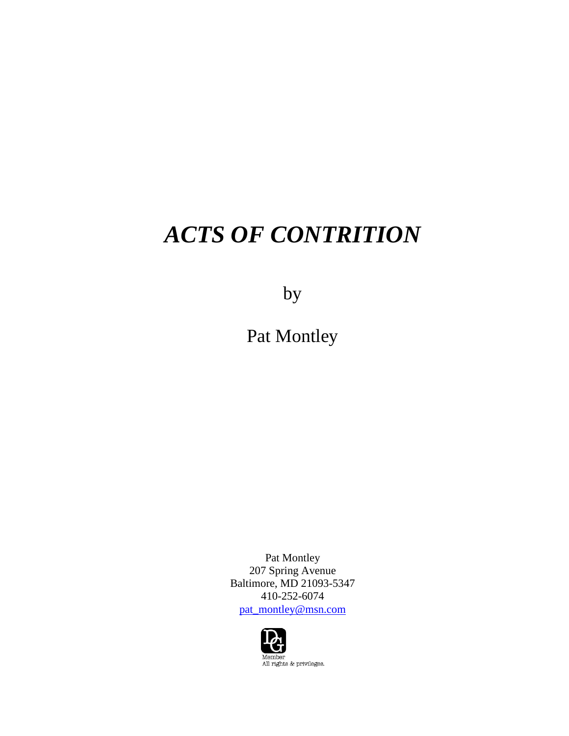# *ACTS OF CONTRITION*

by

Pat Montley

Pat Montley
207 Spring Avenue
Baltimore, MD 21093-5347
410-252-6074
pat_montley@msn.com

Member
All rights & privileges.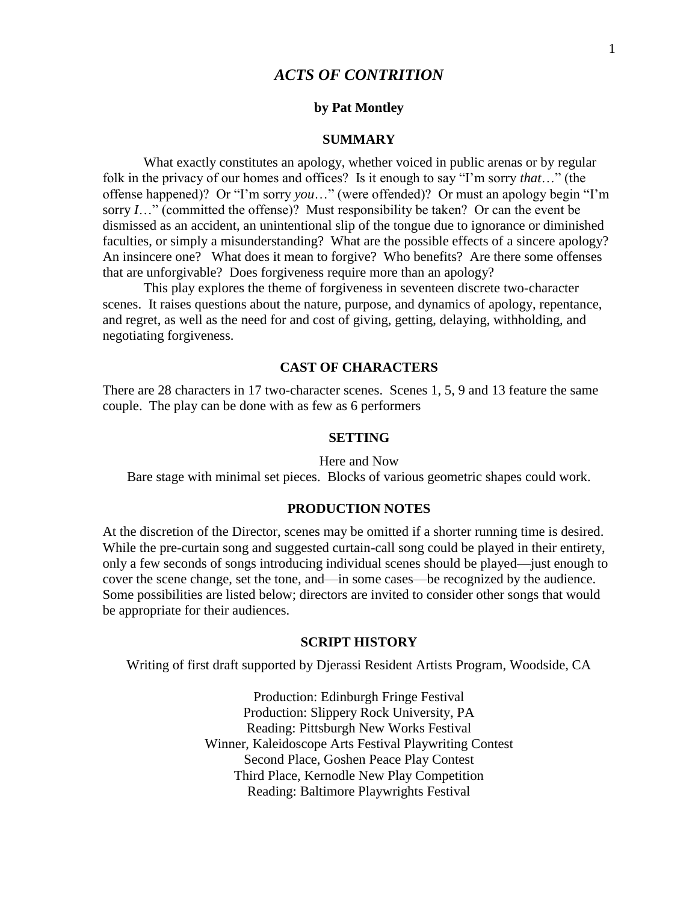# *ACTS OF CONTRITION*

**by Pat Montley**

## SUMMARY

What exactly constitutes an apology, whether voiced in public arenas or by regular folk in the privacy of our homes and offices? Is it enough to say "I'm sorry *that*…" (the offense happened)? Or "I'm sorry *you*…" (were offended)? Or must an apology begin "I'm sorry *I*…" (committed the offense)? Must responsibility be taken? Or can the event be dismissed as an accident, an unintentional slip of the tongue due to ignorance or diminished faculties, or simply a misunderstanding? What are the possible effects of a sincere apology? An insincere one? What does it mean to forgive? Who benefits? Are there some offenses that are unforgivable? Does forgiveness require more than an apology?

This play explores the theme of forgiveness in seventeen discrete two-character scenes. It raises questions about the nature, purpose, and dynamics of apology, repentance, and regret, as well as the need for and cost of giving, getting, delaying, withholding, and negotiating forgiveness.

## CAST OF CHARACTERS

There are 28 characters in 17 two-character scenes. Scenes 1, 5, 9 and 13 feature the same couple. The play can be done with as few as 6 performers

## SETTING

Here and Now

Bare stage with minimal set pieces. Blocks of various geometric shapes could work.

## PRODUCTION NOTES

At the discretion of the Director, scenes may be omitted if a shorter running time is desired. While the pre-curtain song and suggested curtain-call song could be played in their entirety, only a few seconds of songs introducing individual scenes should be played—just enough to cover the scene change, set the tone, and—in some cases—be recognized by the audience. Some possibilities are listed below; directors are invited to consider other songs that would be appropriate for their audiences.

## SCRIPT HISTORY

Writing of first draft supported by Djerassi Resident Artists Program, Woodside, CA

Production: Edinburgh Fringe Festival
Production: Slippery Rock University, PA
Reading: Pittsburgh New Works Festival
Winner, Kaleidoscope Arts Festival Playwriting Contest
Second Place, Goshen Peace Play Contest
Third Place, Kernodle New Play Competition
Reading: Baltimore Playwrights Festival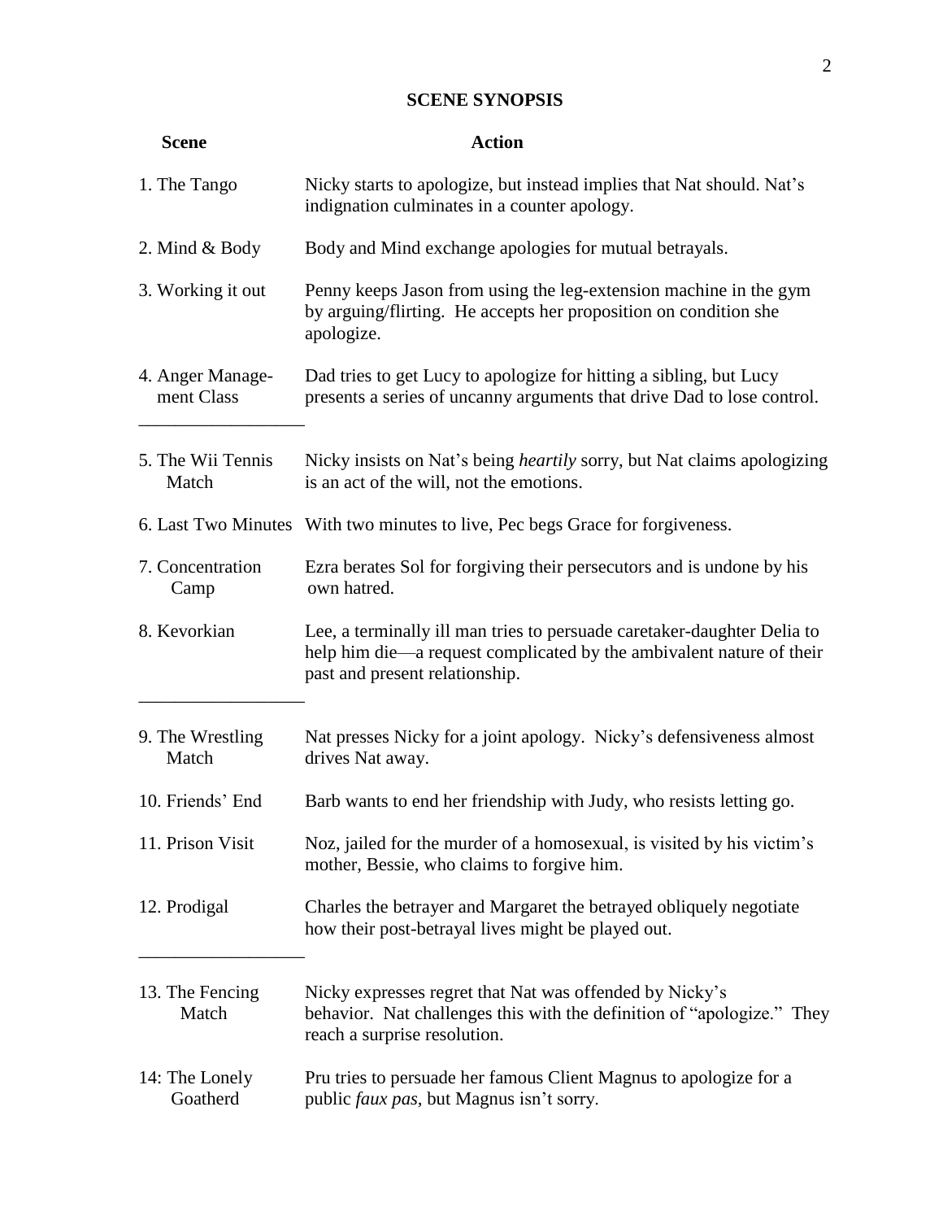## SCENE SYNOPSIS

| Scene | Action |
|---|---|
| 1. The Tango | Nicky starts to apologize, but instead implies that Nat should. Nat's indignation culminates in a counter apology. |
| 2. Mind & Body | Body and Mind exchange apologies for mutual betrayals. |
| 3. Working it out | Penny keeps Jason from using the leg-extension machine in the gym by arguing/flirting. He accepts her proposition on condition she apologize. |
| 4. Anger Management Class | Dad tries to get Lucy to apologize for hitting a sibling, but Lucy presents a series of uncanny arguments that drive Dad to lose control. |
| 5. The Wii Tennis Match | Nicky insists on Nat's being *heartily* sorry, but Nat claims apologizing is an act of the will, not the emotions. |
| 6. Last Two Minutes | With two minutes to live, Pec begs Grace for forgiveness. |
| 7. Concentration Camp | Ezra berates Sol for forgiving their persecutors and is undone by his own hatred. |
| 8. Kevorkian | Lee, a terminally ill man tries to persuade caretaker-daughter Delia to help him die—a request complicated by the ambivalent nature of their past and present relationship. |
| 9. The Wrestling Match | Nat presses Nicky for a joint apology. Nicky's defensiveness almost drives Nat away. |
| 10. Friends' End | Barb wants to end her friendship with Judy, who resists letting go. |
| 11. Prison Visit | Noz, jailed for the murder of a homosexual, is visited by his victim's mother, Bessie, who claims to forgive him. |
| 12. Prodigal | Charles the betrayer and Margaret the betrayed obliquely negotiate how their post-betrayal lives might be played out. |
| 13. The Fencing Match | Nicky expresses regret that Nat was offended by Nicky's behavior. Nat challenges this with the definition of "apologize." They reach a surprise resolution. |
| 14: The Lonely Goatherd | Pru tries to persuade her famous Client Magnus to apologize for a public *faux pas*, but Magnus isn't sorry. |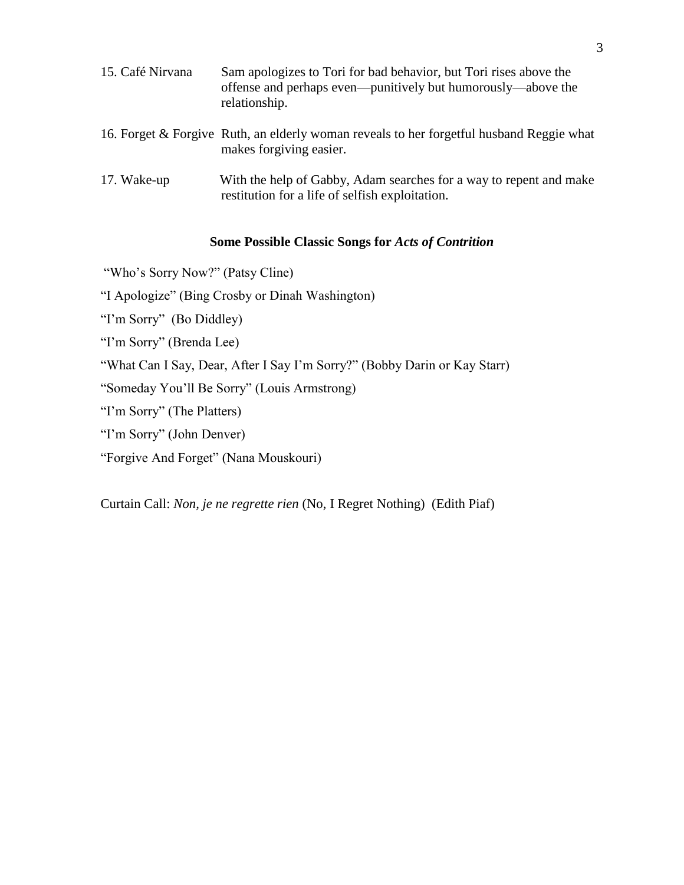15. Café Nirvana — Sam apologizes to Tori for bad behavior, but Tori rises above the offense and perhaps even—punitively but humorously—above the relationship.

16. Forget & Forgive — Ruth, an elderly woman reveals to her forgetful husband Reggie what makes forgiving easier.

17. Wake-up — With the help of Gabby, Adam searches for a way to repent and make restitution for a life of selfish exploitation.

### Some Possible Classic Songs for *Acts of Contrition*

"Who's Sorry Now?" (Patsy Cline)

"I Apologize" (Bing Crosby or Dinah Washington)

"I'm Sorry" (Bo Diddley)

"I'm Sorry" (Brenda Lee)

"What Can I Say, Dear, After I Say I'm Sorry?" (Bobby Darin or Kay Starr)

"Someday You'll Be Sorry" (Louis Armstrong)

"I'm Sorry" (The Platters)

"I'm Sorry" (John Denver)

"Forgive And Forget" (Nana Mouskouri)

Curtain Call: *Non, je ne regrette rien* (No, I Regret Nothing) (Edith Piaf)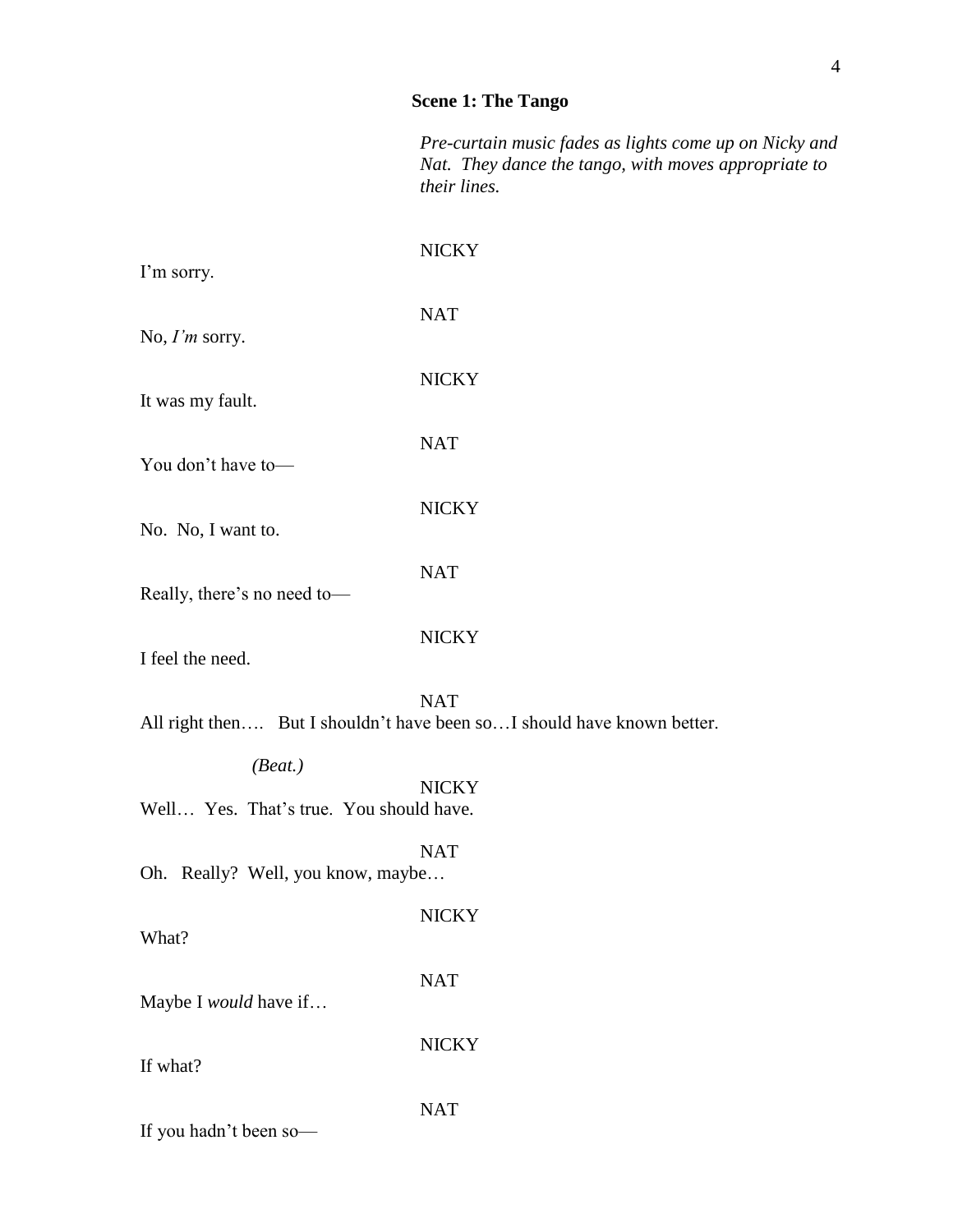## Scene 1: The Tango

*Pre-curtain music fades as lights come up on Nicky and Nat. They dance the tango, with moves appropriate to their lines.*

NICKY

I'm sorry.

NAT

No, *I'm* sorry.

NICKY

It was my fault.

NAT

You don't have to—

NICKY

No. No, I want to.

NAT

Really, there's no need to—

NICKY

I feel the need.

NAT

All right then…. But I shouldn't have been so…I should have known better.

*(Beat.)*

NICKY

Well… Yes. That's true. You should have.

NAT

Oh. Really? Well, you know, maybe…

NICKY

What?

NAT

Maybe I *would* have if…

NICKY

If what?

NAT

If you hadn't been so—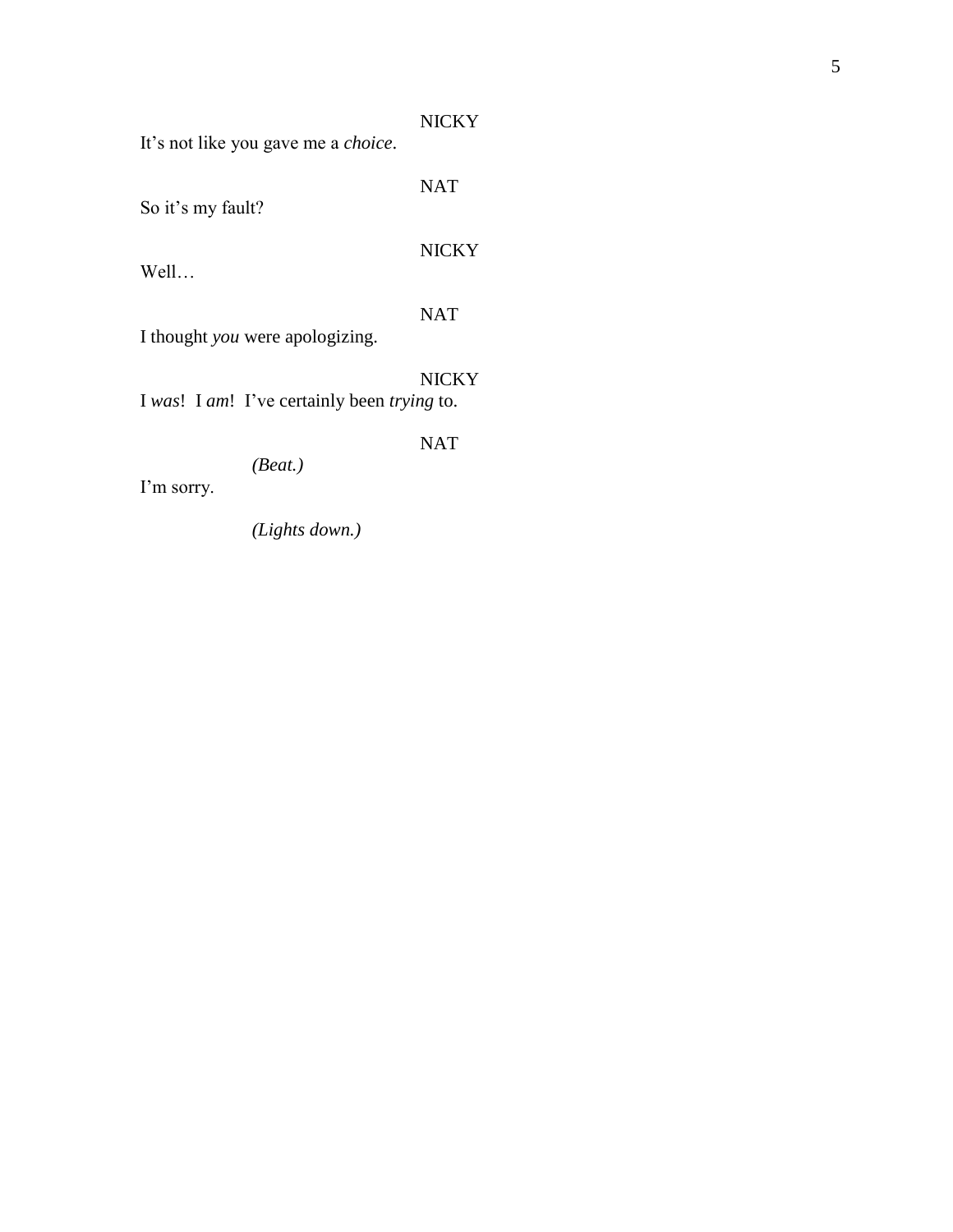NICKY

It's not like you gave me a *choice*.

NAT

So it's my fault?

NICKY

Well…

NAT

I thought *you* were apologizing.

NICKY

I *was*! I *am*! I've certainly been *trying* to.

NAT

*(Beat.)*

I'm sorry.

*(Lights down.)*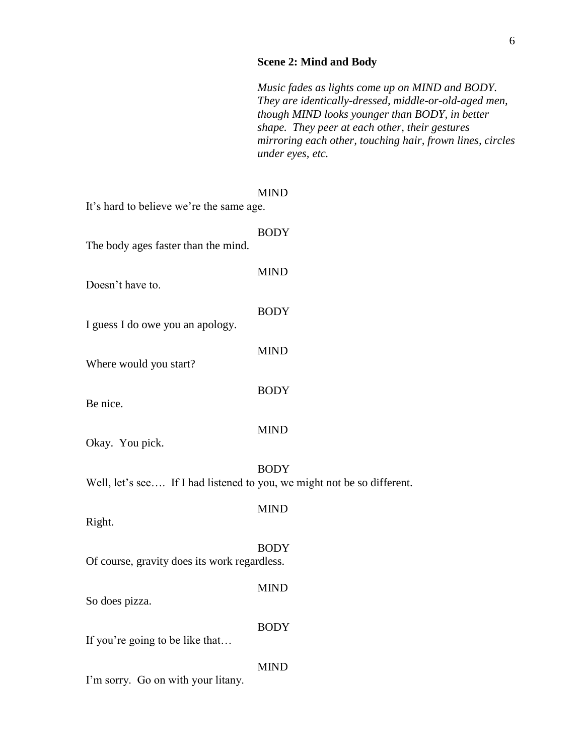**Scene 2: Mind and Body**

*Music fades as lights come up on MIND and BODY. They are identically-dressed, middle-or-old-aged men, though MIND looks younger than BODY, in better shape. They peer at each other, their gestures mirroring each other, touching hair, frown lines, circles under eyes, etc.*

MIND

It's hard to believe we're the same age.

BODY

The body ages faster than the mind.

MIND

Doesn't have to.

BODY

I guess I do owe you an apology.

MIND

Where would you start?

BODY

Be nice.

MIND

Okay. You pick.

BODY

Well, let's see…. If I had listened to you, we might not be so different.

MIND

Right.

BODY

Of course, gravity does its work regardless.

MIND

So does pizza.

BODY

If you're going to be like that…

MIND

I'm sorry. Go on with your litany.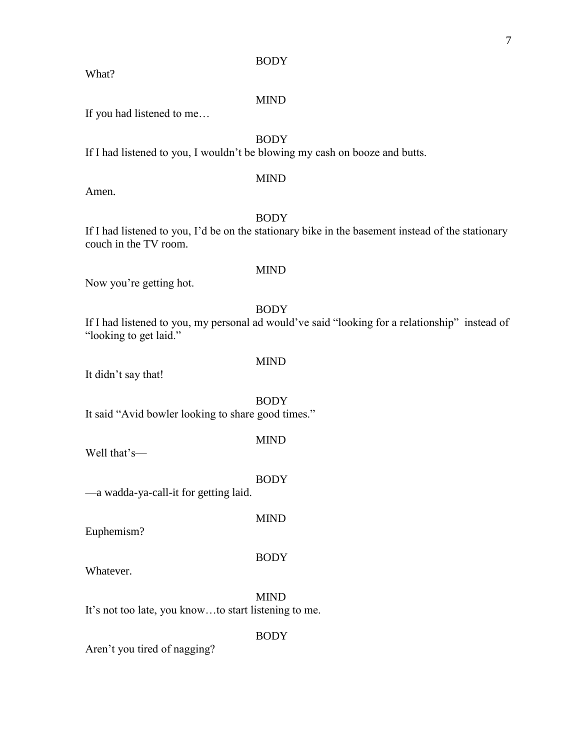BODY

What?

MIND

If you had listened to me…

BODY

If I had listened to you, I wouldn't be blowing my cash on booze and butts.

MIND

Amen.

BODY

If I had listened to you, I'd be on the stationary bike in the basement instead of the stationary couch in the TV room.

MIND

Now you're getting hot.

BODY

If I had listened to you, my personal ad would've said "looking for a relationship" instead of "looking to get laid."

MIND

It didn't say that!

BODY

It said "Avid bowler looking to share good times."

MIND

Well that's—

BODY

—a wadda-ya-call-it for getting laid.

MIND

Euphemism?

BODY

Whatever.

MIND

It's not too late, you know…to start listening to me.

BODY

Aren't you tired of nagging?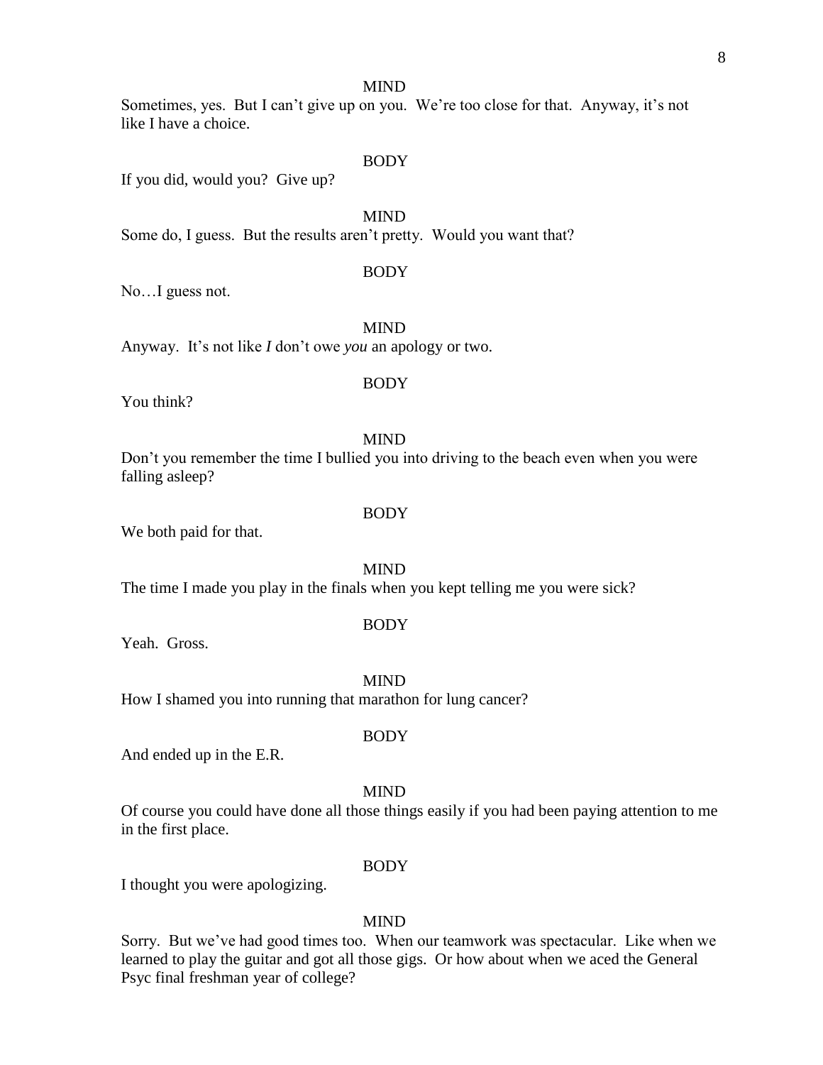MIND

Sometimes, yes. But I can't give up on you. We're too close for that. Anyway, it's not like I have a choice.

BODY

If you did, would you? Give up?

MIND

Some do, I guess. But the results aren't pretty. Would you want that?

BODY

No…I guess not.

MIND

Anyway. It's not like *I* don't owe *you* an apology or two.

BODY

You think?

MIND

Don't you remember the time I bullied you into driving to the beach even when you were falling asleep?

BODY

We both paid for that.

MIND

The time I made you play in the finals when you kept telling me you were sick?

BODY

Yeah. Gross.

MIND

How I shamed you into running that marathon for lung cancer?

BODY

And ended up in the E.R.

MIND

Of course you could have done all those things easily if you had been paying attention to me in the first place.

BODY

I thought you were apologizing.

MIND

Sorry. But we've had good times too. When our teamwork was spectacular. Like when we learned to play the guitar and got all those gigs. Or how about when we aced the General Psyc final freshman year of college?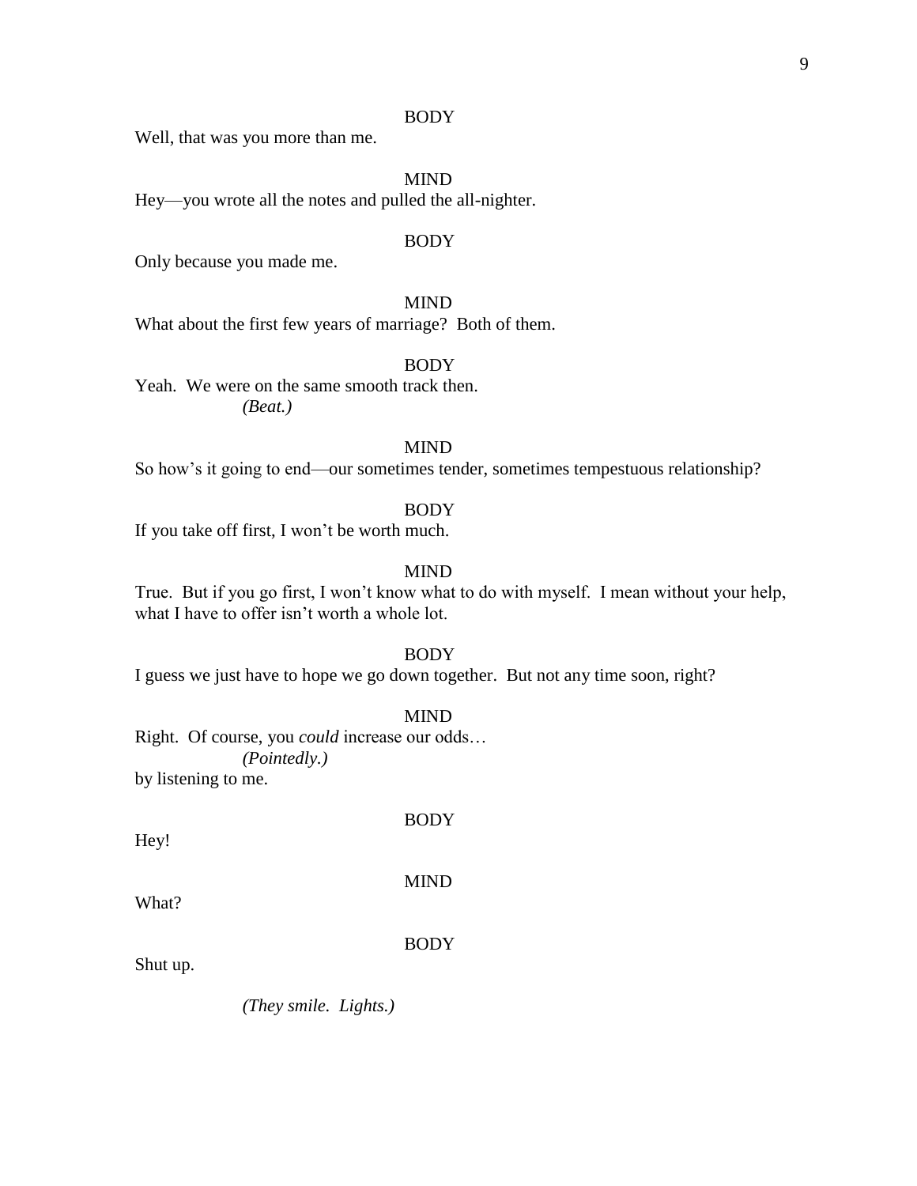BODY

Well, that was you more than me.

MIND

Hey—you wrote all the notes and pulled the all-nighter.

BODY

Only because you made me.

MIND

What about the first few years of marriage? Both of them.

BODY

Yeah. We were on the same smooth track then.

*(Beat.)*

MIND

So how's it going to end—our sometimes tender, sometimes tempestuous relationship?

BODY

If you take off first, I won't be worth much.

MIND

True. But if you go first, I won't know what to do with myself. I mean without your help, what I have to offer isn't worth a whole lot.

BODY

I guess we just have to hope we go down together. But not any time soon, right?

MIND

Right. Of course, you *could* increase our odds…

*(Pointedly.)*

by listening to me.

BODY

Hey!

MIND

What?

BODY

Shut up.

*(They smile. Lights.)*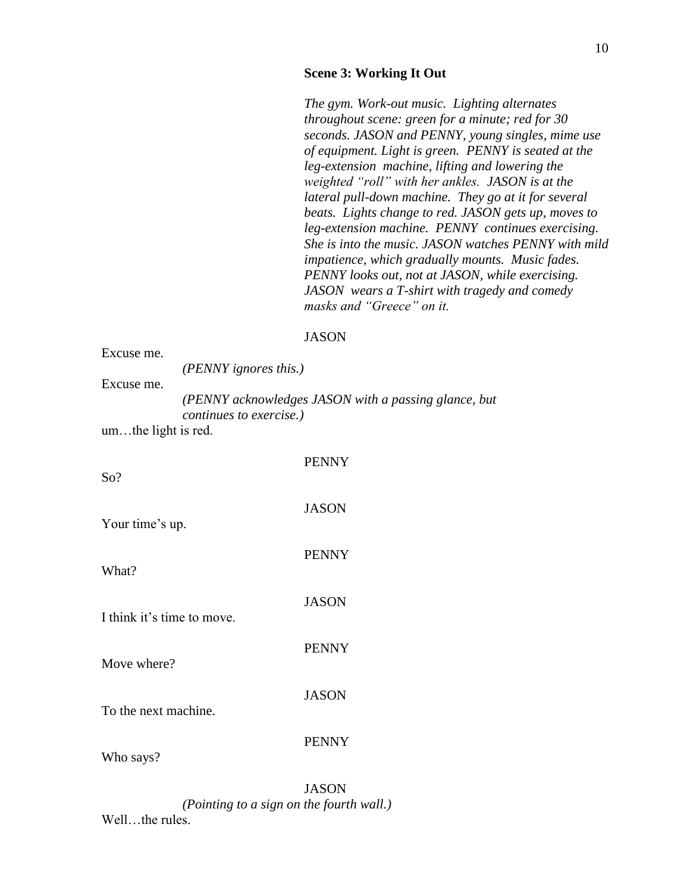### Scene 3: Working It Out

*The gym. Work-out music. Lighting alternates throughout scene: green for a minute; red for 30 seconds. JASON and PENNY, young singles, mime use of equipment. Light is green. PENNY is seated at the leg-extension machine, lifting and lowering the weighted "roll" with her ankles. JASON is at the lateral pull-down machine. They go at it for several beats. Lights change to red. JASON gets up, moves to leg-extension machine. PENNY continues exercising. She is into the music. JASON watches PENNY with mild impatience, which gradually mounts. Music fades. PENNY looks out, not at JASON, while exercising. JASON wears a T-shirt with tragedy and comedy masks and "Greece" on it.*

JASON

Excuse me.

*(PENNY ignores this.)*

Excuse me.

*(PENNY acknowledges JASON with a passing glance, but continues to exercise.)*

um…the light is red.

PENNY

So?

JASON

Your time's up.

PENNY

What?

JASON

I think it's time to move.

PENNY

Move where?

JASON

To the next machine.

PENNY

Who says?

JASON

*(Pointing to a sign on the fourth wall.)*

Well…the rules.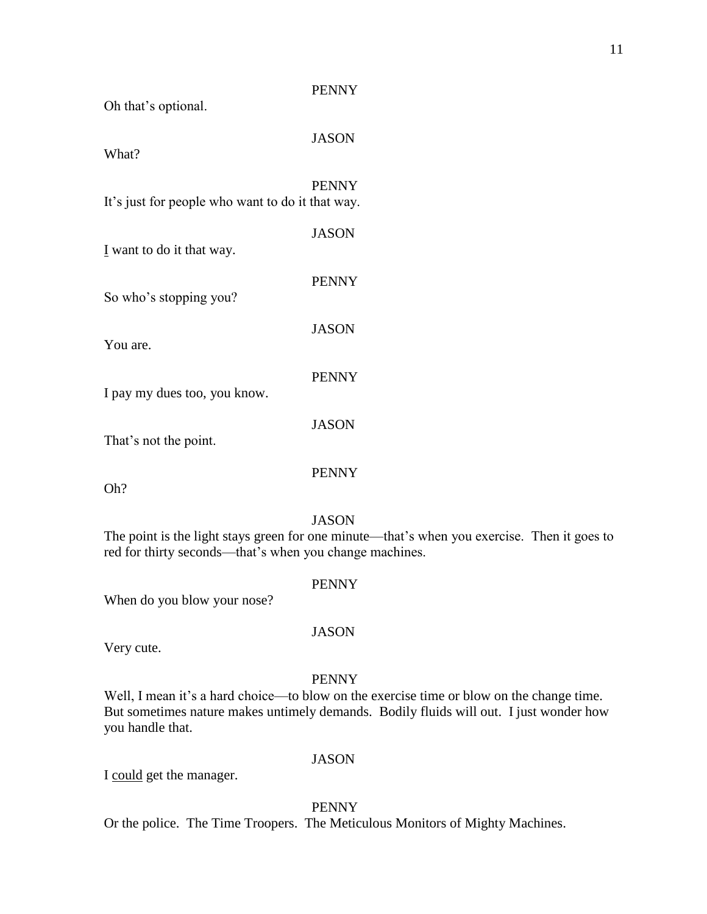PENNY

Oh that's optional.

JASON

What?

PENNY

It's just for people who want to do it that way.

JASON

<u>I</u> want to do it that way.

PENNY

So who's stopping you?

JASON

You are.

PENNY

I pay my dues too, you know.

JASON

That's not the point.

PENNY

Oh?

JASON

The point is the light stays green for one minute—that's when you exercise. Then it goes to red for thirty seconds—that's when you change machines.

PENNY

When do you blow your nose?

JASON

Very cute.

PENNY

Well, I mean it's a hard choice—to blow on the exercise time or blow on the change time. But sometimes nature makes untimely demands. Bodily fluids will out. I just wonder how you handle that.

JASON

I <u>could</u> get the manager.

PENNY

Or the police. The Time Troopers. The Meticulous Monitors of Mighty Machines.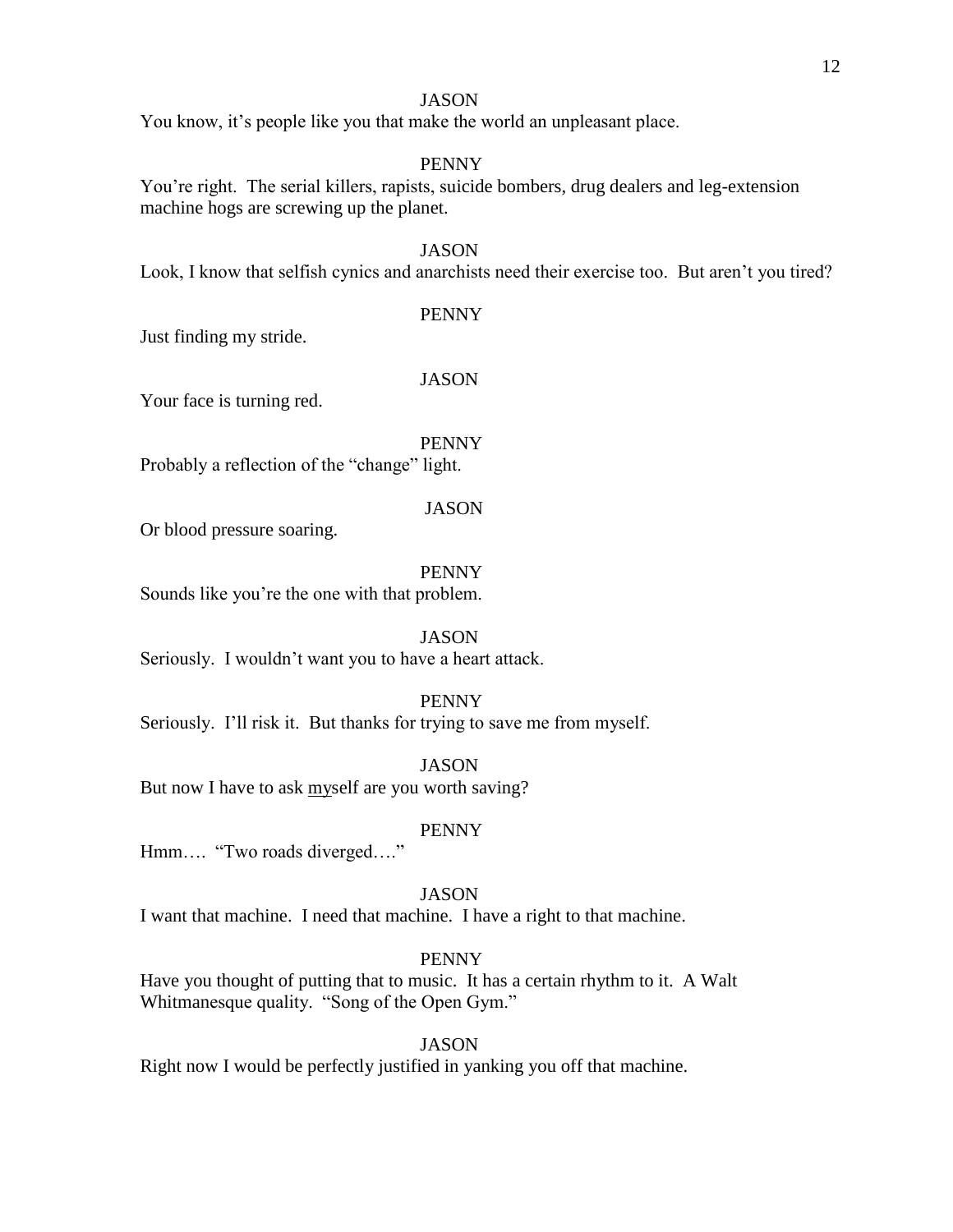JASON

You know, it's people like you that make the world an unpleasant place.

PENNY

You're right. The serial killers, rapists, suicide bombers, drug dealers and leg-extension machine hogs are screwing up the planet.

JASON

Look, I know that selfish cynics and anarchists need their exercise too. But aren't you tired?

PENNY

Just finding my stride.

JASON

Your face is turning red.

PENNY

Probably a reflection of the "change" light.

JASON

Or blood pressure soaring.

PENNY

Sounds like you're the one with that problem.

JASON

Seriously. I wouldn't want you to have a heart attack.

PENNY

Seriously. I'll risk it. But thanks for trying to save me from myself.

JASON

But now I have to ask <u>my</u>self are you worth saving?

PENNY

Hmm…. "Two roads diverged…."

JASON

I want that machine. I need that machine. I have a right to that machine.

PENNY

Have you thought of putting that to music. It has a certain rhythm to it. A Walt Whitmanesque quality. "Song of the Open Gym."

JASON

Right now I would be perfectly justified in yanking you off that machine.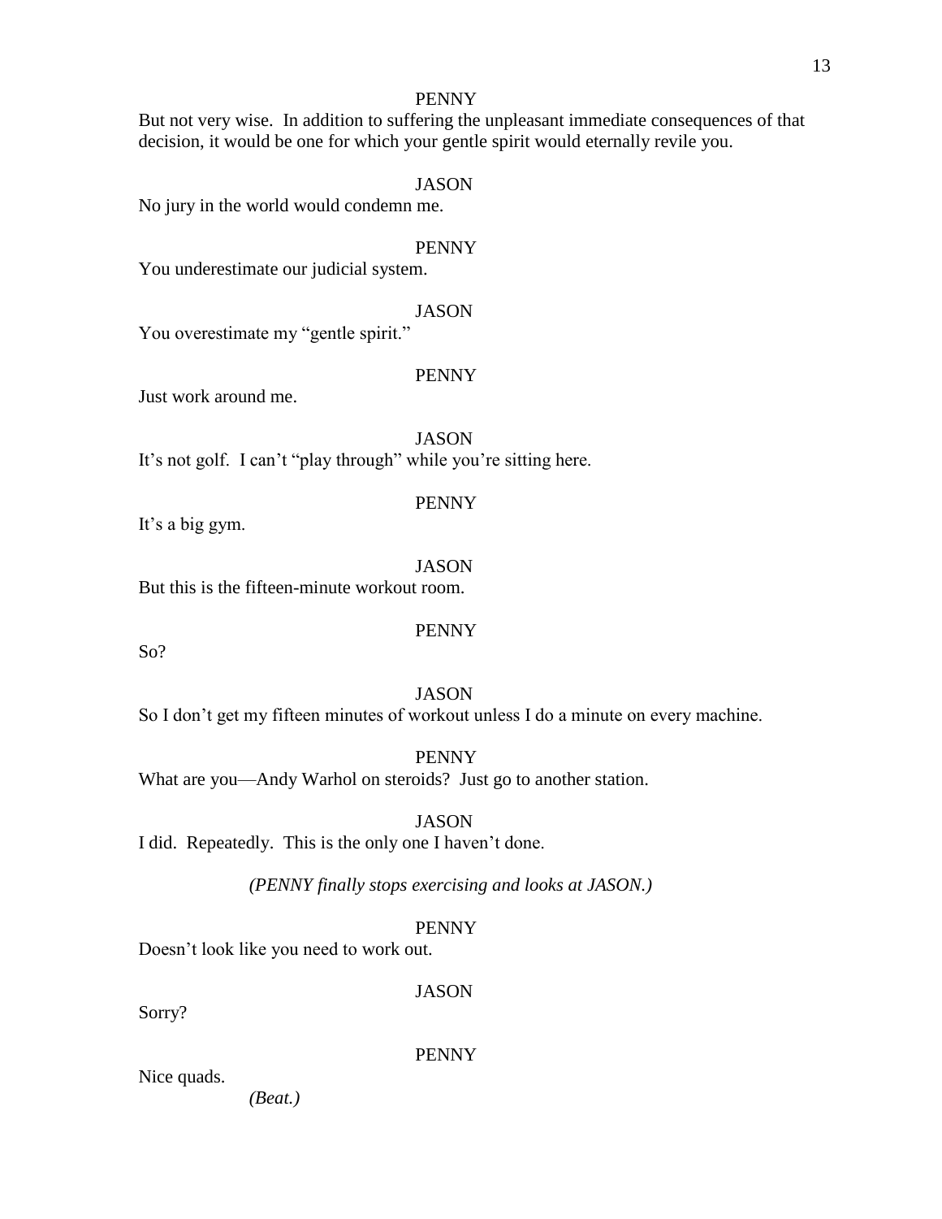PENNY

But not very wise.  In addition to suffering the unpleasant immediate consequences of that decision, it would be one for which your gentle spirit would eternally revile you.

JASON

No jury in the world would condemn me.

PENNY

You underestimate our judicial system.

JASON

You overestimate my "gentle spirit."

PENNY

Just work around me.

JASON

It's not golf.  I can't "play through" while you're sitting here.

PENNY

It's a big gym.

JASON

But this is the fifteen-minute workout room.

PENNY

So?

JASON

So I don't get my fifteen minutes of workout unless I do a minute on every machine.

PENNY

What are you—Andy Warhol on steroids?  Just go to another station.

JASON

I did.  Repeatedly.  This is the only one I haven't done.

*(PENNY finally stops exercising and looks at JASON.)*

PENNY

Doesn't look like you need to work out.

JASON

Sorry?

PENNY

Nice quads.

*(Beat.)*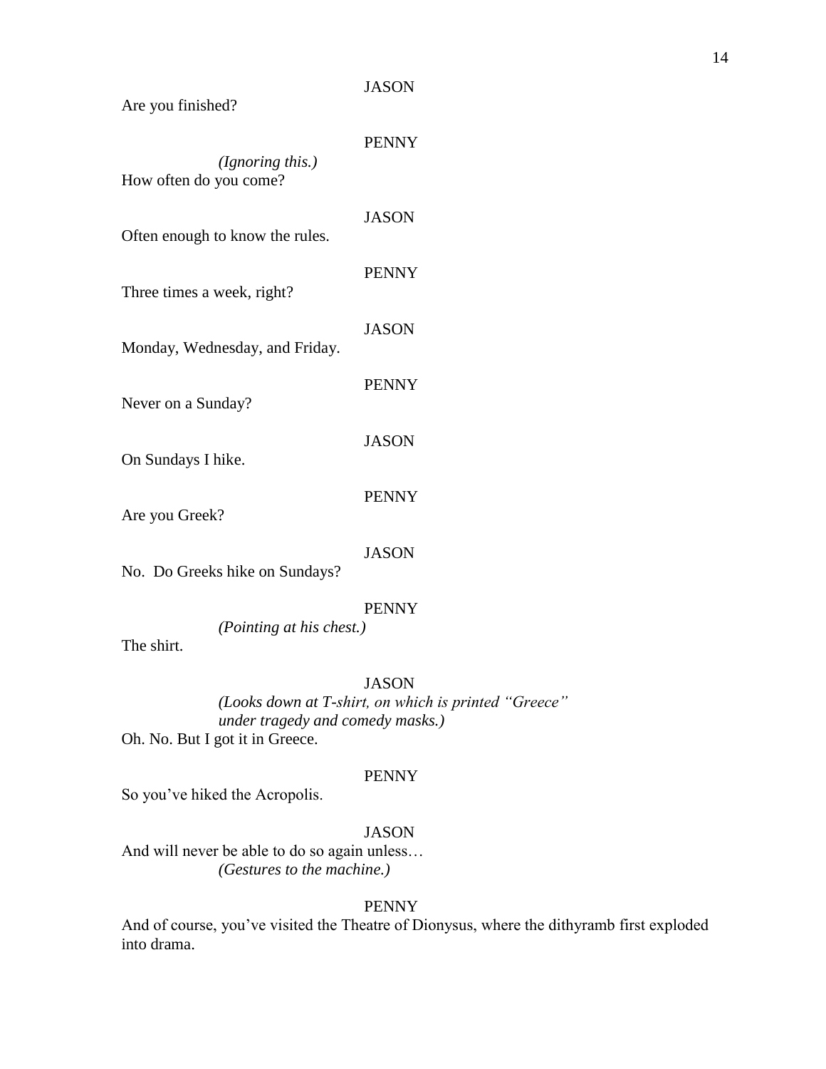JASON

Are you finished?

PENNY

*(Ignoring this.)*

How often do you come?

JASON

Often enough to know the rules.

PENNY

Three times a week, right?

JASON

Monday, Wednesday, and Friday.

PENNY

Never on a Sunday?

JASON

On Sundays I hike.

PENNY

Are you Greek?

JASON

No. Do Greeks hike on Sundays?

PENNY

*(Pointing at his chest.)*

The shirt.

JASON

*(Looks down at T-shirt, on which is printed "Greece" under tragedy and comedy masks.)*

Oh. No. But I got it in Greece.

PENNY

So you've hiked the Acropolis.

JASON

And will never be able to do so again unless…

*(Gestures to the machine.)*

PENNY

And of course, you've visited the Theatre of Dionysus, where the dithyramb first exploded into drama.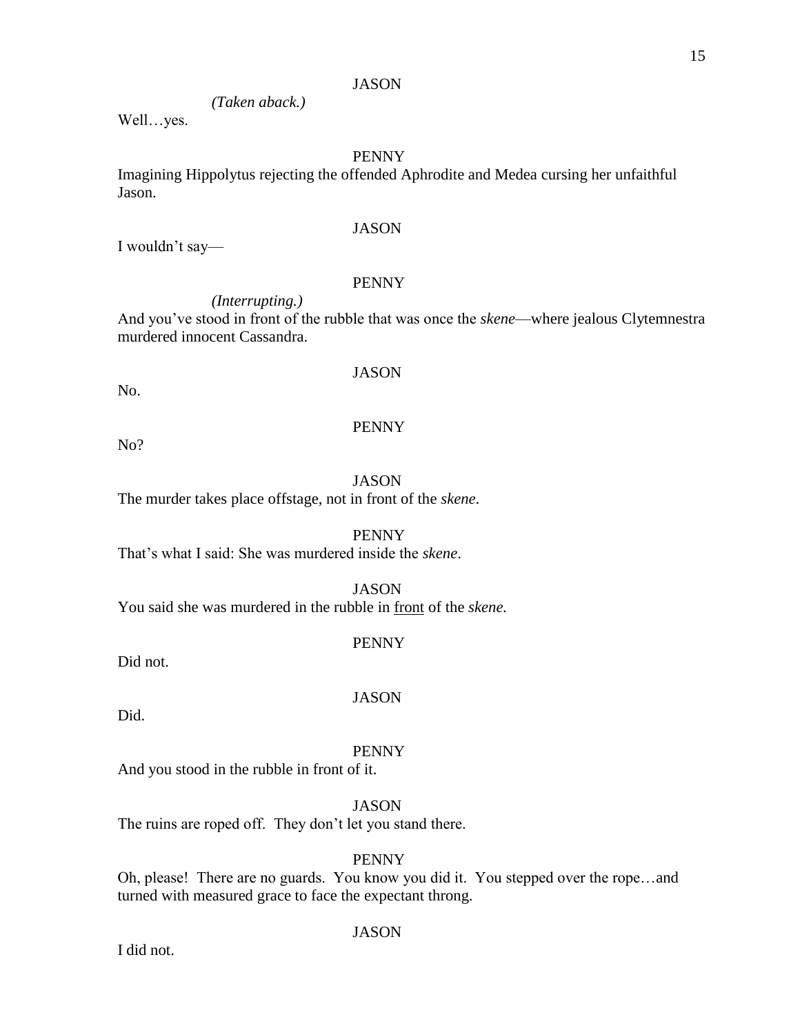JASON

*(Taken aback.)*

Well…yes.

PENNY

Imagining Hippolytus rejecting the offended Aphrodite and Medea cursing her unfaithful Jason.

JASON

I wouldn't say—

PENNY

*(Interrupting.)*

And you've stood in front of the rubble that was once the *skene*—where jealous Clytemnestra murdered innocent Cassandra.

JASON

No.

PENNY

No?

JASON

The murder takes place offstage, not in front of the *skene*.

PENNY

That's what I said: She was murdered inside the *skene*.

JASON

You said she was murdered in the rubble in <u>front</u> of the *skene.*

PENNY

Did not.

JASON

Did.

PENNY

And you stood in the rubble in front of it.

JASON

The ruins are roped off. They don't let you stand there.

PENNY

Oh, please! There are no guards. You know you did it. You stepped over the rope…and turned with measured grace to face the expectant throng.

JASON

I did not.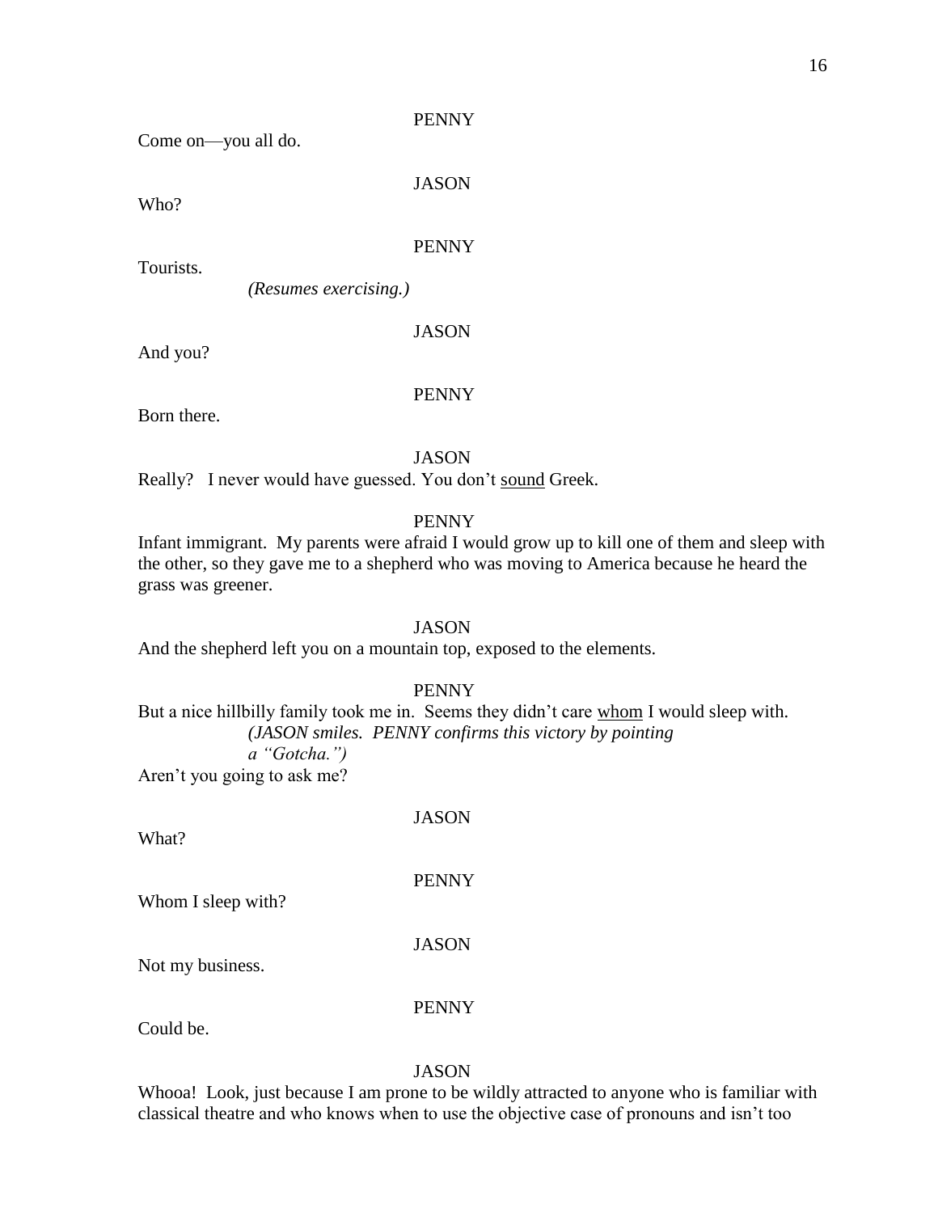PENNY

Come on—you all do.

JASON

Who?

PENNY

Tourists.

*(Resumes exercising.)*

JASON

And you?

PENNY

Born there.

JASON

Really? I never would have guessed. You don't <u>sound</u> Greek.

PENNY

Infant immigrant. My parents were afraid I would grow up to kill one of them and sleep with the other, so they gave me to a shepherd who was moving to America because he heard the grass was greener.

JASON

And the shepherd left you on a mountain top, exposed to the elements.

PENNY

But a nice hillbilly family took me in. Seems they didn't care <u>whom</u> I would sleep with.

*(JASON smiles. PENNY confirms this victory by pointing a "Gotcha.")*

Aren't you going to ask me?

JASON

What?

PENNY

Whom I sleep with?

JASON

Not my business.

PENNY

Could be.

JASON

Whooa! Look, just because I am prone to be wildly attracted to anyone who is familiar with classical theatre and who knows when to use the objective case of pronouns and isn't too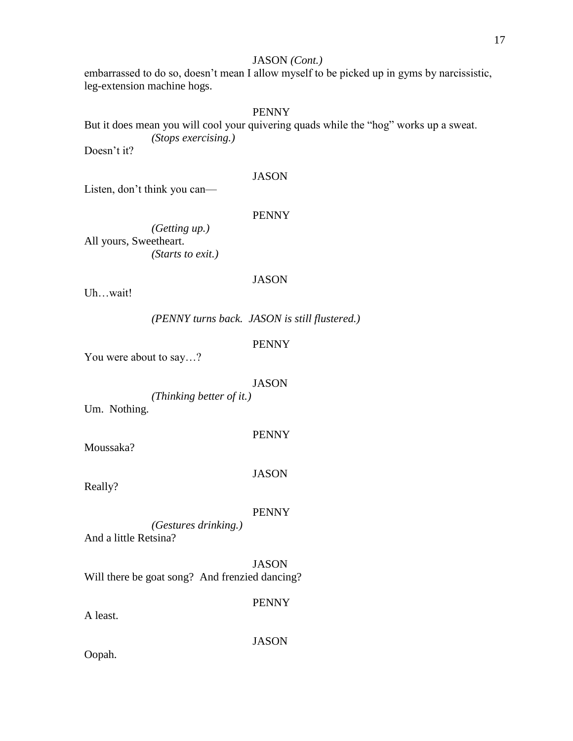JASON *(Cont.)*

embarrassed to do so, doesn't mean I allow myself to be picked up in gyms by narcissistic, leg-extension machine hogs.

PENNY

But it does mean you will cool your quivering quads while the "hog" works up a sweat.

*(Stops exercising.)*

Doesn't it?

JASON

Listen, don't think you can—

PENNY

*(Getting up.)*

All yours, Sweetheart.

*(Starts to exit.)*

JASON

Uh…wait!

*(PENNY turns back. JASON is still flustered.)*

PENNY

You were about to say…?

JASON

*(Thinking better of it.)*

Um. Nothing.

PENNY

Moussaka?

JASON

Really?

PENNY

*(Gestures drinking.)*

And a little Retsina?

JASON

Will there be goat song? And frenzied dancing?

PENNY

A least.

JASON

Oopah.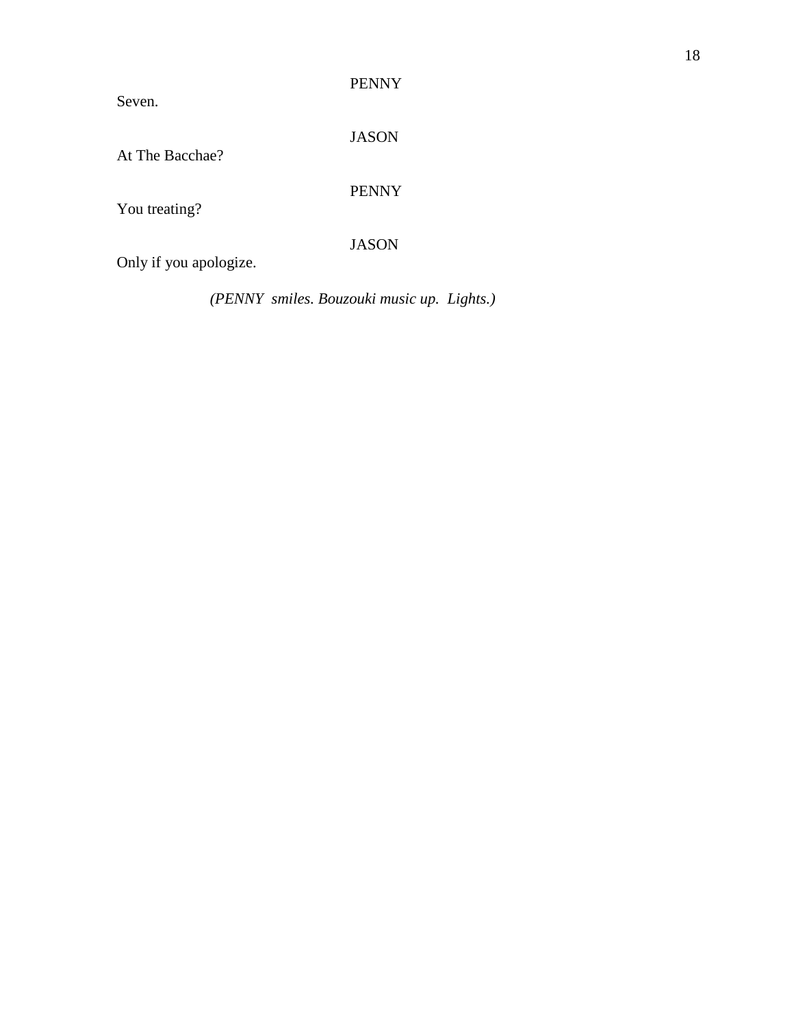PENNY

Seven.

JASON

At The Bacchae?

PENNY

You treating?

JASON

Only if you apologize.

*(PENNY smiles. Bouzouki music up. Lights.)*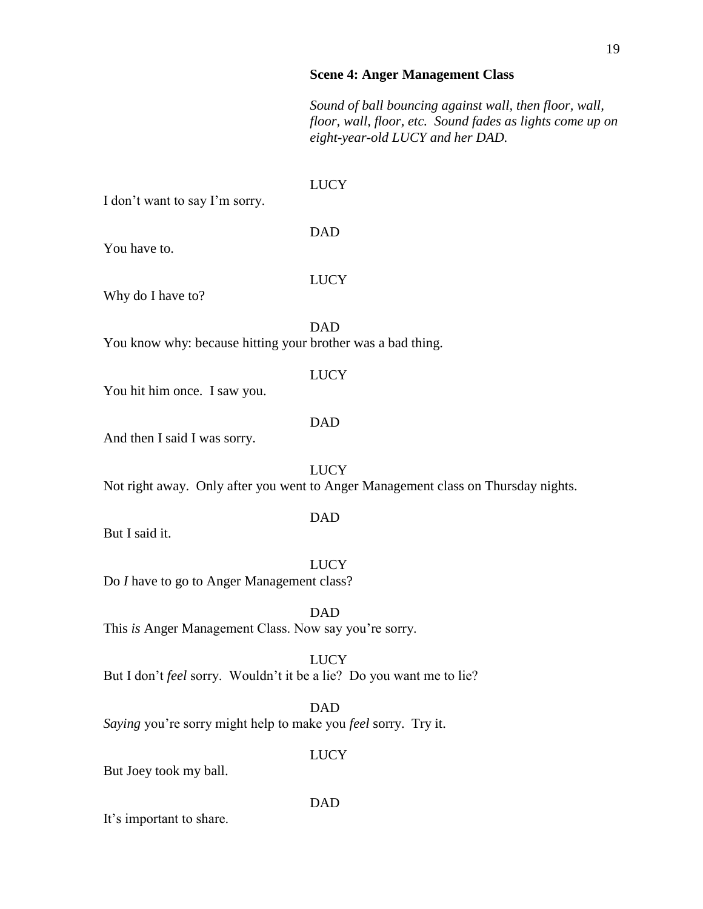**Scene 4: Anger Management Class**

*Sound of ball bouncing against wall, then floor, wall, floor, wall, floor, etc. Sound fades as lights come up on eight-year-old LUCY and her DAD.*

LUCY

I don't want to say I'm sorry.

DAD

You have to.

LUCY

Why do I have to?

DAD

You know why: because hitting your brother was a bad thing.

LUCY

You hit him once. I saw you.

DAD

And then I said I was sorry.

LUCY

Not right away. Only after you went to Anger Management class on Thursday nights.

DAD

But I said it.

LUCY

Do *I* have to go to Anger Management class?

DAD

This *is* Anger Management Class. Now say you're sorry.

LUCY

But I don't *feel* sorry. Wouldn't it be a lie? Do you want me to lie?

DAD

*Saying* you're sorry might help to make you *feel* sorry. Try it.

LUCY

But Joey took my ball.

DAD

It's important to share.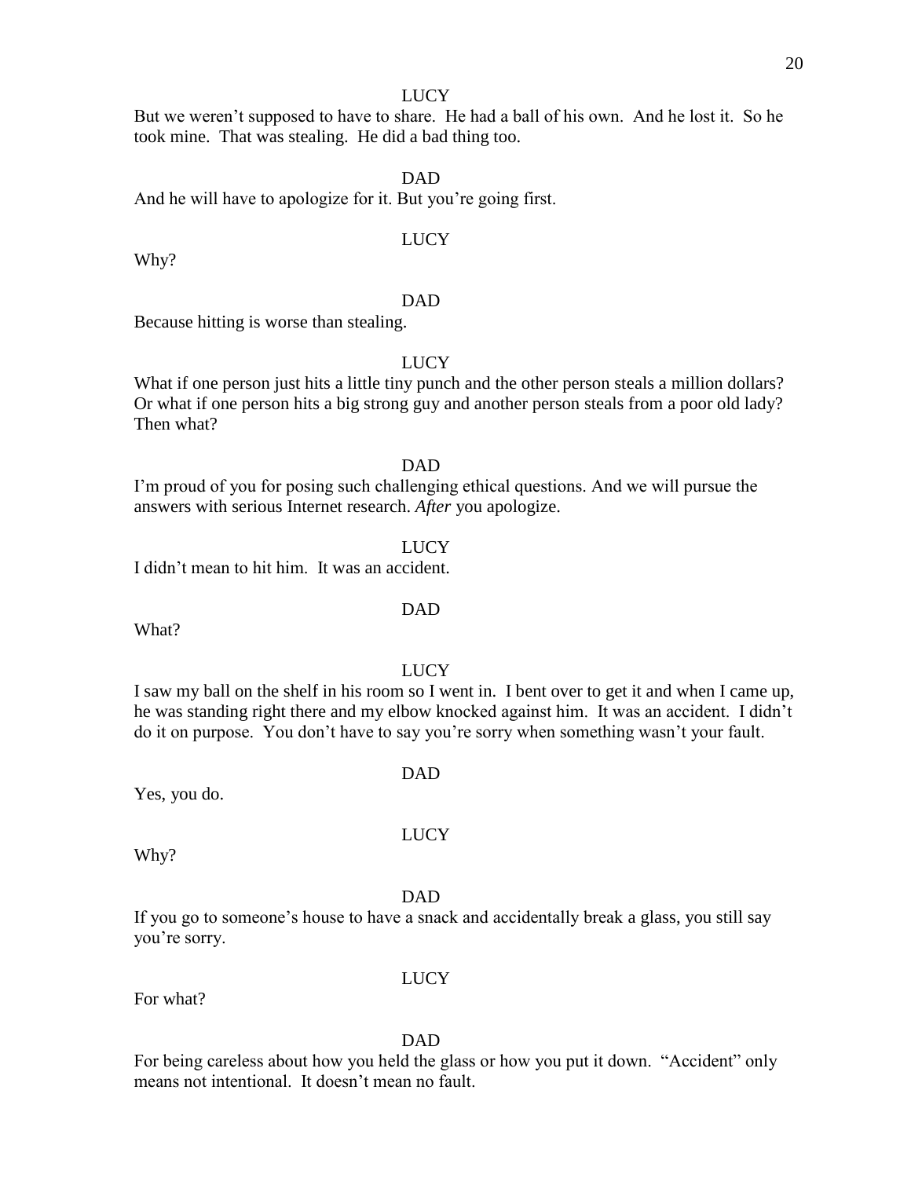LUCY

But we weren't supposed to have to share. He had a ball of his own. And he lost it. So he took mine. That was stealing. He did a bad thing too.

DAD

And he will have to apologize for it. But you're going first.

LUCY

Why?

DAD

Because hitting is worse than stealing.

LUCY

What if one person just hits a little tiny punch and the other person steals a million dollars? Or what if one person hits a big strong guy and another person steals from a poor old lady? Then what?

DAD

I'm proud of you for posing such challenging ethical questions. And we will pursue the answers with serious Internet research. *After* you apologize.

LUCY

I didn't mean to hit him. It was an accident.

DAD

What?

LUCY

I saw my ball on the shelf in his room so I went in. I bent over to get it and when I came up, he was standing right there and my elbow knocked against him. It was an accident. I didn't do it on purpose. You don't have to say you're sorry when something wasn't your fault.

DAD

Yes, you do.

LUCY

Why?

DAD

If you go to someone's house to have a snack and accidentally break a glass, you still say you're sorry.

LUCY

For what?

DAD

For being careless about how you held the glass or how you put it down. "Accident" only means not intentional. It doesn't mean no fault.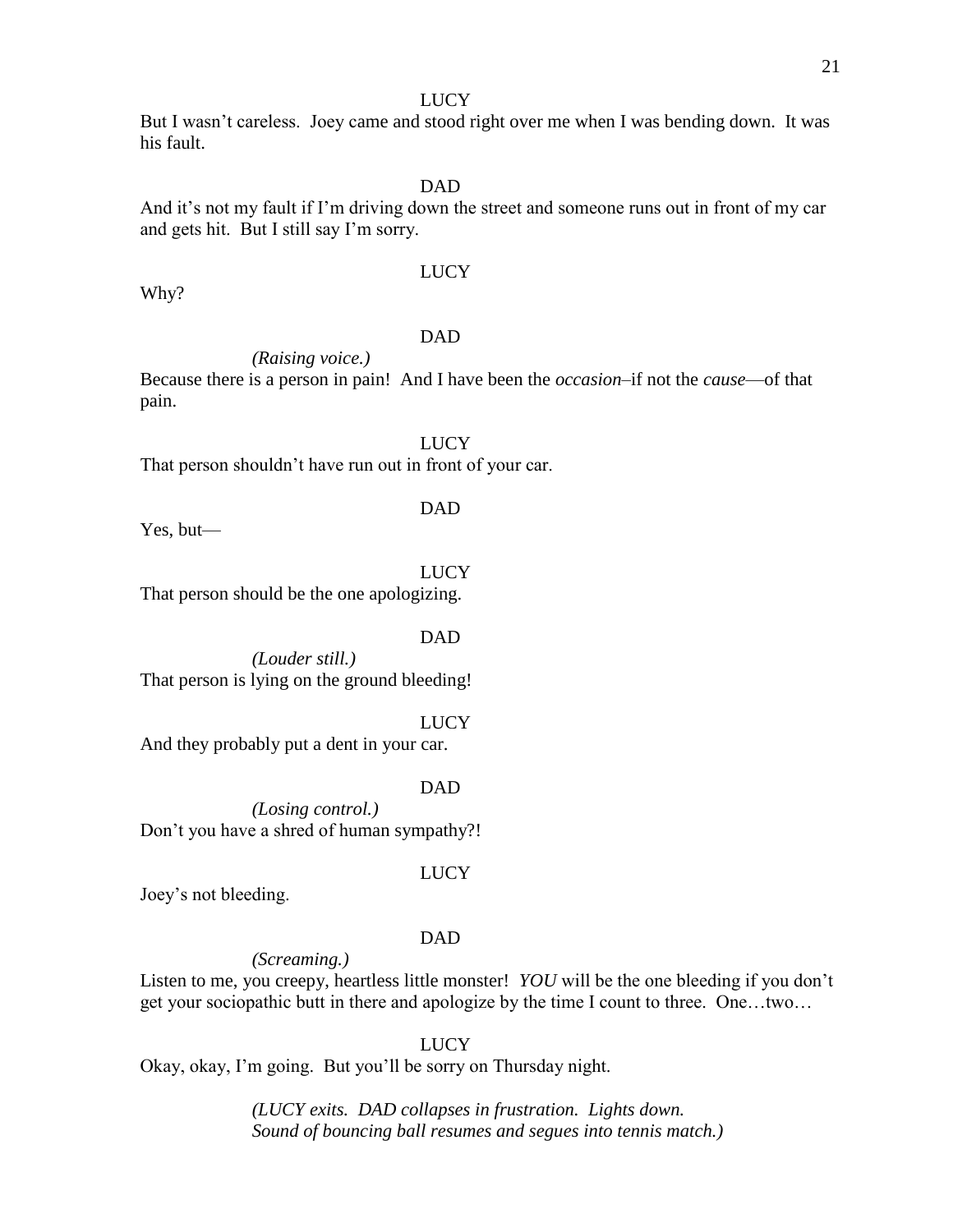LUCY

But I wasn't careless. Joey came and stood right over me when I was bending down. It was his fault.

DAD

And it's not my fault if I'm driving down the street and someone runs out in front of my car and gets hit. But I still say I'm sorry.

LUCY

Why?

DAD

*(Raising voice.)*

Because there is a person in pain! And I have been the *occasion*–if not the *cause*—of that pain.

LUCY

That person shouldn't have run out in front of your car.

DAD

Yes, but—

LUCY

That person should be the one apologizing.

DAD

*(Louder still.)*

That person is lying on the ground bleeding!

LUCY

And they probably put a dent in your car.

DAD

*(Losing control.)*

Don't you have a shred of human sympathy?!

LUCY

Joey's not bleeding.

DAD

*(Screaming.)*

Listen to me, you creepy, heartless little monster! *YOU* will be the one bleeding if you don't get your sociopathic butt in there and apologize by the time I count to three. One…two…

LUCY

Okay, okay, I'm going. But you'll be sorry on Thursday night.

*(LUCY exits. DAD collapses in frustration. Lights down. Sound of bouncing ball resumes and segues into tennis match.)*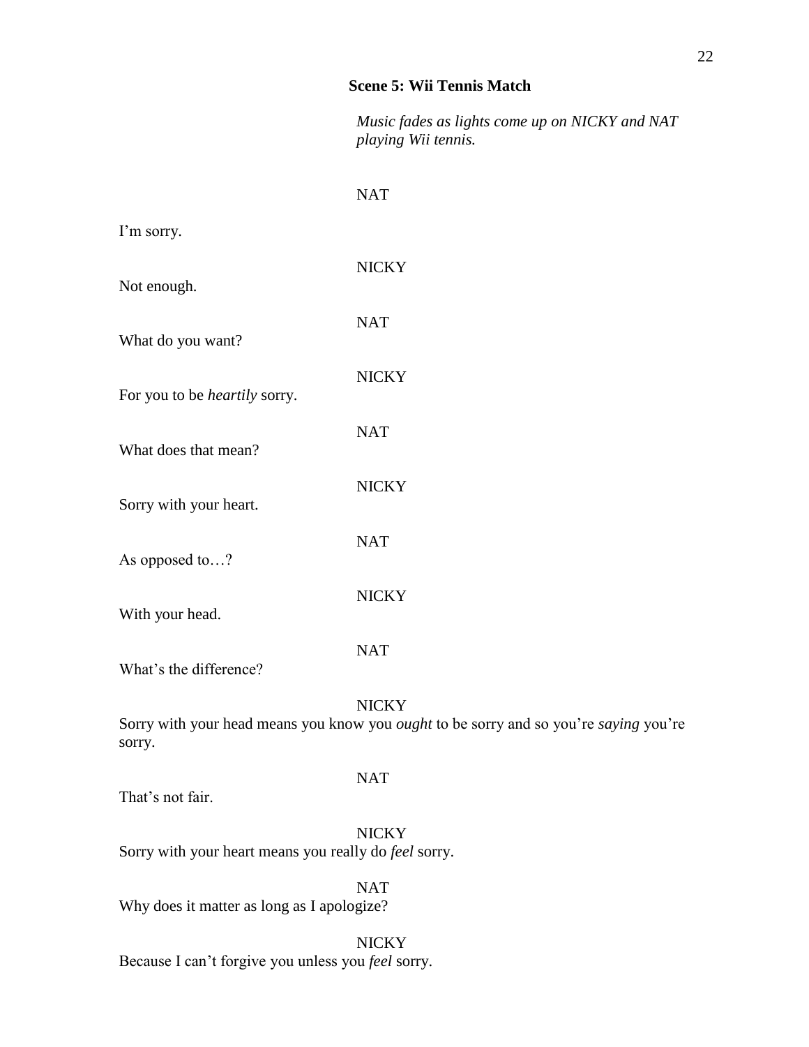## Scene 5: Wii Tennis Match

*Music fades as lights come up on NICKY and NAT playing Wii tennis.*

NAT

I'm sorry.

NICKY

Not enough.

NAT

What do you want?

NICKY

For you to be *heartily* sorry.

NAT

What does that mean?

NICKY

Sorry with your heart.

NAT

As opposed to…?

NICKY

With your head.

NAT

What's the difference?

NICKY

Sorry with your head means you know you *ought* to be sorry and so you're *saying* you're sorry.

NAT

That's not fair.

NICKY

Sorry with your heart means you really do *feel* sorry.

NAT

Why does it matter as long as I apologize?

NICKY

Because I can't forgive you unless you *feel* sorry.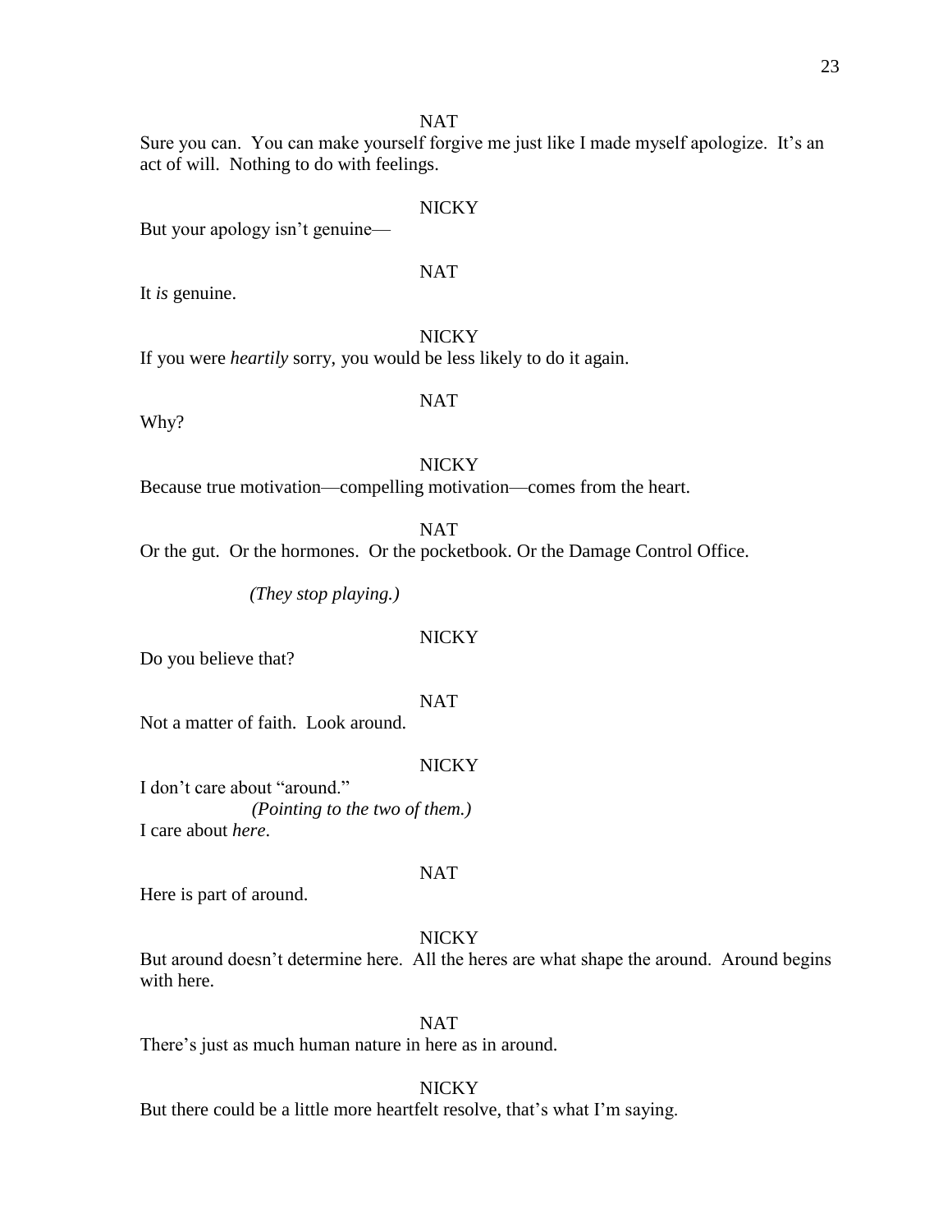NAT

Sure you can.  You can make yourself forgive me just like I made myself apologize.  It's an act of will.  Nothing to do with feelings.

NICKY

But your apology isn't genuine—

NAT

It *is* genuine.

NICKY

If you were *heartily* sorry, you would be less likely to do it again.

NAT

Why?

NICKY

Because true motivation—compelling motivation—comes from the heart.

NAT

Or the gut.  Or the hormones.  Or the pocketbook. Or the Damage Control Office.

*(They stop playing.)*

NICKY

Do you believe that?

NAT

Not a matter of faith.  Look around.

NICKY

I don't care about "around."
*(Pointing to the two of them.)*
I care about *here*.

NAT

Here is part of around.

NICKY

But around doesn't determine here.  All the heres are what shape the around.  Around begins with here.

NAT

There's just as much human nature in here as in around.

NICKY

But there could be a little more heartfelt resolve, that's what I'm saying.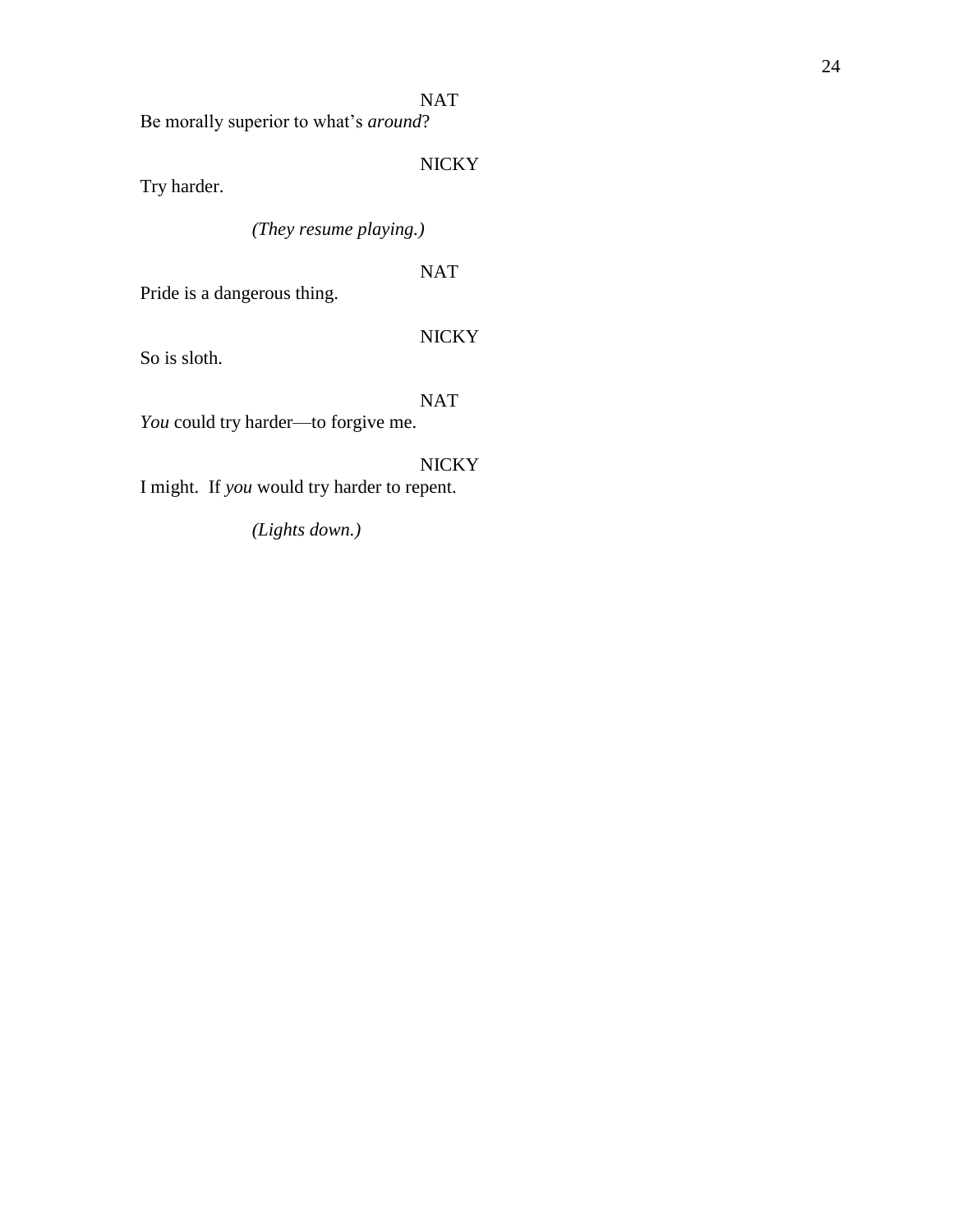NAT

Be morally superior to what's *around*?

NICKY

Try harder.

*(They resume playing.)*

NAT

Pride is a dangerous thing.

NICKY

So is sloth.

NAT

*You* could try harder—to forgive me.

NICKY

I might. If *you* would try harder to repent.

*(Lights down.)*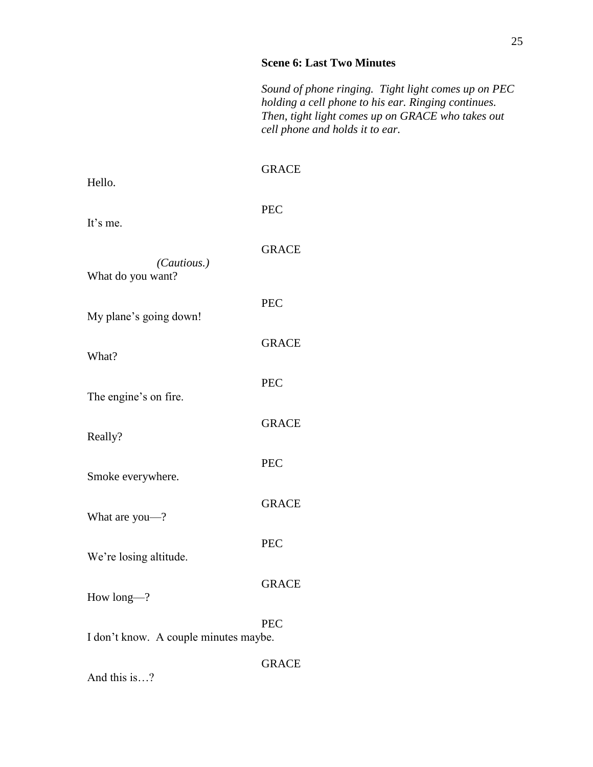## Scene 6: Last Two Minutes

*Sound of phone ringing. Tight light comes up on PEC holding a cell phone to his ear. Ringing continues. Then, tight light comes up on GRACE who takes out cell phone and holds it to ear.*

GRACE

Hello.

PEC

It's me.

GRACE

*(Cautious.)*

What do you want?

PEC

My plane's going down!

GRACE

What?

PEC

The engine's on fire.

GRACE

Really?

PEC

Smoke everywhere.

GRACE

What are you—?

PEC

We're losing altitude.

GRACE

How long—?

PEC

I don't know. A couple minutes maybe.

GRACE

And this is…?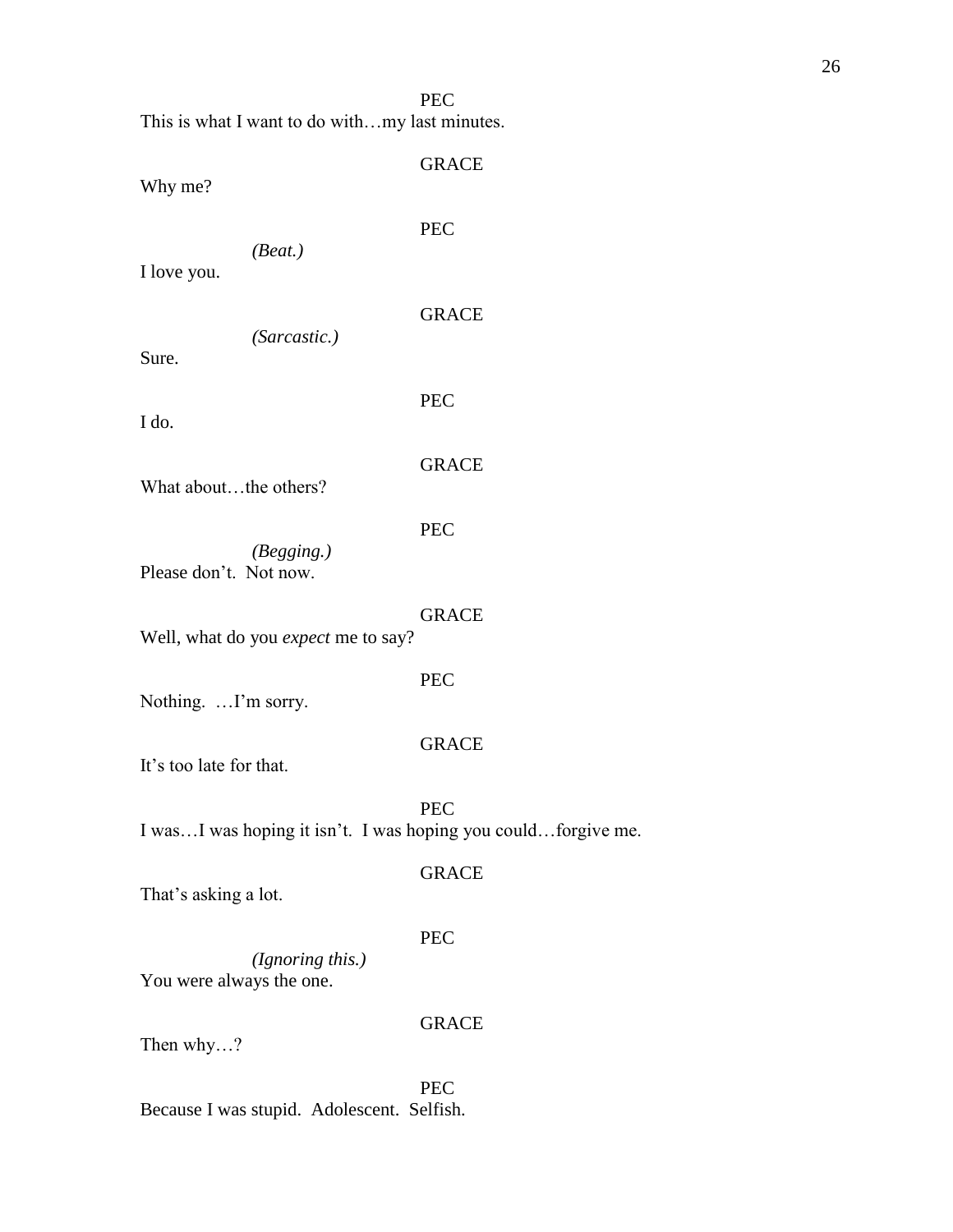PEC

This is what I want to do with…my last minutes.

GRACE

Why me?

PEC

*(Beat.)*

I love you.

GRACE

*(Sarcastic.)*

Sure.

PEC

I do.

GRACE

What about…the others?

PEC

*(Begging.)*

Please don't. Not now.

GRACE

Well, what do you *expect* me to say?

PEC

Nothing. …I'm sorry.

GRACE

It's too late for that.

PEC

I was…I was hoping it isn't. I was hoping you could…forgive me.

GRACE

That's asking a lot.

PEC

*(Ignoring this.)*

You were always the one.

GRACE

Then why…?

PEC

Because I was stupid. Adolescent. Selfish.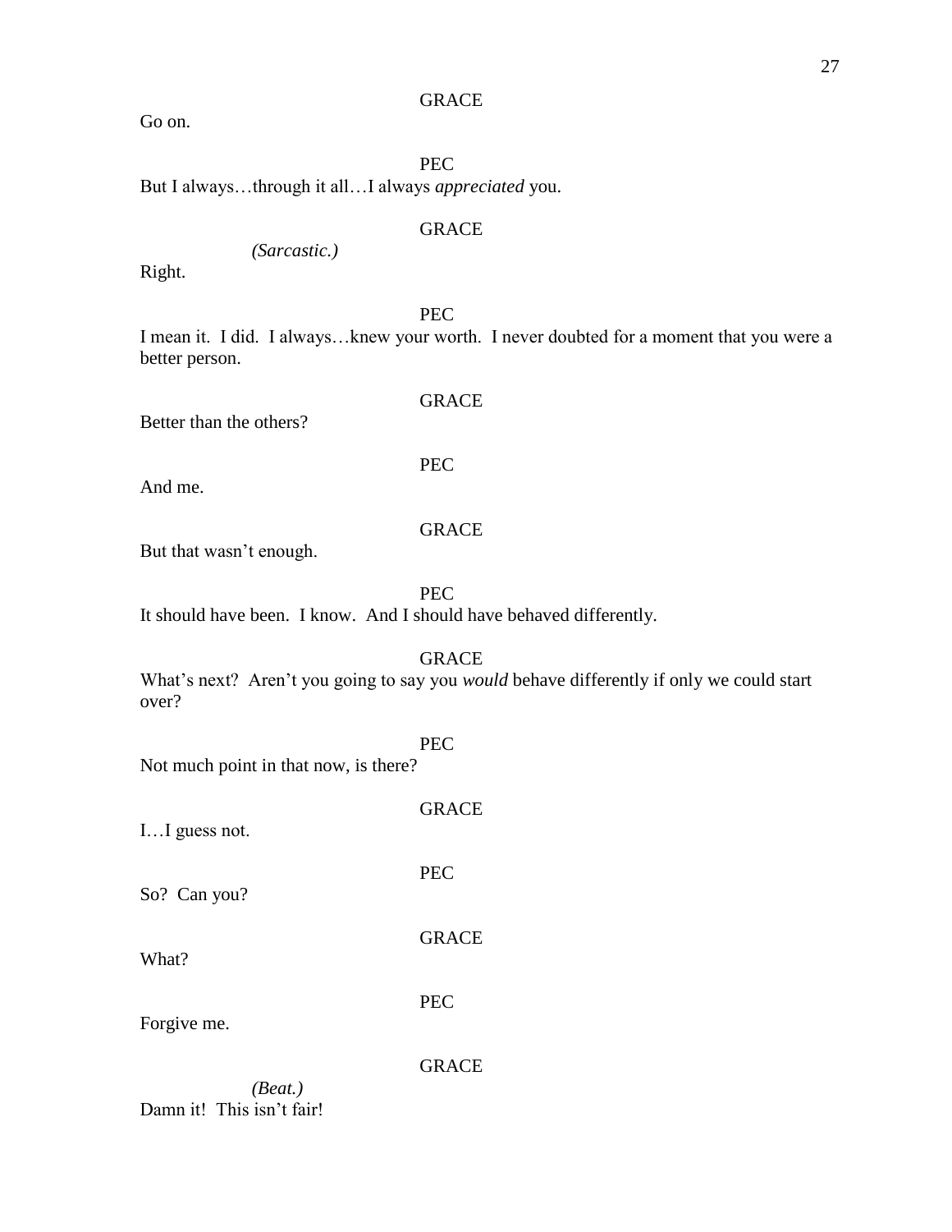GRACE

Go on.

PEC

But I always…through it all…I always *appreciated* you.

GRACE

*(Sarcastic.)*

Right.

PEC

I mean it. I did. I always…knew your worth. I never doubted for a moment that you were a better person.

GRACE

Better than the others?

PEC

And me.

GRACE

But that wasn't enough.

PEC

It should have been. I know. And I should have behaved differently.

GRACE

What's next? Aren't you going to say you *would* behave differently if only we could start over?

PEC

Not much point in that now, is there?

GRACE

I…I guess not.

PEC

So? Can you?

GRACE

What?

PEC

Forgive me.

GRACE

*(Beat.)*

Damn it! This isn't fair!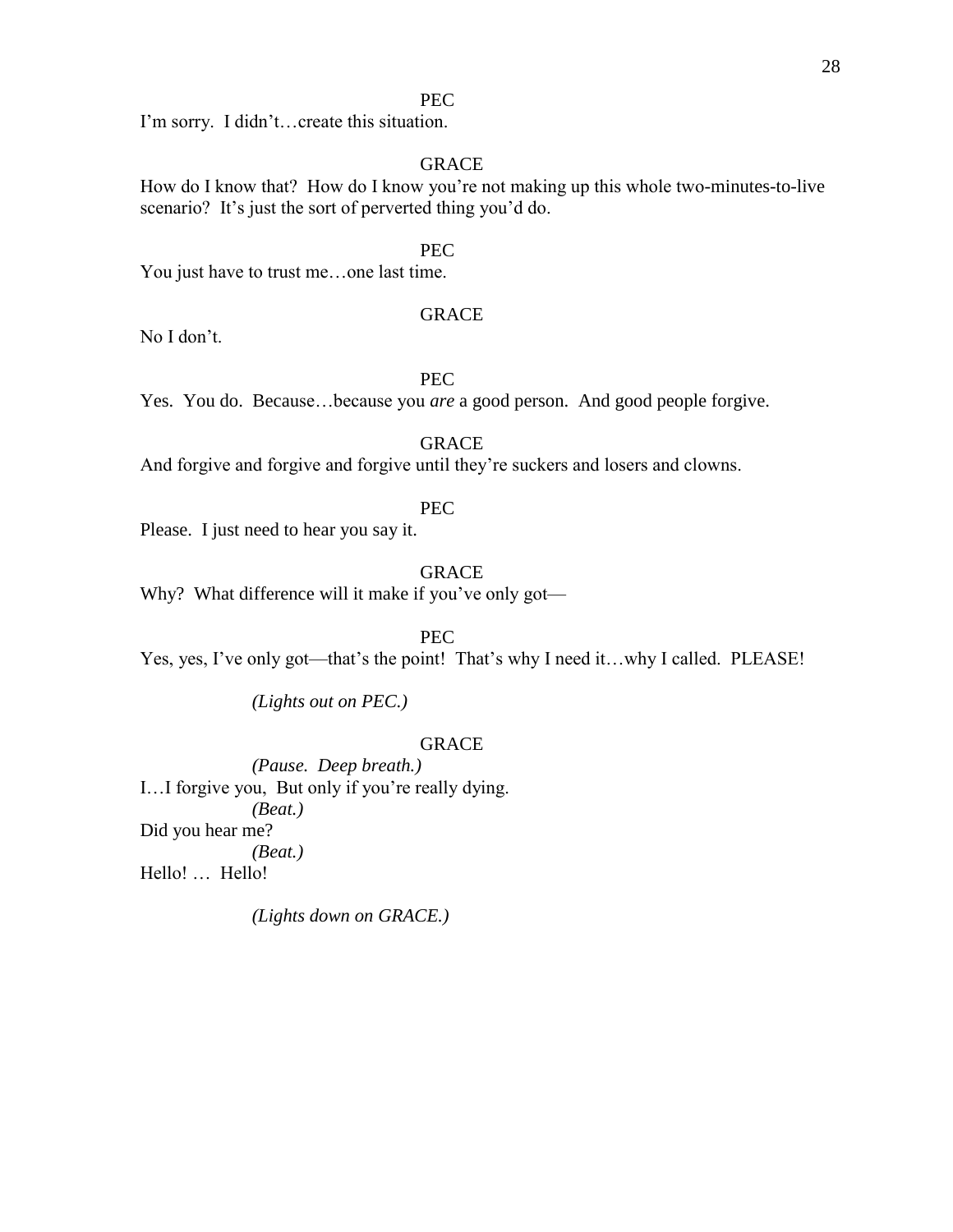PEC

I'm sorry. I didn't…create this situation.

GRACE

How do I know that? How do I know you're not making up this whole two-minutes-to-live scenario? It's just the sort of perverted thing you'd do.

PEC

You just have to trust me…one last time.

GRACE

No I don't.

PEC

Yes. You do. Because…because you *are* a good person. And good people forgive.

GRACE

And forgive and forgive and forgive until they're suckers and losers and clowns.

PEC

Please. I just need to hear you say it.

GRACE

Why? What difference will it make if you've only got—

PEC

Yes, yes, I've only got—that's the point! That's why I need it…why I called. PLEASE!

*(Lights out on PEC.)*

GRACE

*(Pause. Deep breath.)*

I…I forgive you, But only if you're really dying.

*(Beat.)*

Did you hear me?

*(Beat.)*

Hello! … Hello!

*(Lights down on GRACE.)*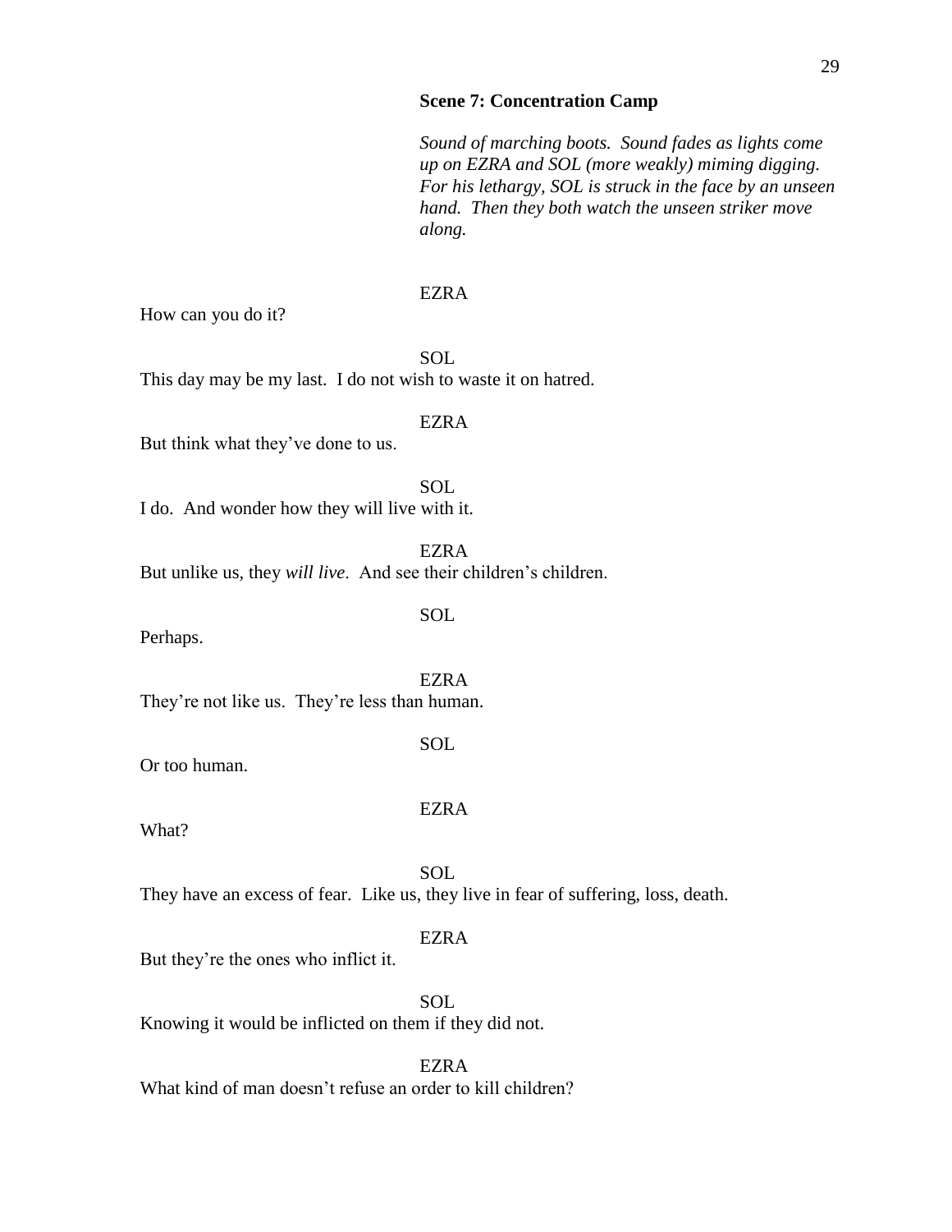**Scene 7: Concentration Camp**

*Sound of marching boots. Sound fades as lights come up on EZRA and SOL (more weakly) miming digging. For his lethargy, SOL is struck in the face by an unseen hand. Then they both watch the unseen striker move along.*

EZRA

How can you do it?

SOL

This day may be my last. I do not wish to waste it on hatred.

EZRA

But think what they've done to us.

SOL

I do. And wonder how they will live with it.

EZRA

But unlike us, they *will live*. And see their children's children.

SOL

Perhaps.

EZRA

They're not like us. They're less than human.

SOL

Or too human.

EZRA

What?

SOL

They have an excess of fear. Like us, they live in fear of suffering, loss, death.

EZRA

But they're the ones who inflict it.

SOL

Knowing it would be inflicted on them if they did not.

EZRA

What kind of man doesn't refuse an order to kill children?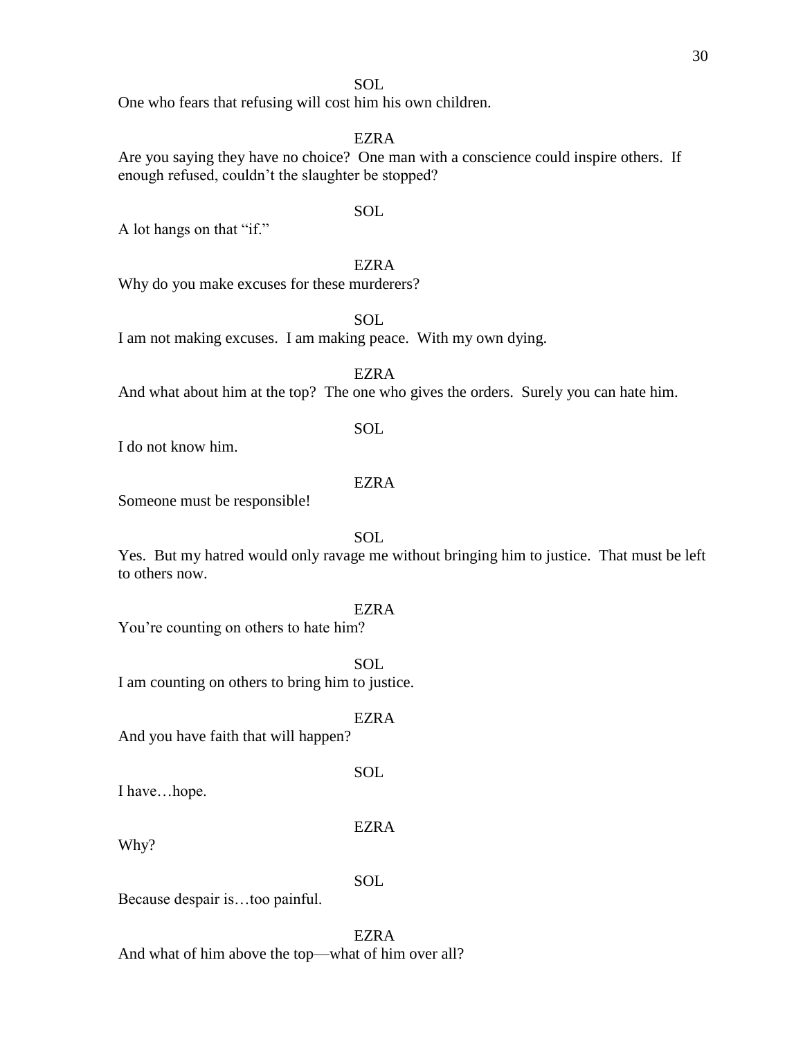SOL

One who fears that refusing will cost him his own children.

EZRA

Are you saying they have no choice? One man with a conscience could inspire others. If enough refused, couldn't the slaughter be stopped?

SOL

A lot hangs on that "if."

EZRA

Why do you make excuses for these murderers?

SOL

I am not making excuses. I am making peace. With my own dying.

EZRA

And what about him at the top? The one who gives the orders. Surely you can hate him.

SOL

I do not know him.

EZRA

Someone must be responsible!

SOL

Yes. But my hatred would only ravage me without bringing him to justice. That must be left to others now.

EZRA

You're counting on others to hate him?

SOL

I am counting on others to bring him to justice.

EZRA

And you have faith that will happen?

SOL

I have…hope.

EZRA

Why?

SOL

Because despair is…too painful.

EZRA

And what of him above the top—what of him over all?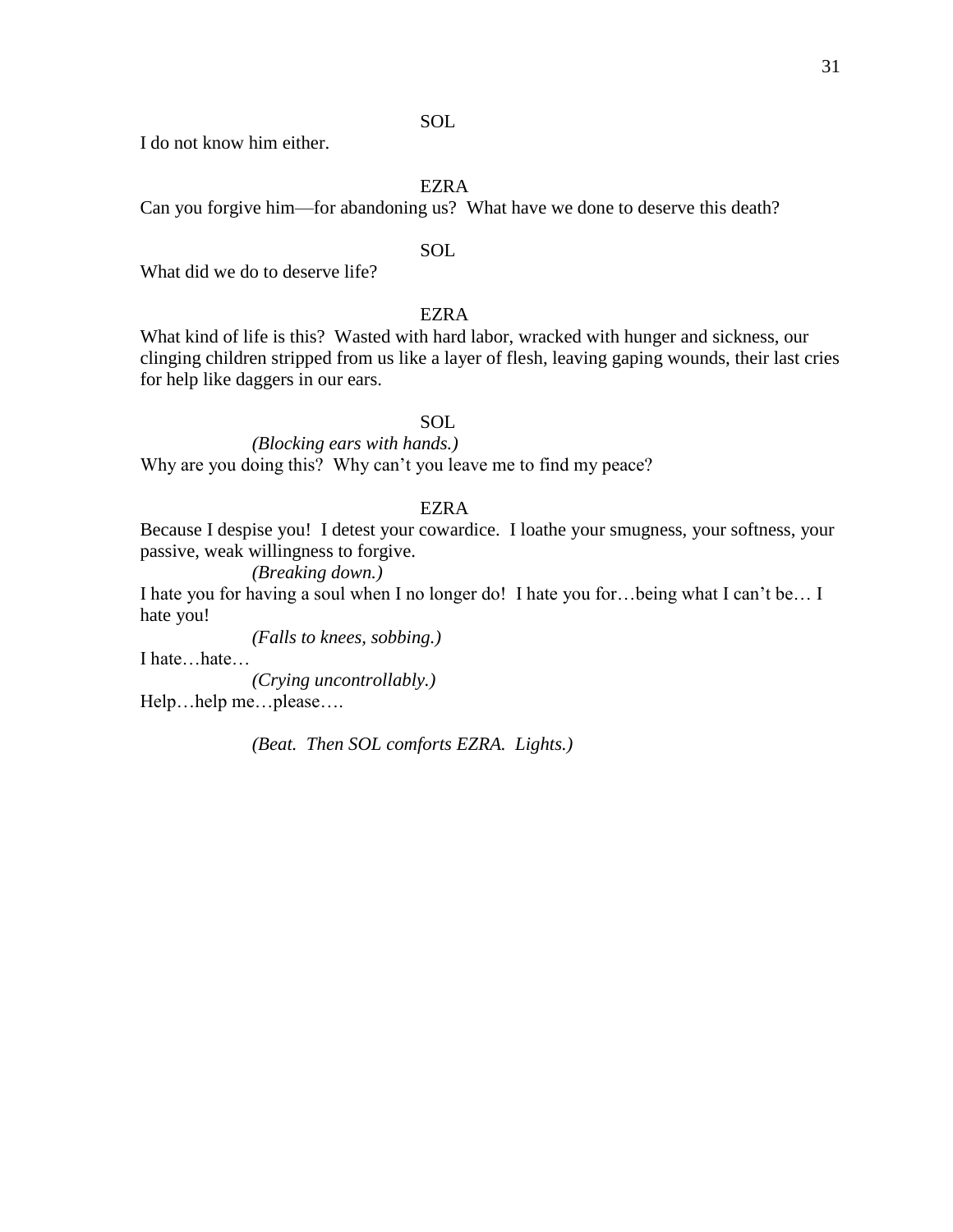SOL

I do not know him either.

EZRA

Can you forgive him—for abandoning us? What have we done to deserve this death?

SOL

What did we do to deserve life?

EZRA

What kind of life is this? Wasted with hard labor, wracked with hunger and sickness, our clinging children stripped from us like a layer of flesh, leaving gaping wounds, their last cries for help like daggers in our ears.

SOL

*(Blocking ears with hands.)*

Why are you doing this? Why can't you leave me to find my peace?

EZRA

Because I despise you! I detest your cowardice. I loathe your smugness, your softness, your passive, weak willingness to forgive.

*(Breaking down.)*

I hate you for having a soul when I no longer do! I hate you for…being what I can't be… I hate you!

*(Falls to knees, sobbing.)*

I hate…hate…

*(Crying uncontrollably.)*

Help…help me…please….

*(Beat. Then SOL comforts EZRA. Lights.)*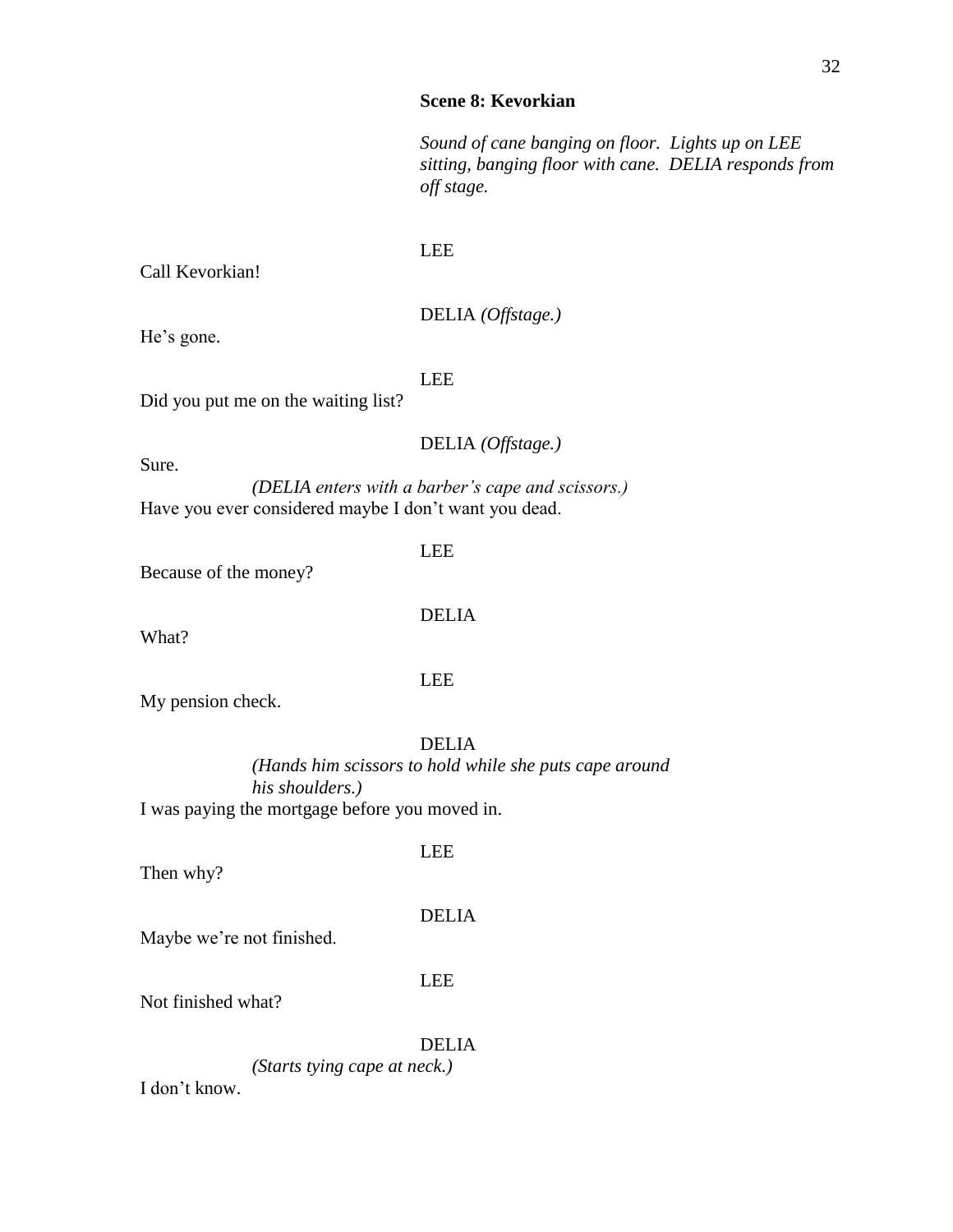**Scene 8: Kevorkian**

*Sound of cane banging on floor. Lights up on LEE sitting, banging floor with cane. DELIA responds from off stage.*

LEE

Call Kevorkian!

DELIA *(Offstage.)*

He's gone.

LEE

Did you put me on the waiting list?

DELIA *(Offstage.)*

Sure.

*(DELIA enters with a barber's cape and scissors.)*

Have you ever considered maybe I don't want you dead.

LEE

Because of the money?

DELIA

What?

LEE

My pension check.

DELIA

*(Hands him scissors to hold while she puts cape around his shoulders.)*

I was paying the mortgage before you moved in.

LEE

Then why?

DELIA

Maybe we're not finished.

LEE

Not finished what?

DELIA

*(Starts tying cape at neck.)*

I don't know.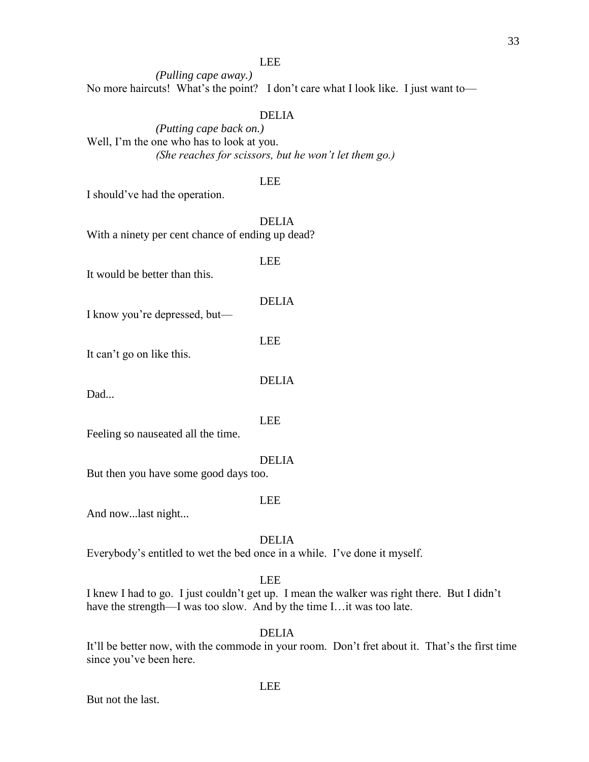LEE

*(Pulling cape away.)*

No more haircuts! What's the point? I don't care what I look like. I just want to—

DELIA

*(Putting cape back on.)*

Well, I'm the one who has to look at you.

*(She reaches for scissors, but he won't let them go.)*

LEE

I should've had the operation.

DELIA

With a ninety per cent chance of ending up dead?

LEE

It would be better than this.

DELIA

I know you're depressed, but—

LEE

It can't go on like this.

DELIA

Dad...

LEE

Feeling so nauseated all the time.

DELIA

But then you have some good days too.

LEE

And now...last night...

DELIA

Everybody's entitled to wet the bed once in a while. I've done it myself.

LEE

I knew I had to go. I just couldn't get up. I mean the walker was right there. But I didn't have the strength—I was too slow. And by the time I…it was too late.

DELIA

It'll be better now, with the commode in your room. Don't fret about it. That's the first time since you've been here.

LEE

But not the last.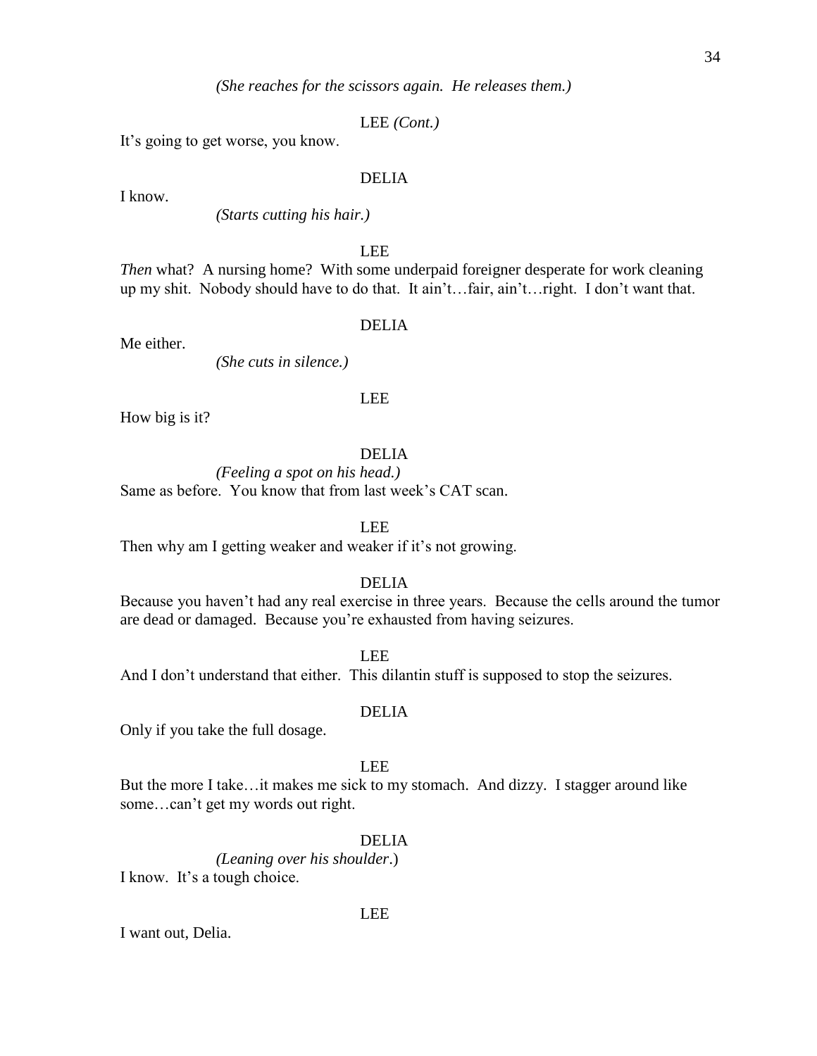*(She reaches for the scissors again. He releases them.)*

LEE *(Cont.)*

It's going to get worse, you know.

DELIA

I know.

*(Starts cutting his hair.)*

LEE

*Then* what? A nursing home? With some underpaid foreigner desperate for work cleaning up my shit. Nobody should have to do that. It ain't…fair, ain't…right. I don't want that.

DELIA

Me either.

*(She cuts in silence.)*

LEE

How big is it?

DELIA

*(Feeling a spot on his head.)*

Same as before. You know that from last week's CAT scan.

LEE

Then why am I getting weaker and weaker if it's not growing.

DELIA

Because you haven't had any real exercise in three years. Because the cells around the tumor are dead or damaged. Because you're exhausted from having seizures.

LEE

And I don't understand that either. This dilantin stuff is supposed to stop the seizures.

DELIA

Only if you take the full dosage.

LEE

But the more I take…it makes me sick to my stomach. And dizzy. I stagger around like some…can't get my words out right.

DELIA

*(Leaning over his shoulder.)*

I know. It's a tough choice.

LEE

I want out, Delia.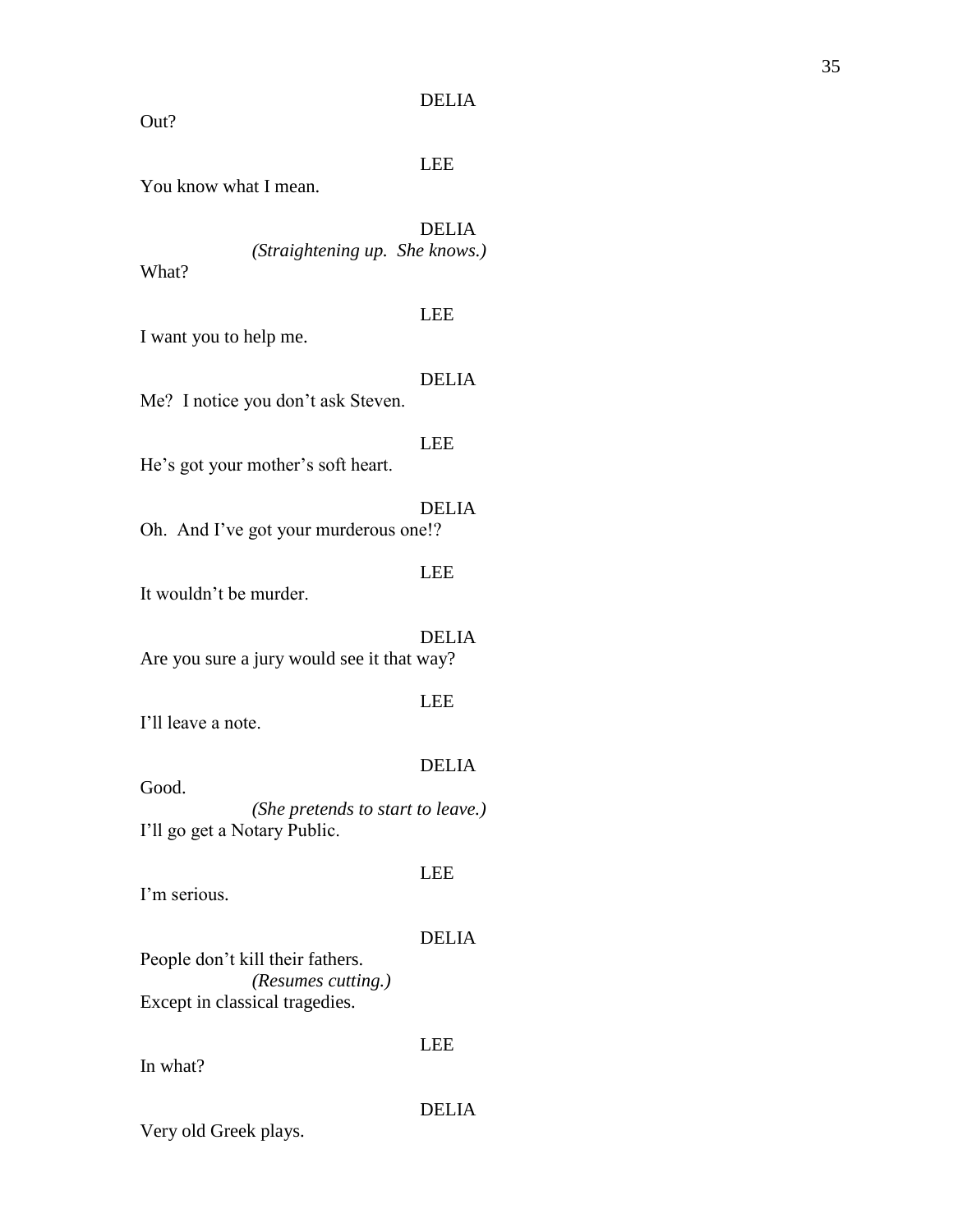DELIA

Out?

LEE

You know what I mean.

DELIA

*(Straightening up. She knows.)*

What?

LEE

I want you to help me.

DELIA

Me? I notice you don't ask Steven.

LEE

He's got your mother's soft heart.

DELIA

Oh. And I've got your murderous one!?

LEE

It wouldn't be murder.

DELIA

Are you sure a jury would see it that way?

LEE

I'll leave a note.

DELIA

Good.

*(She pretends to start to leave.)*

I'll go get a Notary Public.

LEE

I'm serious.

DELIA

People don't kill their fathers.

*(Resumes cutting.)*

Except in classical tragedies.

LEE

In what?

DELIA

Very old Greek plays.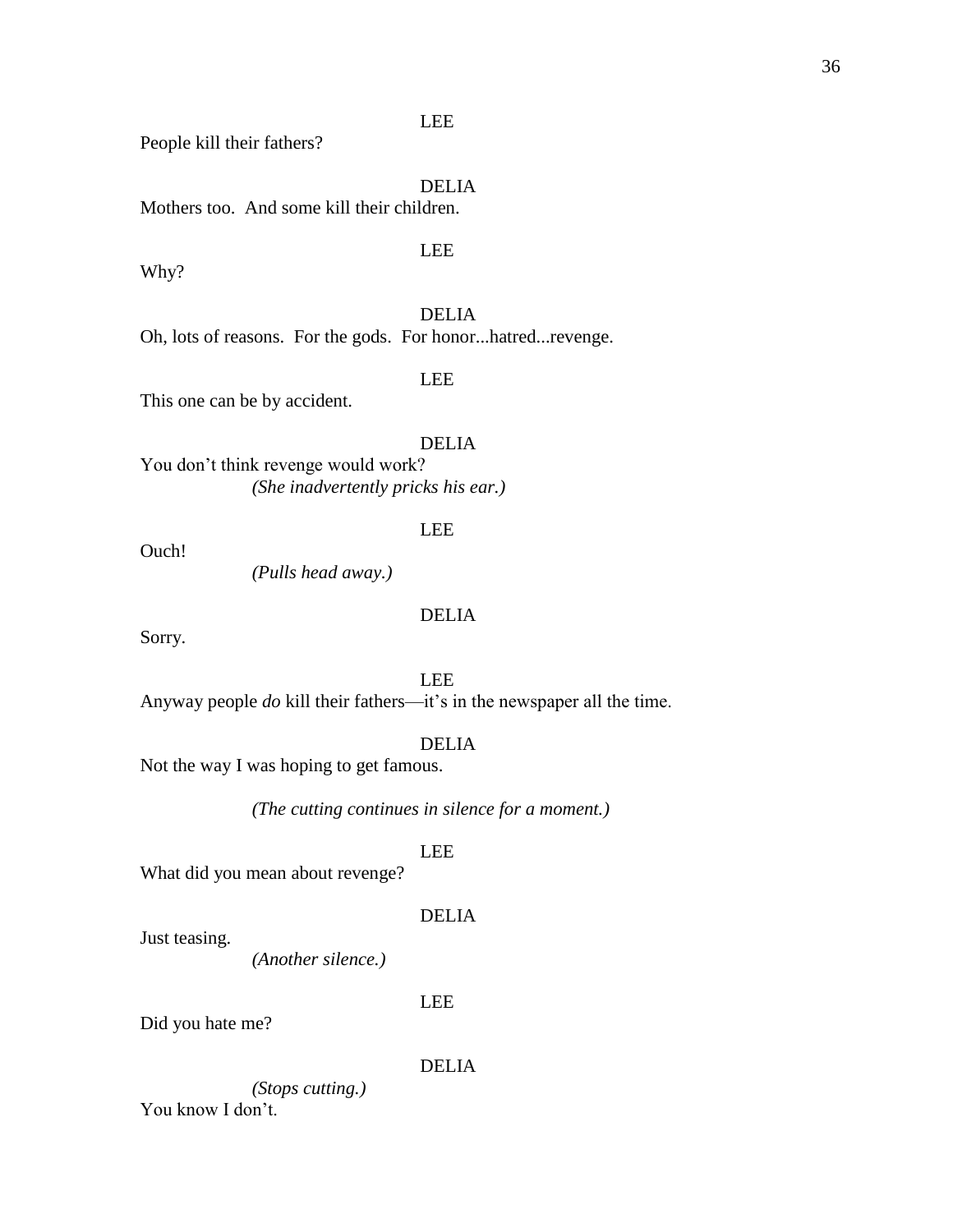LEE

People kill their fathers?

DELIA

Mothers too. And some kill their children.

LEE

Why?

DELIA

Oh, lots of reasons. For the gods. For honor...hatred...revenge.

LEE

This one can be by accident.

DELIA

You don't think revenge would work?

*(She inadvertently pricks his ear.)*

LEE

Ouch!

*(Pulls head away.)*

DELIA

Sorry.

LEE

Anyway people *do* kill their fathers—it's in the newspaper all the time.

DELIA

Not the way I was hoping to get famous.

*(The cutting continues in silence for a moment.)*

LEE

What did you mean about revenge?

DELIA

Just teasing.

*(Another silence.)*

LEE

Did you hate me?

DELIA

*(Stops cutting.)*

You know I don't.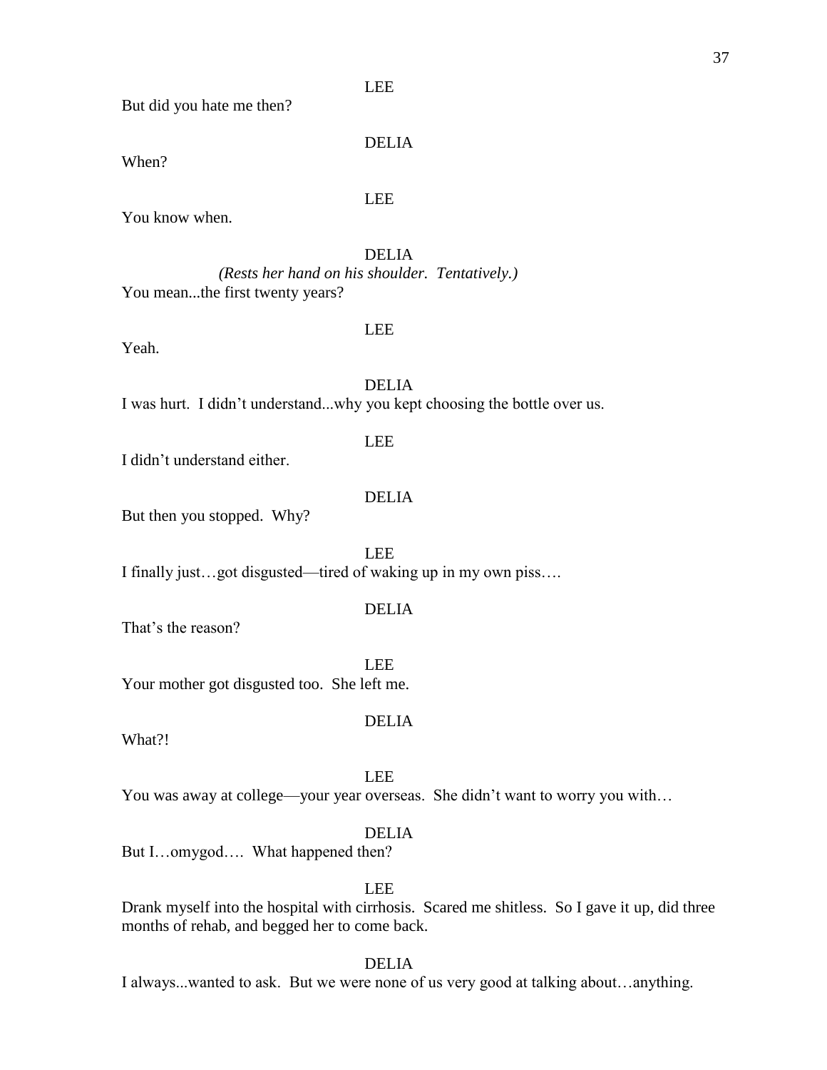LEE

But did you hate me then?

DELIA

When?

LEE

You know when.

DELIA

*(Rests her hand on his shoulder. Tentatively.)*

You mean...the first twenty years?

LEE

Yeah.

DELIA

I was hurt. I didn't understand...why you kept choosing the bottle over us.

LEE

I didn't understand either.

DELIA

But then you stopped. Why?

LEE

I finally just…got disgusted—tired of waking up in my own piss….

DELIA

That's the reason?

LEE

Your mother got disgusted too. She left me.

DELIA

What?!

LEE

You was away at college—your year overseas. She didn't want to worry you with…

DELIA

But I…omygod…. What happened then?

LEE

Drank myself into the hospital with cirrhosis. Scared me shitless. So I gave it up, did three months of rehab, and begged her to come back.

DELIA

I always...wanted to ask. But we were none of us very good at talking about…anything.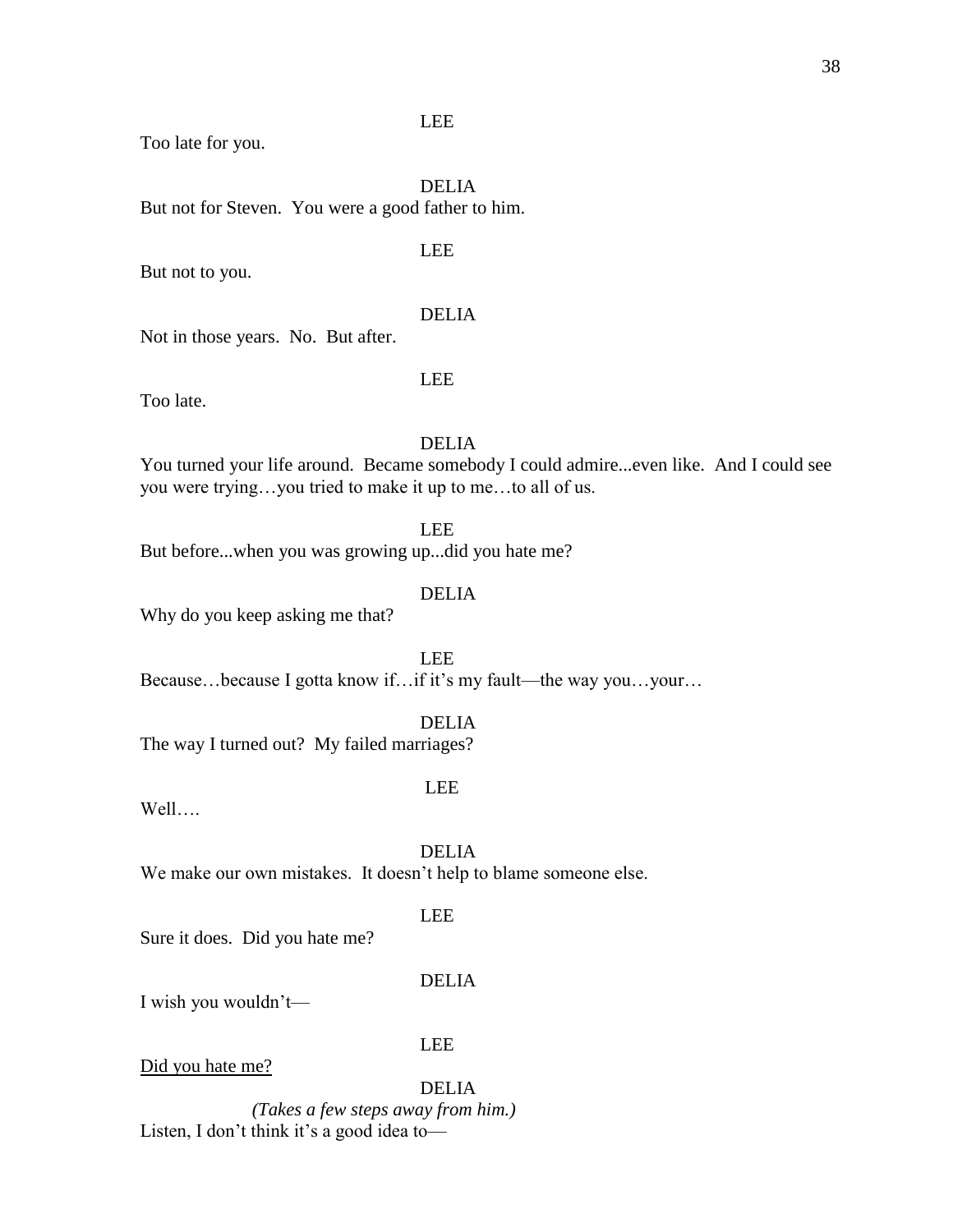LEE

Too late for you.

DELIA

But not for Steven. You were a good father to him.

LEE

But not to you.

DELIA

Not in those years. No. But after.

LEE

Too late.

DELIA

You turned your life around. Became somebody I could admire...even like. And I could see you were trying…you tried to make it up to me…to all of us.

LEE

But before...when you was growing up...did you hate me?

DELIA

Why do you keep asking me that?

LEE

Because…because I gotta know if…if it's my fault—the way you…your…

DELIA

The way I turned out? My failed marriages?

LEE

Well….

DELIA

We make our own mistakes. It doesn't help to blame someone else.

LEE

Sure it does. Did you hate me?

DELIA

I wish you wouldn't—

LEE

<u>Did you hate me?</u>

DELIA

*(Takes a few steps away from him.)*

Listen, I don't think it's a good idea to—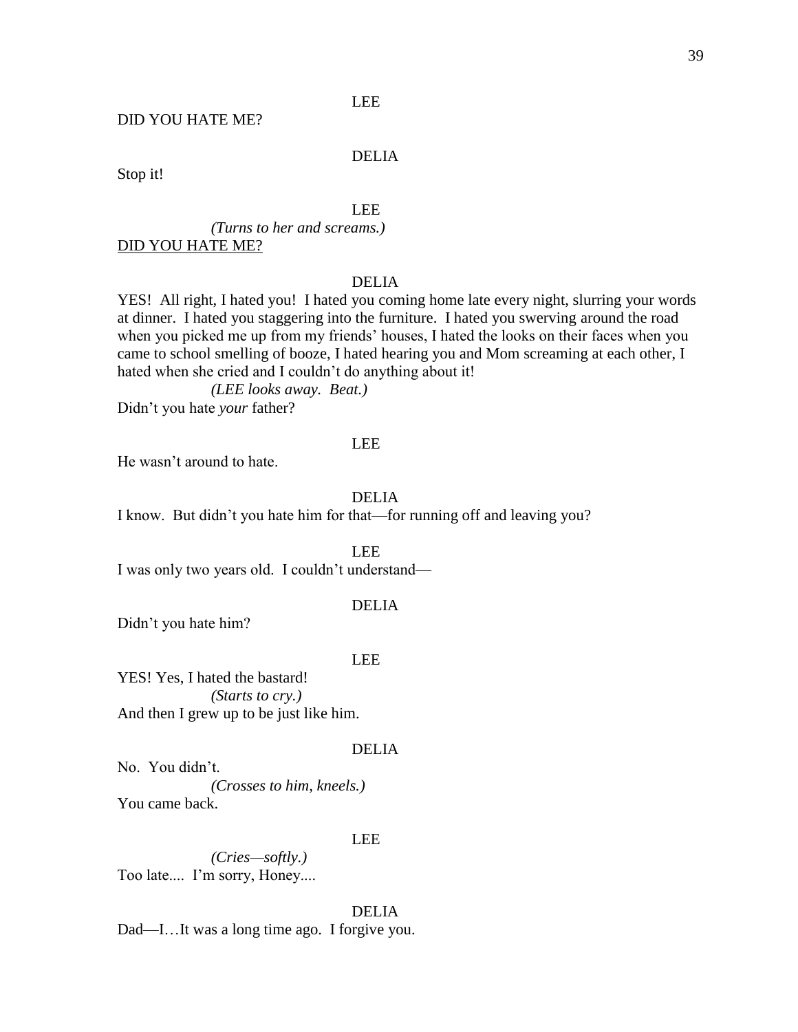LEE

DID YOU HATE ME?

DELIA

Stop it!

LEE

*(Turns to her and screams.)*

<u>DID YOU HATE ME?</u>

DELIA

YES! All right, I hated you! I hated you coming home late every night, slurring your words at dinner. I hated you staggering into the furniture. I hated you swerving around the road when you picked me up from my friends' houses, I hated the looks on their faces when you came to school smelling of booze, I hated hearing you and Mom screaming at each other, I hated when she cried and I couldn't do anything about it!

*(LEE looks away. Beat.)*

Didn't you hate *your* father?

LEE

He wasn't around to hate.

DELIA

I know. But didn't you hate him for that—for running off and leaving you?

LEE

I was only two years old. I couldn't understand—

DELIA

Didn't you hate him?

LEE

YES! Yes, I hated the bastard!

*(Starts to cry.)*

And then I grew up to be just like him.

DELIA

No. You didn't.

*(Crosses to him, kneels.)*

You came back.

LEE

*(Cries—softly.)*

Too late.... I'm sorry, Honey....

DELIA

Dad—I…It was a long time ago. I forgive you.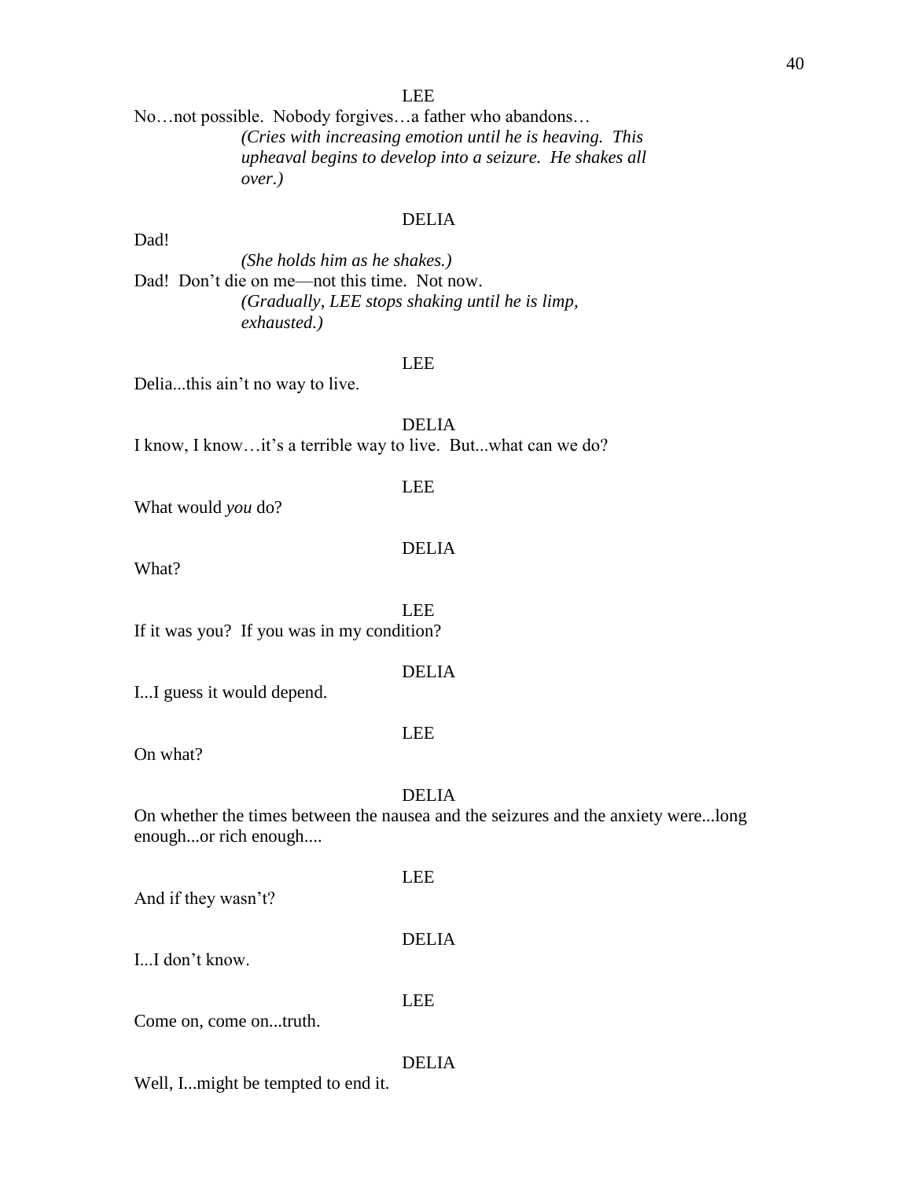LEE

No…not possible. Nobody forgives…a father who abandons…

*(Cries with increasing emotion until he is heaving. This upheaval begins to develop into a seizure. He shakes all over.)*

DELIA

Dad!

*(She holds him as he shakes.)*

Dad! Don't die on me—not this time. Not now.

*(Gradually, LEE stops shaking until he is limp, exhausted.)*

LEE

Delia...this ain't no way to live.

DELIA

I know, I know…it's a terrible way to live. But...what can we do?

LEE

What would *you* do?

DELIA

What?

LEE

If it was you? If you was in my condition?

DELIA

I...I guess it would depend.

LEE

On what?

DELIA

On whether the times between the nausea and the seizures and the anxiety were...long enough...or rich enough....

LEE

And if they wasn't?

DELIA

I...I don't know.

LEE

Come on, come on...truth.

DELIA

Well, I...might be tempted to end it.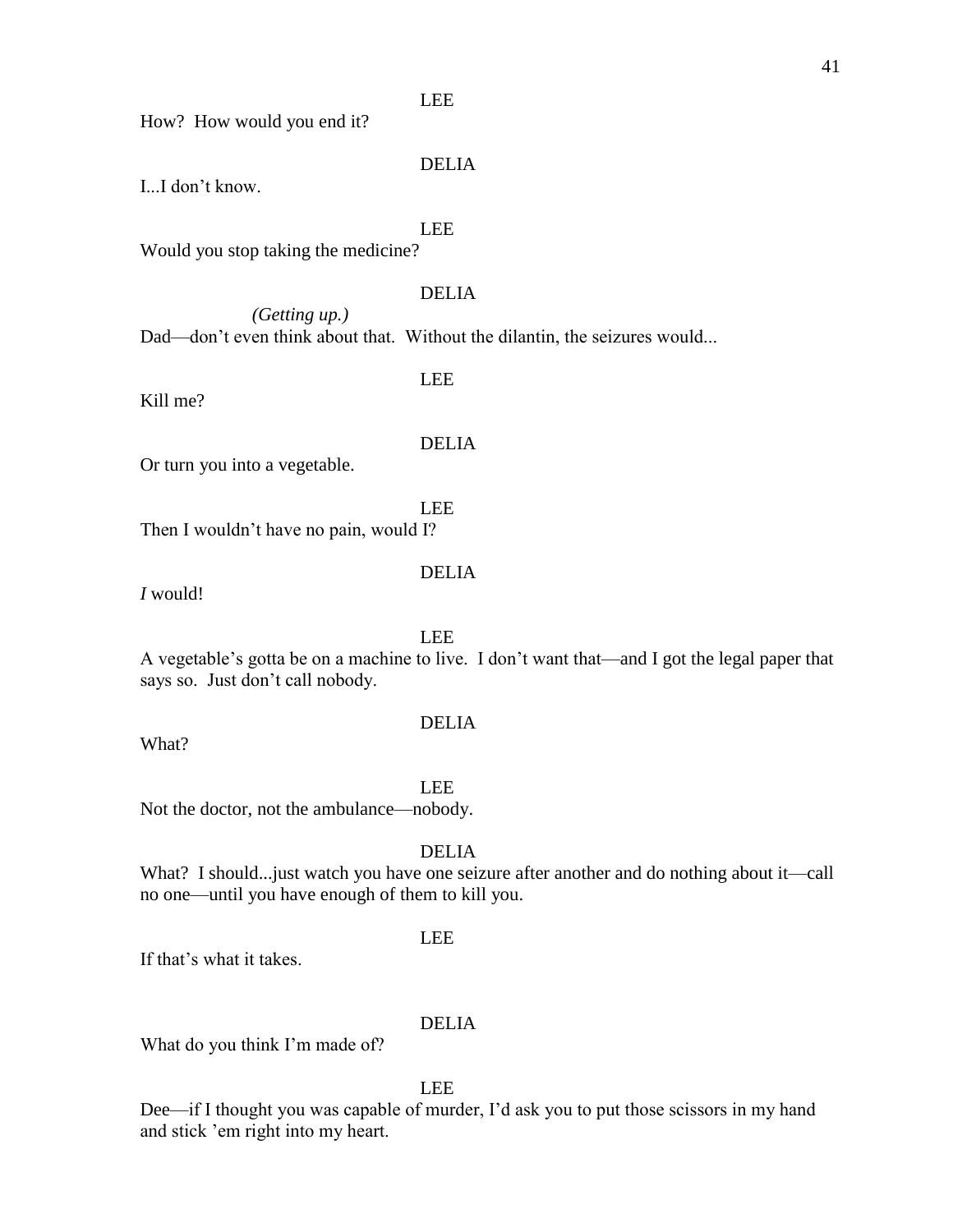LEE

How? How would you end it?

DELIA

I...I don't know.

LEE

Would you stop taking the medicine?

DELIA

*(Getting up.)*

Dad—don't even think about that. Without the dilantin, the seizures would...

LEE

Kill me?

DELIA

Or turn you into a vegetable.

LEE

Then I wouldn't have no pain, would I?

DELIA

*I* would!

LEE

A vegetable's gotta be on a machine to live. I don't want that—and I got the legal paper that says so. Just don't call nobody.

DELIA

What?

LEE

Not the doctor, not the ambulance—nobody.

DELIA

What? I should...just watch you have one seizure after another and do nothing about it—call no one—until you have enough of them to kill you.

LEE

If that's what it takes.

DELIA

What do you think I'm made of?

LEE

Dee—if I thought you was capable of murder, I'd ask you to put those scissors in my hand and stick 'em right into my heart.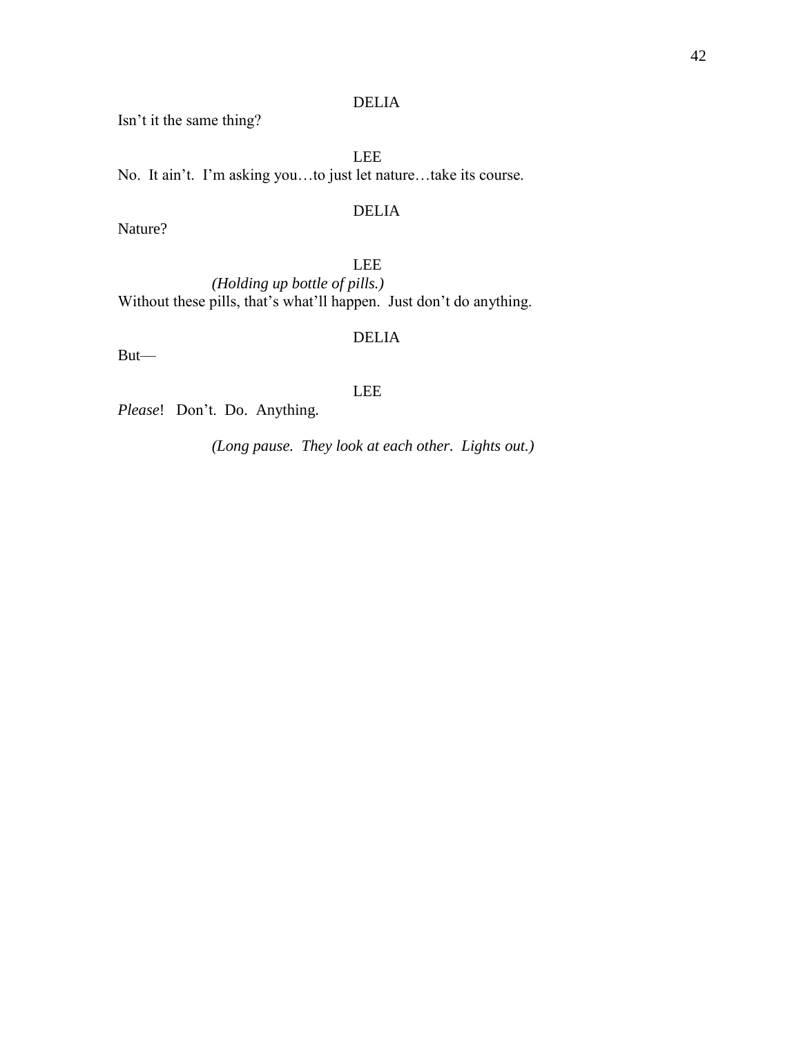DELIA

Isn't it the same thing?

LEE

No. It ain't. I'm asking you…to just let nature…take its course.

DELIA

Nature?

LEE

*(Holding up bottle of pills.)*

Without these pills, that's what'll happen. Just don't do anything.

DELIA

But—

LEE

*Please*! Don't. Do. Anything.

*(Long pause. They look at each other. Lights out.)*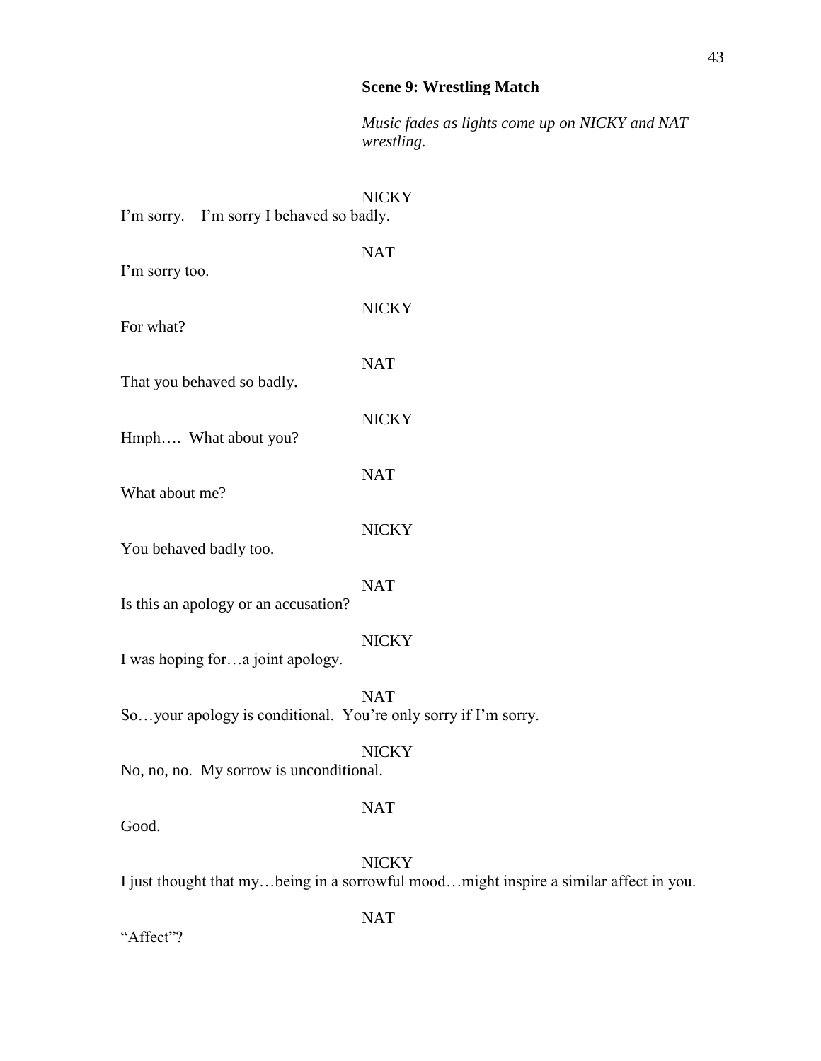**Scene 9: Wrestling Match**

*Music fades as lights come up on NICKY and NAT wrestling.*

NICKY

I'm sorry.    I'm sorry I behaved so badly.

NAT

I'm sorry too.

NICKY

For what?

NAT

That you behaved so badly.

NICKY

Hmph….  What about you?

NAT

What about me?

NICKY

You behaved badly too.

NAT

Is this an apology or an accusation?

NICKY

I was hoping for…a joint apology.

NAT

So…your apology is conditional.  You're only sorry if I'm sorry.

NICKY

No, no, no.  My sorrow is unconditional.

NAT

Good.

NICKY

I just thought that my…being in a sorrowful mood…might inspire a similar affect in you.

NAT

"Affect"?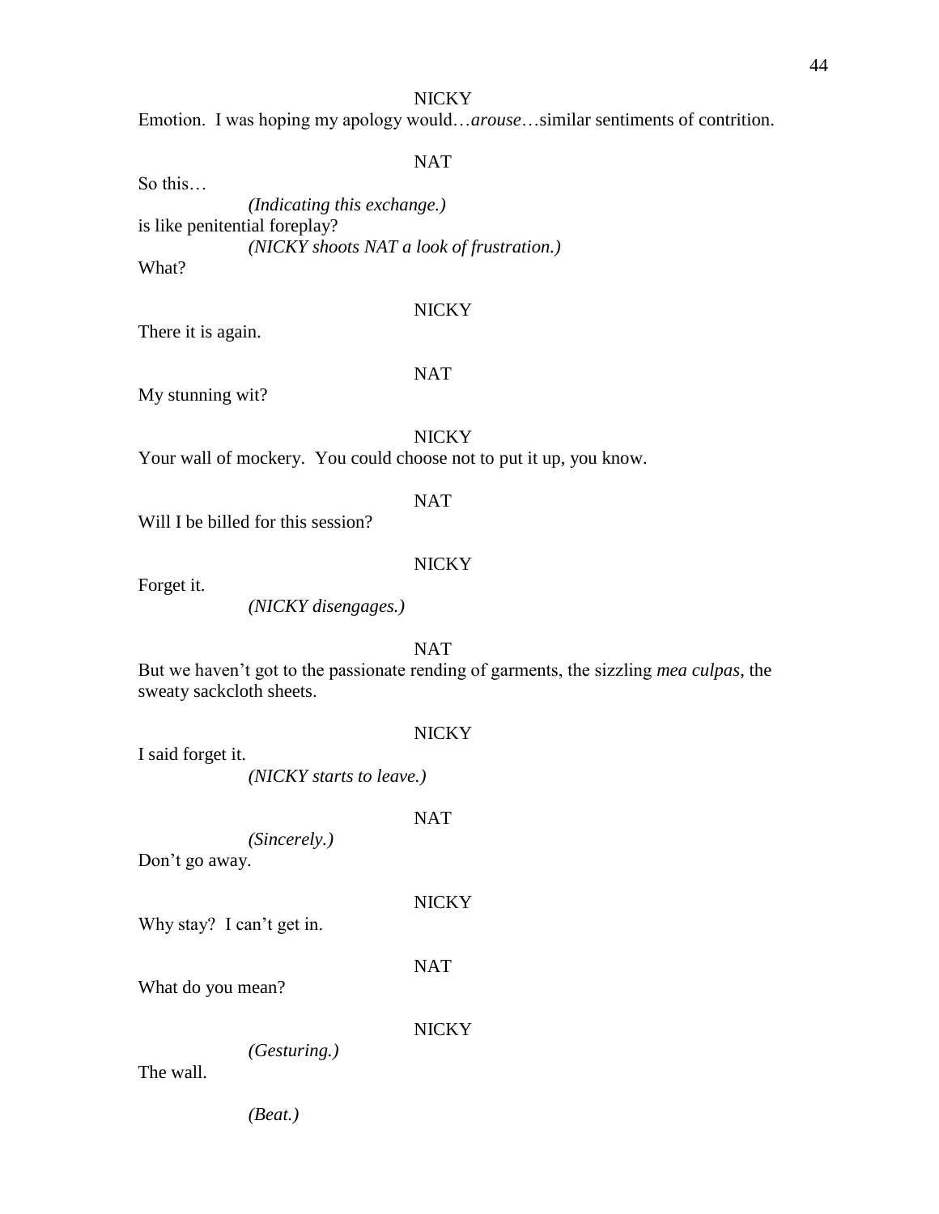NICKY

Emotion. I was hoping my apology would…*arouse*…similar sentiments of contrition.

NAT

So this…

*(Indicating this exchange.)*

is like penitential foreplay?

*(NICKY shoots NAT a look of frustration.)*

What?

NICKY

There it is again.

NAT

My stunning wit?

NICKY

Your wall of mockery. You could choose not to put it up, you know.

NAT

Will I be billed for this session?

NICKY

Forget it.

*(NICKY disengages.)*

NAT

But we haven't got to the passionate rending of garments, the sizzling *mea culpas*, the sweaty sackcloth sheets.

NICKY

I said forget it.

*(NICKY starts to leave.)*

NAT

*(Sincerely.)*

Don't go away.

NICKY

Why stay? I can't get in.

NAT

What do you mean?

NICKY

*(Gesturing.)*

The wall.

*(Beat.)*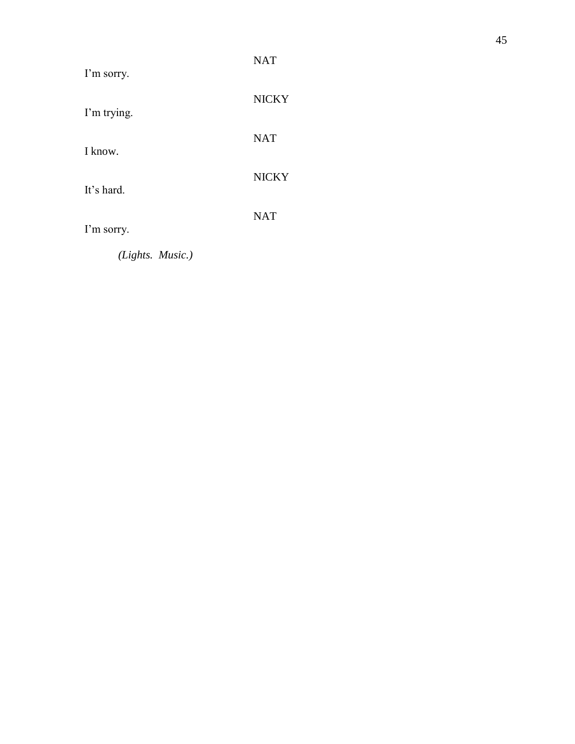NAT

I'm sorry.

NICKY

I'm trying.

NAT

I know.

NICKY

It's hard.

NAT

I'm sorry.

*(Lights.  Music.)*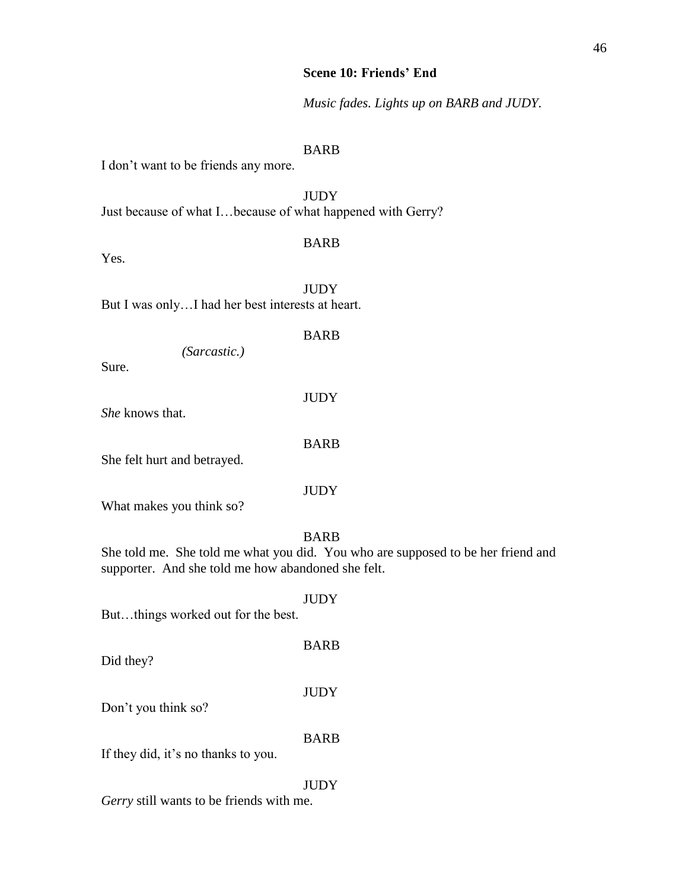**Scene 10: Friends' End**

*Music fades. Lights up on BARB and JUDY.*

BARB

I don't want to be friends any more.

JUDY

Just because of what I…because of what happened with Gerry?

BARB

Yes.

JUDY

But I was only…I had her best interests at heart.

BARB

*(Sarcastic.)*

Sure.

JUDY

*She* knows that.

BARB

She felt hurt and betrayed.

JUDY

What makes you think so?

BARB

She told me. She told me what you did. You who are supposed to be her friend and supporter. And she told me how abandoned she felt.

JUDY

But…things worked out for the best.

BARB

Did they?

JUDY

Don't you think so?

BARB

If they did, it's no thanks to you.

JUDY

*Gerry* still wants to be friends with me.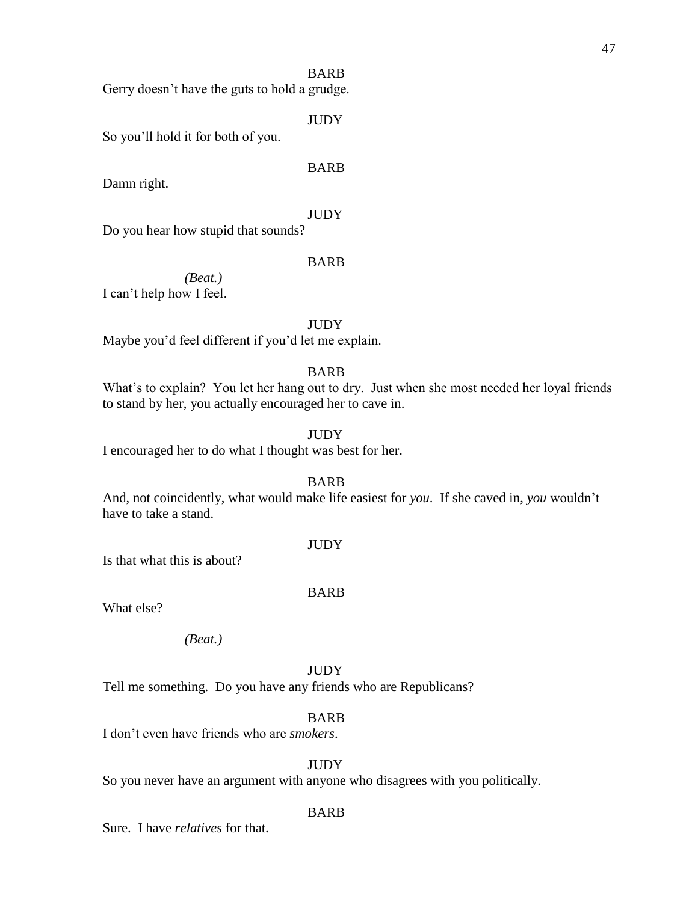BARB

Gerry doesn't have the guts to hold a grudge.

JUDY

So you'll hold it for both of you.

BARB

Damn right.

JUDY

Do you hear how stupid that sounds?

BARB

*(Beat.)*

I can't help how I feel.

JUDY

Maybe you'd feel different if you'd let me explain.

BARB

What's to explain? You let her hang out to dry. Just when she most needed her loyal friends to stand by her, you actually encouraged her to cave in.

JUDY

I encouraged her to do what I thought was best for her.

BARB

And, not coincidently, what would make life easiest for *you*. If she caved in, *you* wouldn't have to take a stand.

JUDY

Is that what this is about?

BARB

What else?

*(Beat.)*

JUDY

Tell me something. Do you have any friends who are Republicans?

BARB

I don't even have friends who are *smokers*.

JUDY

So you never have an argument with anyone who disagrees with you politically.

BARB

Sure. I have *relatives* for that.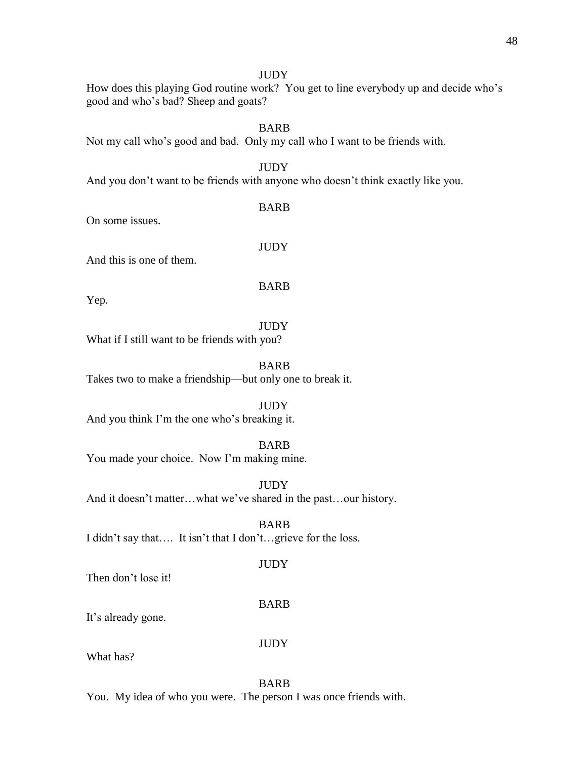JUDY

How does this playing God routine work? You get to line everybody up and decide who's good and who's bad? Sheep and goats?

BARB

Not my call who's good and bad. Only my call who I want to be friends with.

JUDY

And you don't want to be friends with anyone who doesn't think exactly like you.

BARB

On some issues.

JUDY

And this is one of them.

BARB

Yep.

JUDY

What if I still want to be friends with you?

BARB

Takes two to make a friendship—but only one to break it.

JUDY

And you think I'm the one who's breaking it.

BARB

You made your choice. Now I'm making mine.

JUDY

And it doesn't matter…what we've shared in the past…our history.

BARB

I didn't say that…. It isn't that I don't…grieve for the loss.

JUDY

Then don't lose it!

BARB

It's already gone.

JUDY

What has?

BARB

You. My idea of who you were. The person I was once friends with.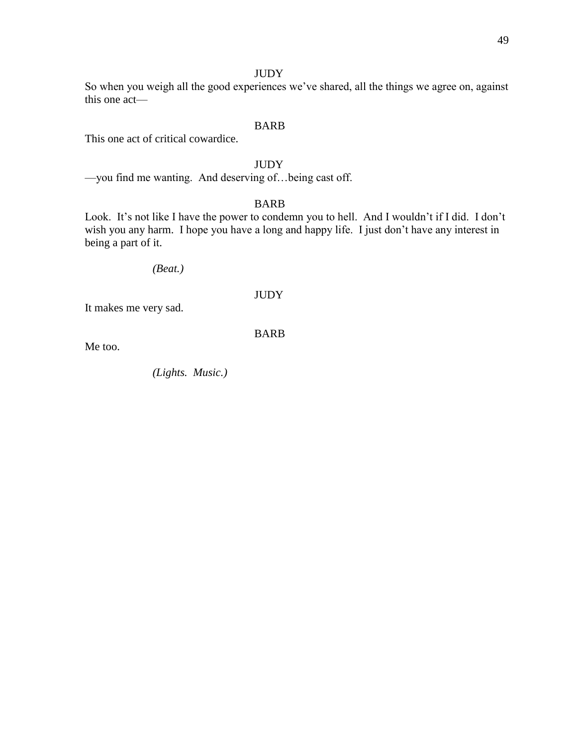JUDY

So when you weigh all the good experiences we've shared, all the things we agree on, against this one act—

BARB

This one act of critical cowardice.

JUDY

—you find me wanting. And deserving of…being cast off.

BARB

Look. It's not like I have the power to condemn you to hell. And I wouldn't if I did. I don't wish you any harm. I hope you have a long and happy life. I just don't have any interest in being a part of it.

*(Beat.)*

JUDY

It makes me very sad.

BARB

Me too.

*(Lights. Music.)*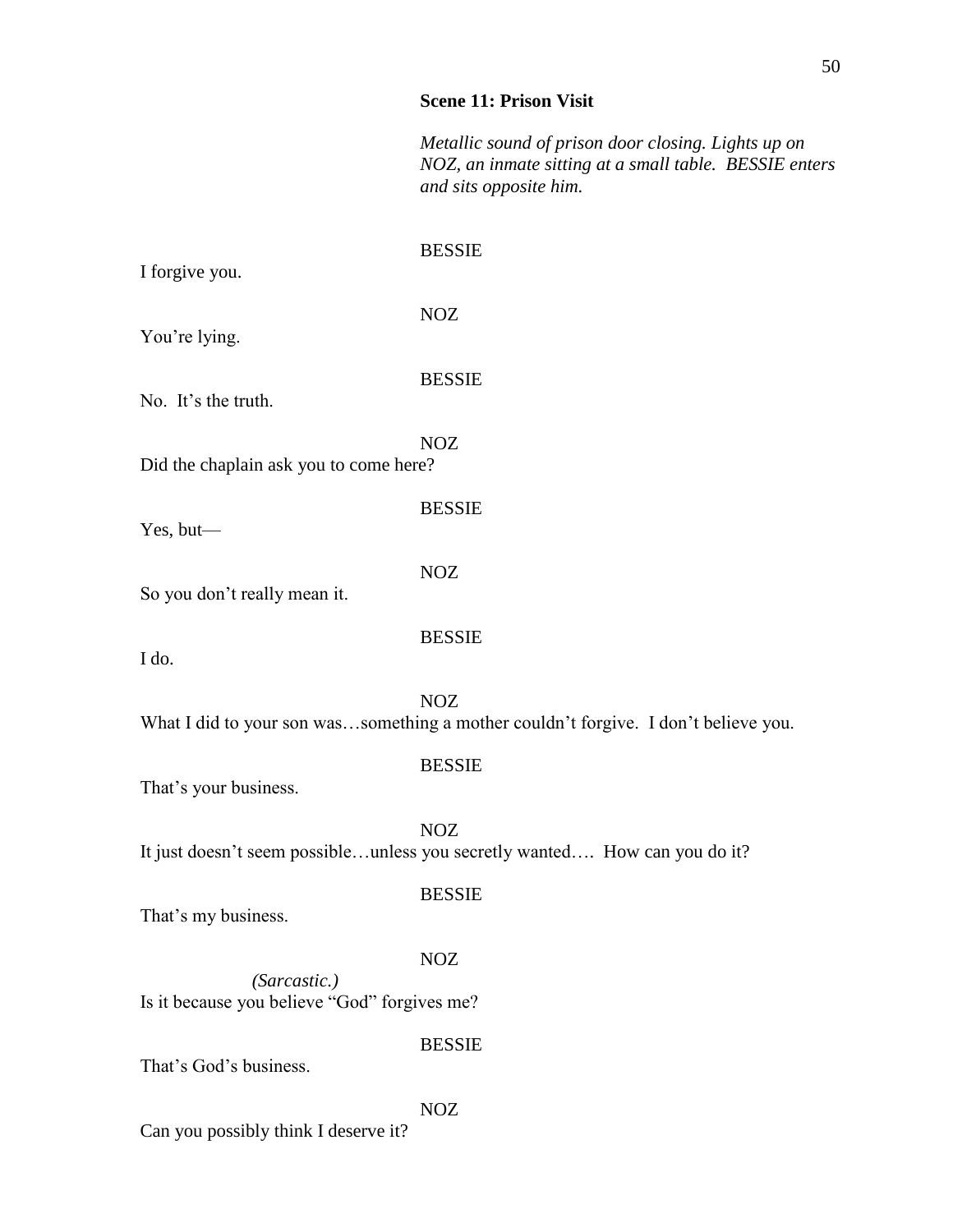**Scene 11: Prison Visit**

*Metallic sound of prison door closing. Lights up on NOZ, an inmate sitting at a small table. BESSIE enters and sits opposite him.*

BESSIE

I forgive you.

NOZ

You're lying.

BESSIE

No. It's the truth.

NOZ

Did the chaplain ask you to come here?

BESSIE

Yes, but—

NOZ

So you don't really mean it.

BESSIE

I do.

NOZ

What I did to your son was…something a mother couldn't forgive. I don't believe you.

BESSIE

That's your business.

NOZ

It just doesn't seem possible…unless you secretly wanted…. How can you do it?

BESSIE

That's my business.

NOZ

*(Sarcastic.)*

Is it because you believe "God" forgives me?

BESSIE

That's God's business.

NOZ

Can you possibly think I deserve it?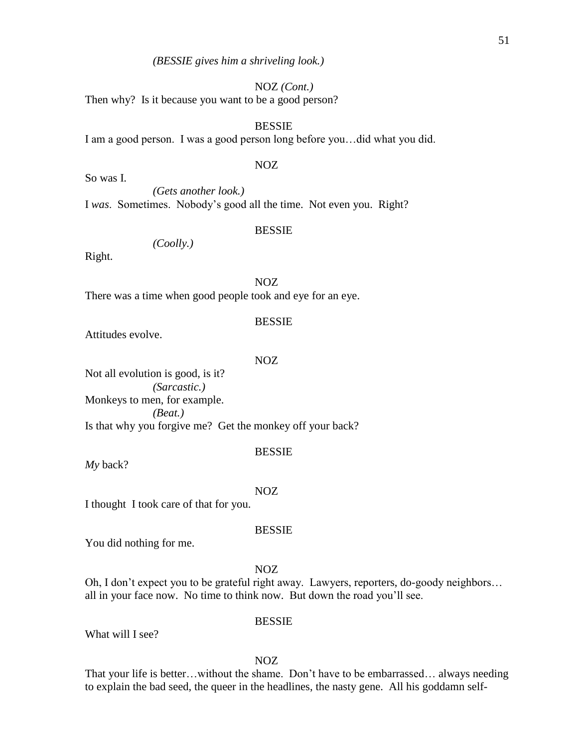*(BESSIE gives him a shriveling look.)*

NOZ *(Cont.)*

Then why? Is it because you want to be a good person?

BESSIE

I am a good person. I was a good person long before you…did what you did.

NOZ

So was I.

*(Gets another look.)*

I *was*. Sometimes. Nobody's good all the time. Not even you. Right?

BESSIE

*(Coolly.)*

Right.

NOZ

There was a time when good people took and eye for an eye.

BESSIE

Attitudes evolve.

NOZ

Not all evolution is good, is it?

*(Sarcastic.)*

Monkeys to men, for example.

*(Beat.)*

Is that why you forgive me? Get the monkey off your back?

BESSIE

*My* back?

NOZ

I thought I took care of that for you.

BESSIE

You did nothing for me.

NOZ

Oh, I don't expect you to be grateful right away. Lawyers, reporters, do-goody neighbors… all in your face now. No time to think now. But down the road you'll see.

BESSIE

What will I see?

NOZ

That your life is better…without the shame. Don't have to be embarrassed… always needing to explain the bad seed, the queer in the headlines, the nasty gene. All his goddamn self-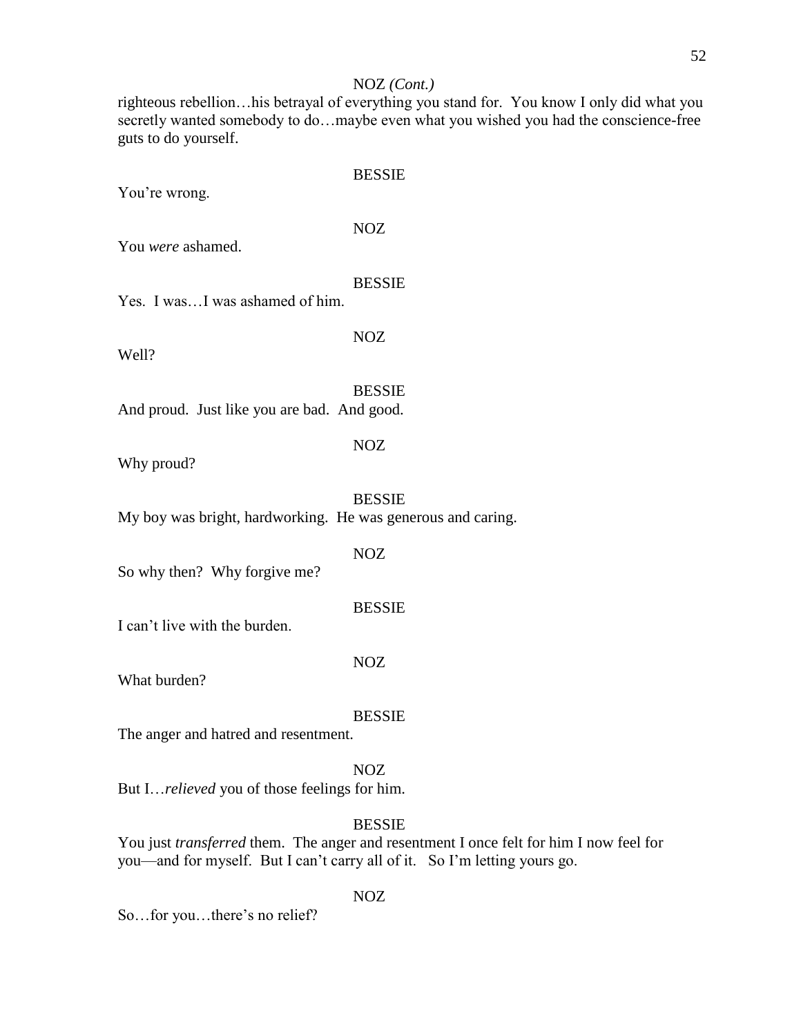NOZ *(Cont.)*

righteous rebellion…his betrayal of everything you stand for.  You know I only did what you secretly wanted somebody to do…maybe even what you wished you had the conscience-free guts to do yourself.

BESSIE

You're wrong.

NOZ

You *were* ashamed.

BESSIE

Yes.  I was…I was ashamed of him.

NOZ

Well?

BESSIE

And proud.  Just like you are bad.  And good.

NOZ

Why proud?

BESSIE

My boy was bright, hardworking.  He was generous and caring.

NOZ

So why then?  Why forgive me?

BESSIE

I can't live with the burden.

NOZ

What burden?

BESSIE

The anger and hatred and resentment.

NOZ

But I…*relieved* you of those feelings for him.

BESSIE

You just *transferred* them.  The anger and resentment I once felt for him I now feel for you—and for myself.  But I can't carry all of it.   So I'm letting yours go.

NOZ

So…for you…there's no relief?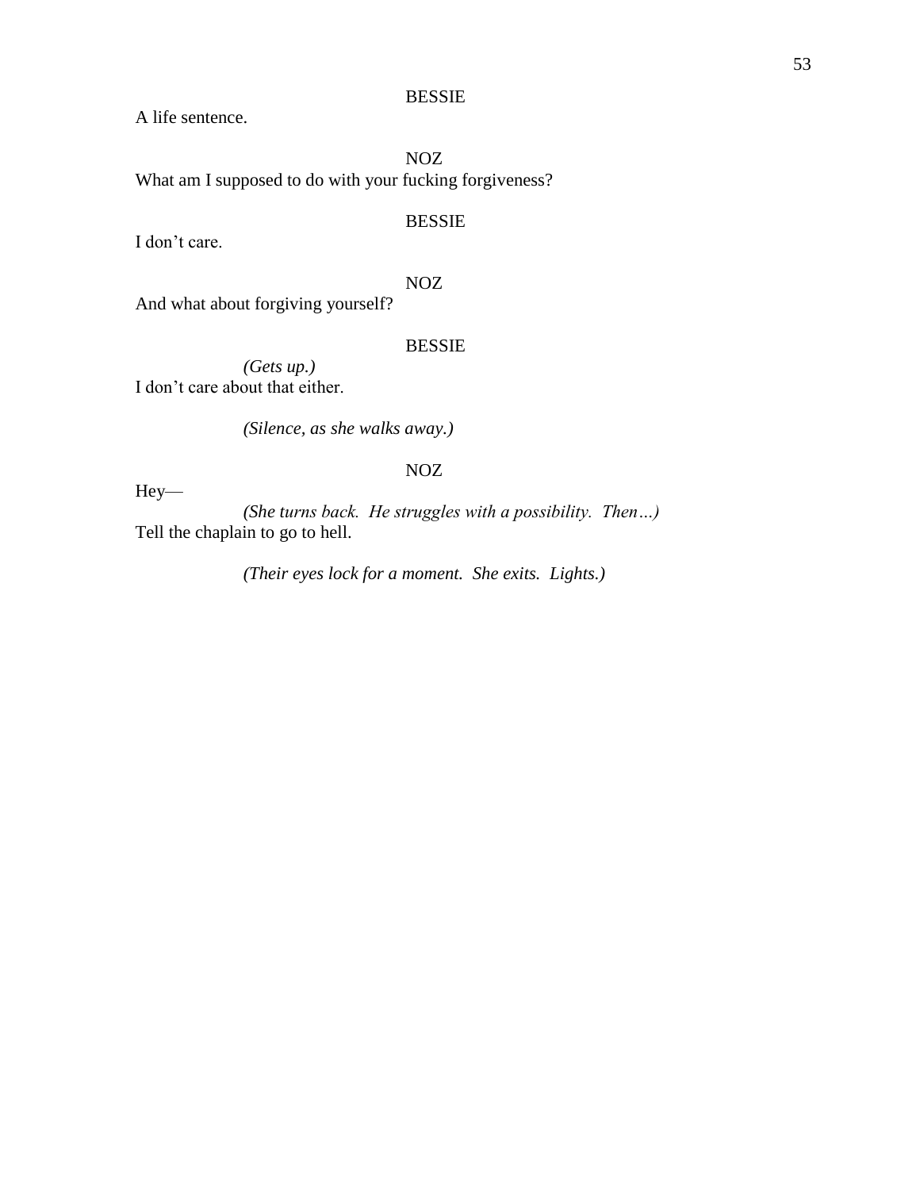BESSIE

A life sentence.

NOZ

What am I supposed to do with your fucking forgiveness?

BESSIE

I don't care.

NOZ

And what about forgiving yourself?

BESSIE

*(Gets up.)*

I don't care about that either.

*(Silence, as she walks away.)*

NOZ

Hey—

*(She turns back. He struggles with a possibility. Then…)*

Tell the chaplain to go to hell.

*(Their eyes lock for a moment. She exits. Lights.)*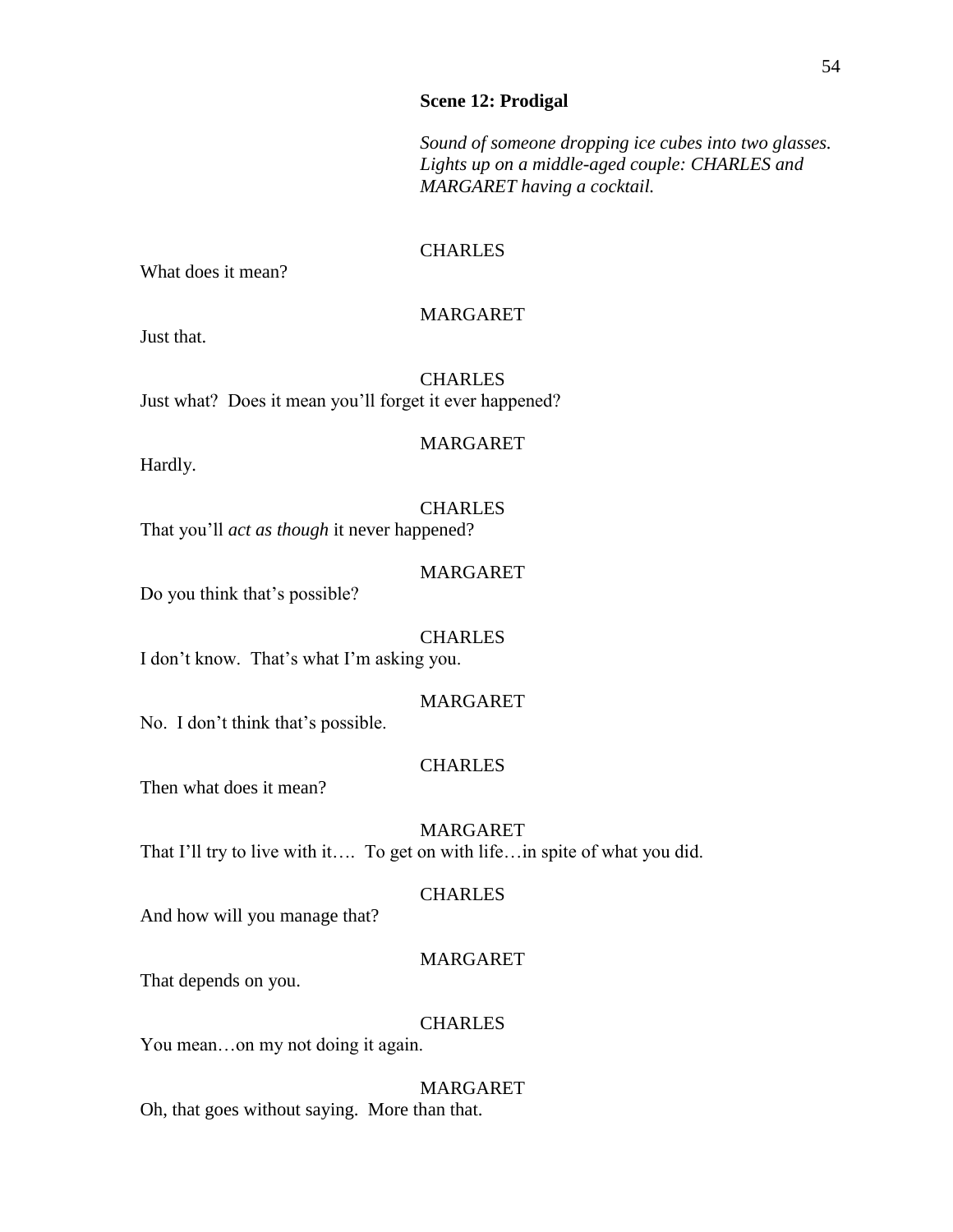### Scene 12: Prodigal

*Sound of someone dropping ice cubes into two glasses. Lights up on a middle-aged couple: CHARLES and MARGARET having a cocktail.*

CHARLES

What does it mean?

MARGARET

Just that.

CHARLES

Just what? Does it mean you'll forget it ever happened?

MARGARET

Hardly.

CHARLES

That you'll *act as though* it never happened?

MARGARET

Do you think that's possible?

CHARLES

I don't know. That's what I'm asking you.

MARGARET

No. I don't think that's possible.

CHARLES

Then what does it mean?

MARGARET

That I'll try to live with it…. To get on with life…in spite of what you did.

CHARLES

And how will you manage that?

MARGARET

That depends on you.

CHARLES

You mean…on my not doing it again.

MARGARET

Oh, that goes without saying. More than that.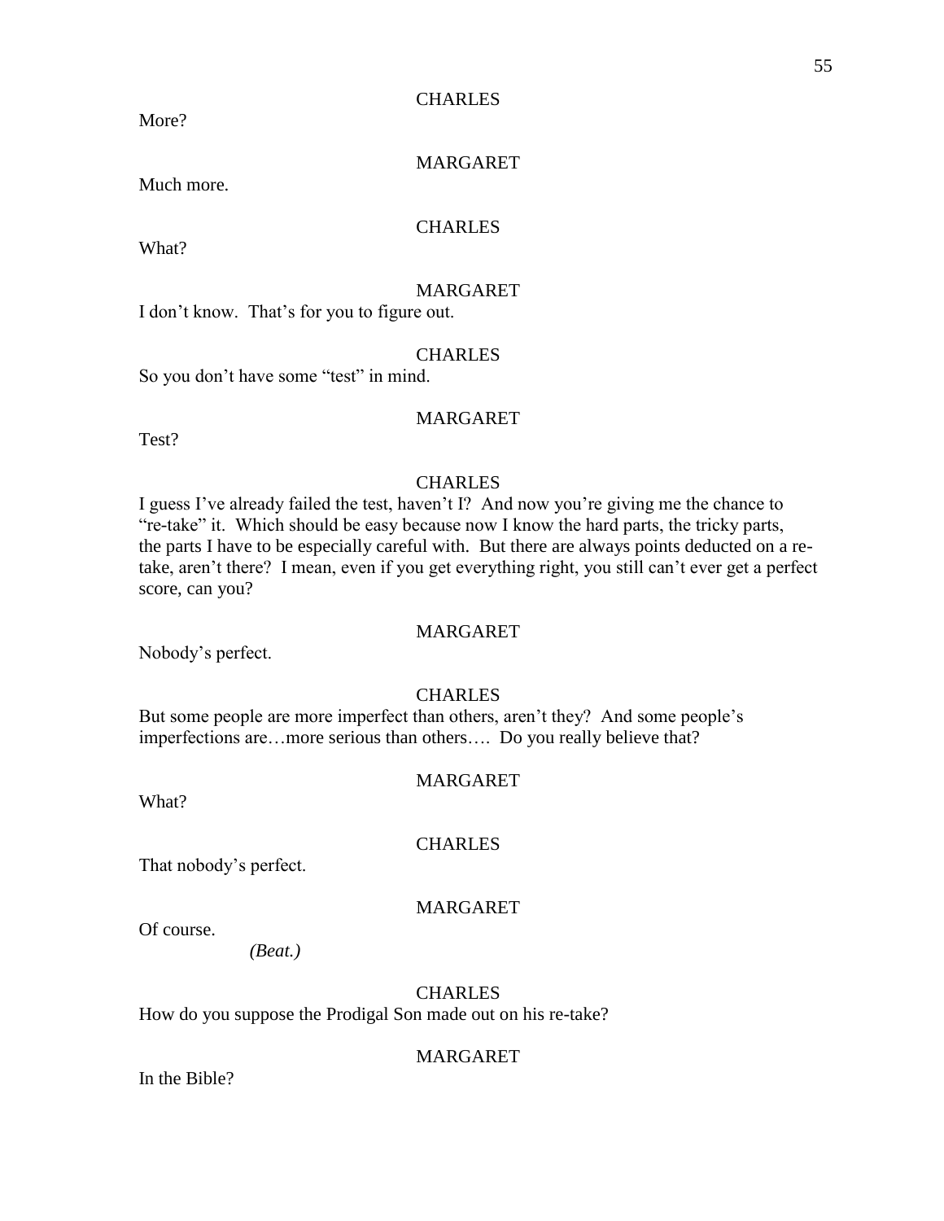CHARLES

More?

MARGARET

Much more.

CHARLES

What?

MARGARET

I don't know. That's for you to figure out.

CHARLES

So you don't have some "test" in mind.

MARGARET

Test?

CHARLES

I guess I've already failed the test, haven't I? And now you're giving me the chance to "re-take" it. Which should be easy because now I know the hard parts, the tricky parts, the parts I have to be especially careful with. But there are always points deducted on a re-take, aren't there? I mean, even if you get everything right, you still can't ever get a perfect score, can you?

MARGARET

Nobody's perfect.

CHARLES

But some people are more imperfect than others, aren't they? And some people's imperfections are…more serious than others…. Do you really believe that?

MARGARET

What?

CHARLES

That nobody's perfect.

MARGARET

Of course.

*(Beat.)*

CHARLES

How do you suppose the Prodigal Son made out on his re-take?

MARGARET

In the Bible?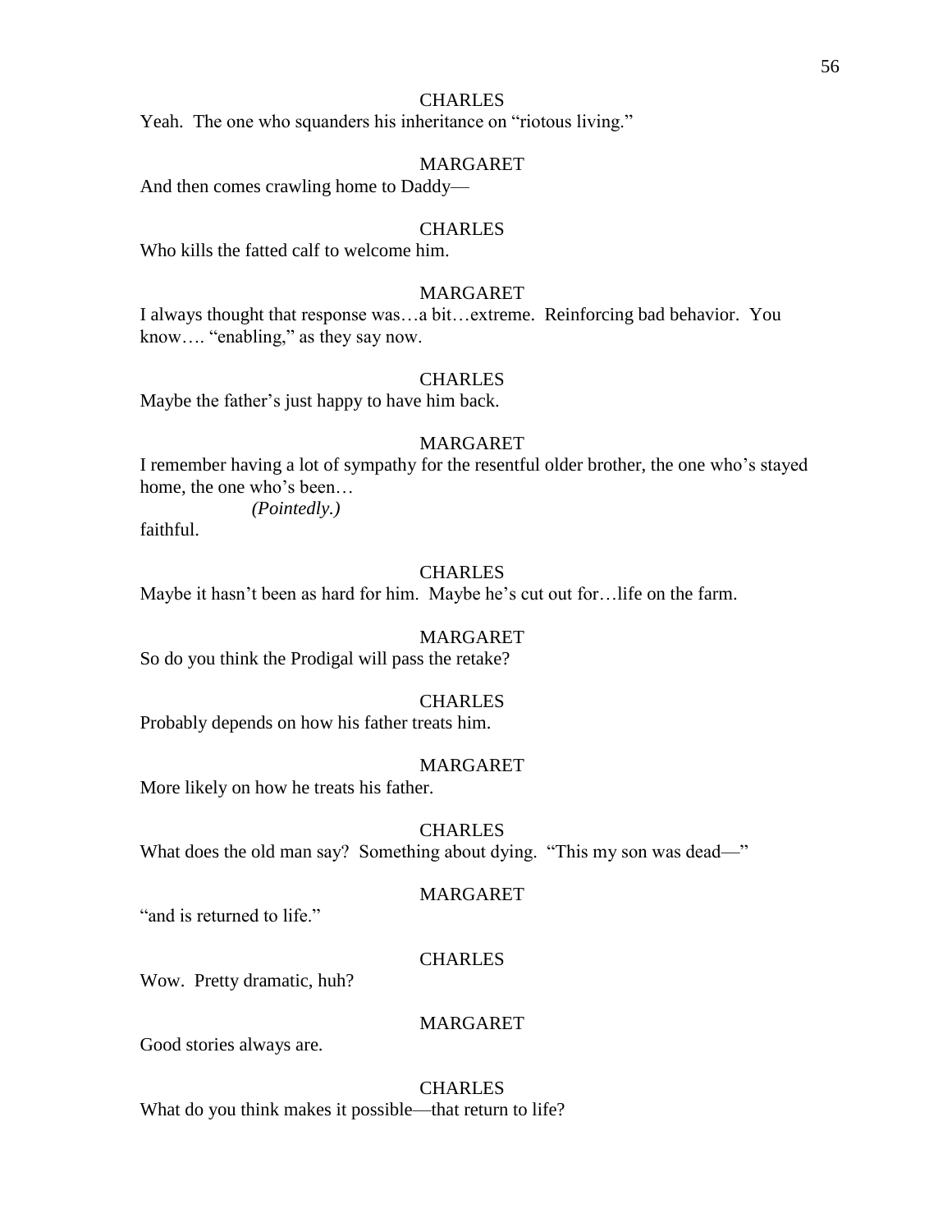CHARLES

Yeah. The one who squanders his inheritance on "riotous living."

MARGARET

And then comes crawling home to Daddy—

CHARLES

Who kills the fatted calf to welcome him.

MARGARET

I always thought that response was…a bit…extreme. Reinforcing bad behavior. You know…. "enabling," as they say now.

CHARLES

Maybe the father's just happy to have him back.

MARGARET

I remember having a lot of sympathy for the resentful older brother, the one who's stayed home, the one who's been…

*(Pointedly.)*

faithful.

CHARLES

Maybe it hasn't been as hard for him. Maybe he's cut out for…life on the farm.

MARGARET

So do you think the Prodigal will pass the retake?

CHARLES

Probably depends on how his father treats him.

MARGARET

More likely on how he treats his father.

CHARLES

What does the old man say? Something about dying. "This my son was dead—"

MARGARET

"and is returned to life."

CHARLES

Wow. Pretty dramatic, huh?

MARGARET

Good stories always are.

CHARLES

What do you think makes it possible—that return to life?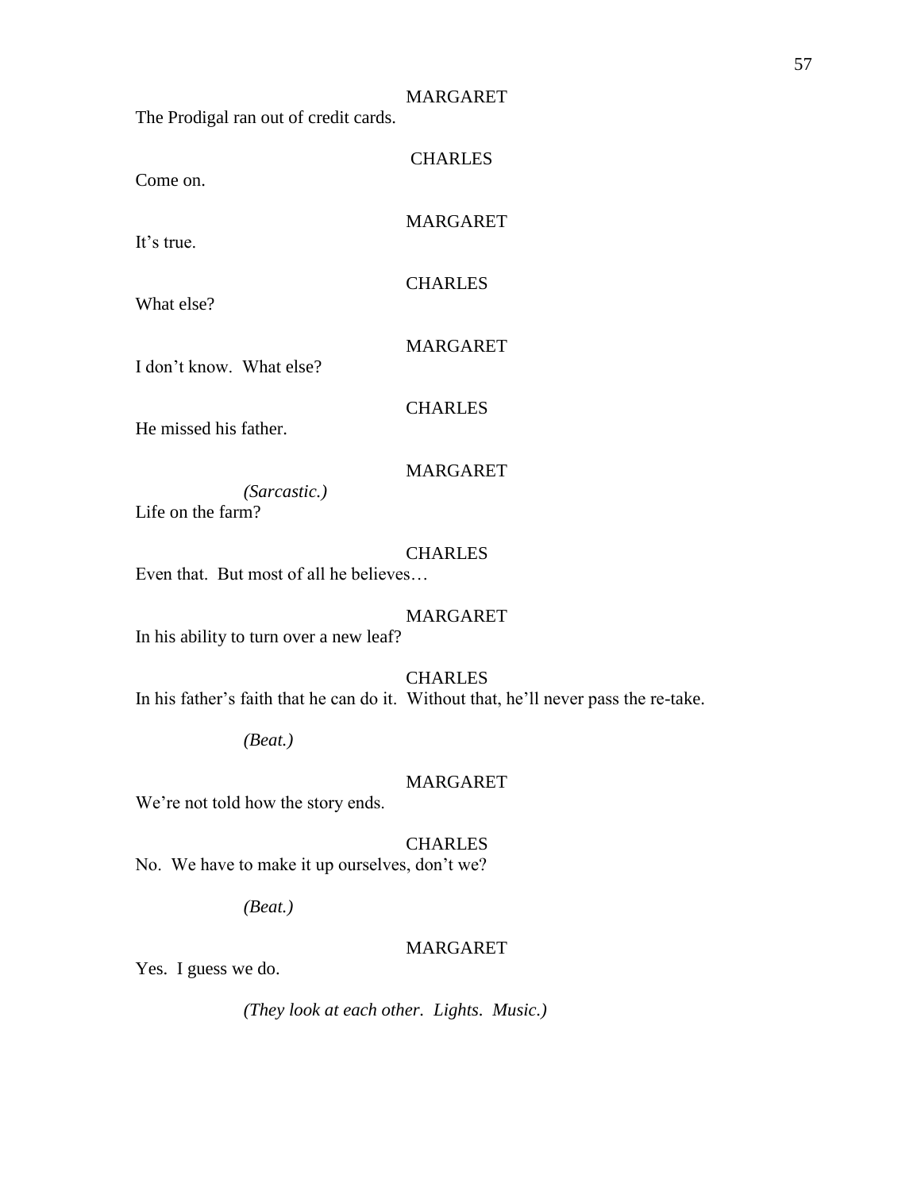MARGARET

The Prodigal ran out of credit cards.

CHARLES

Come on.

MARGARET

It's true.

CHARLES

What else?

MARGARET

I don't know. What else?

CHARLES

He missed his father.

MARGARET

*(Sarcastic.)*

Life on the farm?

CHARLES

Even that. But most of all he believes…

MARGARET

In his ability to turn over a new leaf?

CHARLES

In his father's faith that he can do it. Without that, he'll never pass the re-take.

*(Beat.)*

MARGARET

We're not told how the story ends.

CHARLES

No. We have to make it up ourselves, don't we?

*(Beat.)*

MARGARET

Yes. I guess we do.

*(They look at each other. Lights. Music.)*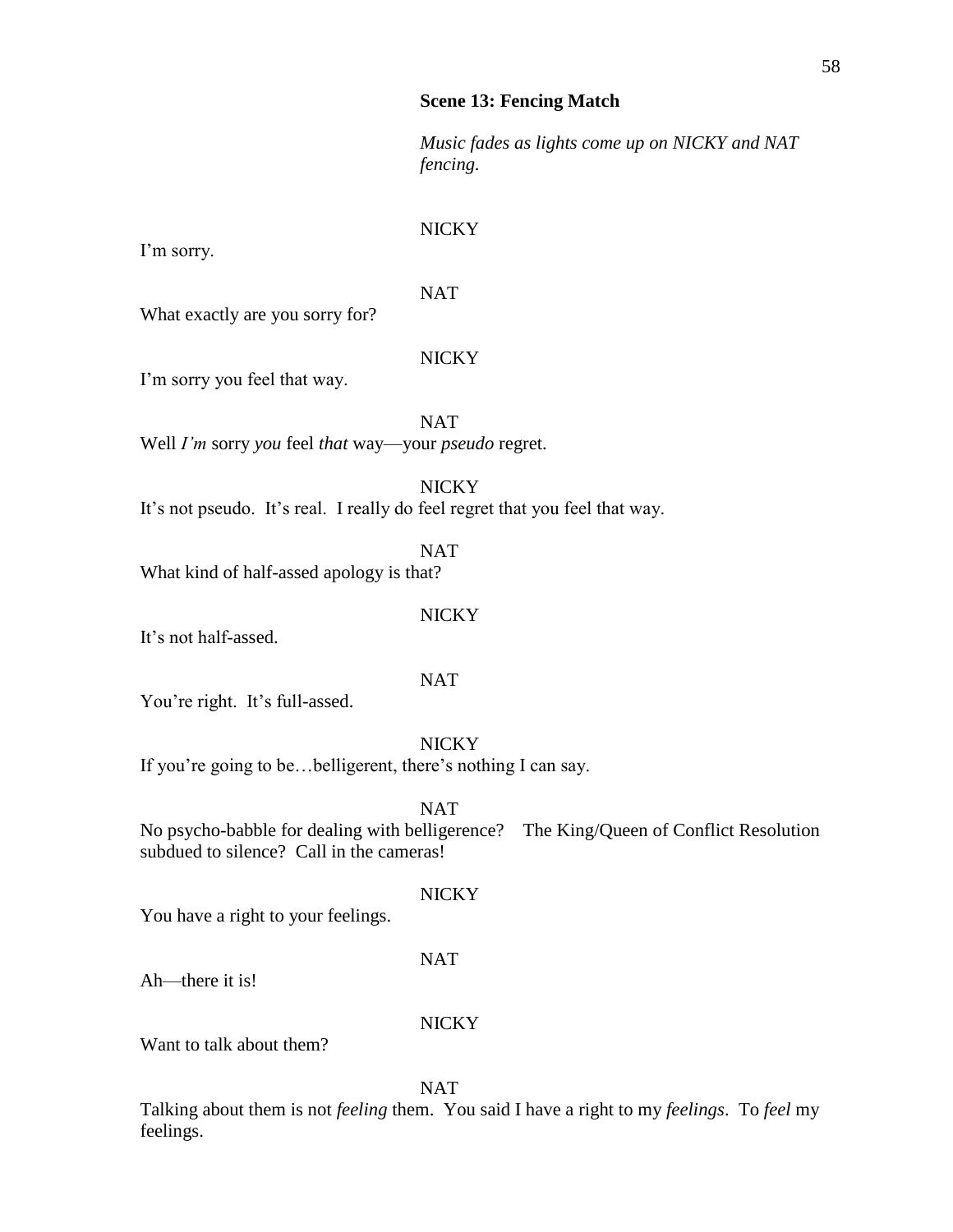### Scene 13: Fencing Match

*Music fades as lights come up on NICKY and NAT fencing.*

NICKY

I'm sorry.

NAT

What exactly are you sorry for?

NICKY

I'm sorry you feel that way.

NAT

Well *I'm* sorry *you* feel *that* way—your *pseudo* regret.

NICKY

It's not pseudo. It's real. I really do feel regret that you feel that way.

NAT

What kind of half-assed apology is that?

NICKY

It's not half-assed.

NAT

You're right. It's full-assed.

NICKY

If you're going to be…belligerent, there's nothing I can say.

NAT

No psycho-babble for dealing with belligerence? The King/Queen of Conflict Resolution subdued to silence? Call in the cameras!

NICKY

You have a right to your feelings.

NAT

Ah—there it is!

NICKY

Want to talk about them?

NAT

Talking about them is not *feeling* them. You said I have a right to my *feelings*. To *feel* my feelings.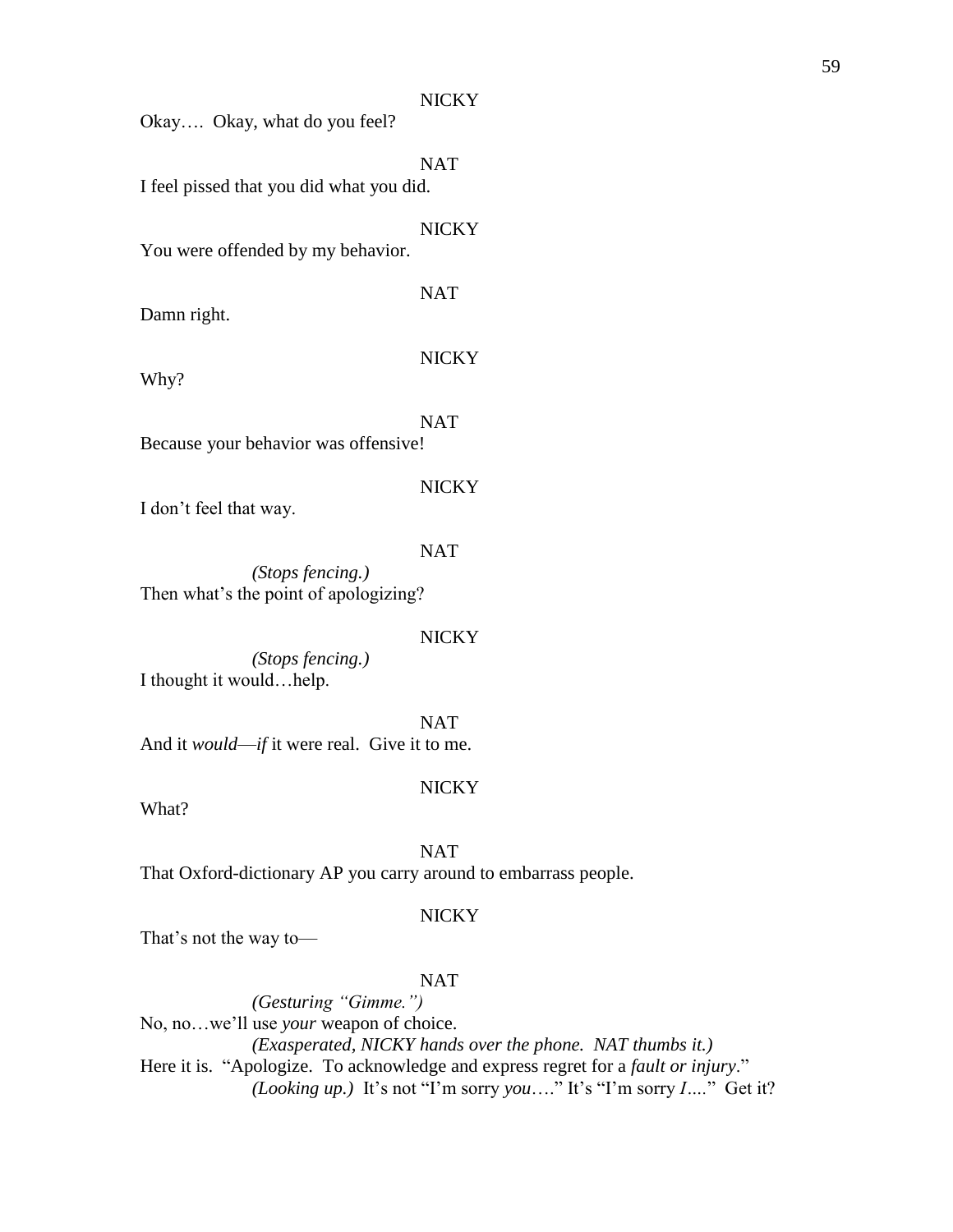NICKY

Okay…. Okay, what do you feel?

NAT

I feel pissed that you did what you did.

NICKY

You were offended by my behavior.

NAT

Damn right.

NICKY

Why?

NAT

Because your behavior was offensive!

NICKY

I don't feel that way.

NAT

*(Stops fencing.)*
Then what's the point of apologizing?

NICKY

*(Stops fencing.)*
I thought it would…help.

NAT

And it *would*—*if* it were real. Give it to me.

NICKY

What?

NAT

That Oxford-dictionary AP you carry around to embarrass people.

NICKY

That's not the way to—

NAT

*(Gesturing "Gimme.")*
No, no…we'll use *your* weapon of choice.
*(Exasperated, NICKY hands over the phone. NAT thumbs it.)*
Here it is. "Apologize. To acknowledge and express regret for a *fault or injury*."
*(Looking up.)* It's not "I'm sorry *you*…." It's "I'm sorry *I*…." Get it?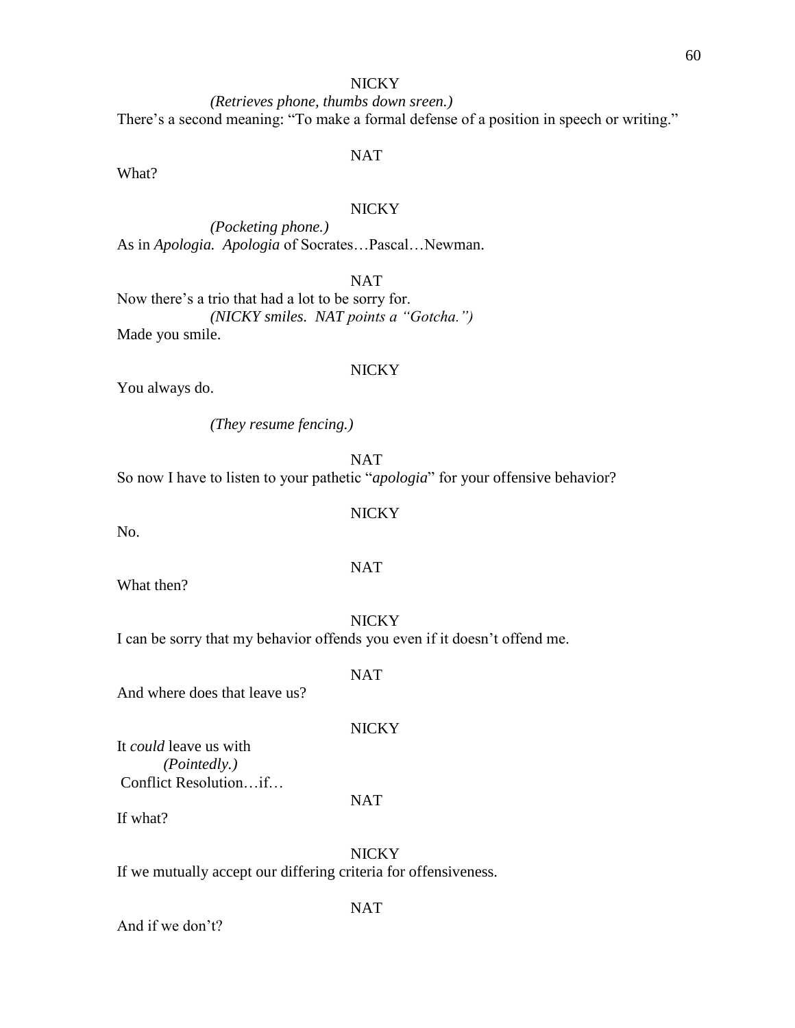NICKY

*(Retrieves phone, thumbs down sreen.)*

There's a second meaning: "To make a formal defense of a position in speech or writing."

NAT

What?

NICKY

*(Pocketing phone.)*

As in *Apologia. Apologia* of Socrates…Pascal…Newman.

NAT

Now there's a trio that had a lot to be sorry for.

*(NICKY smiles. NAT points a "Gotcha.")*

Made you smile.

NICKY

You always do.

*(They resume fencing.)*

NAT

So now I have to listen to your pathetic "*apologia*" for your offensive behavior?

NICKY

No.

NAT

What then?

NICKY

I can be sorry that my behavior offends you even if it doesn't offend me.

NAT

And where does that leave us?

NICKY

It *could* leave us with

*(Pointedly.)*

Conflict Resolution…if…

NAT

If what?

NICKY

If we mutually accept our differing criteria for offensiveness.

NAT

And if we don't?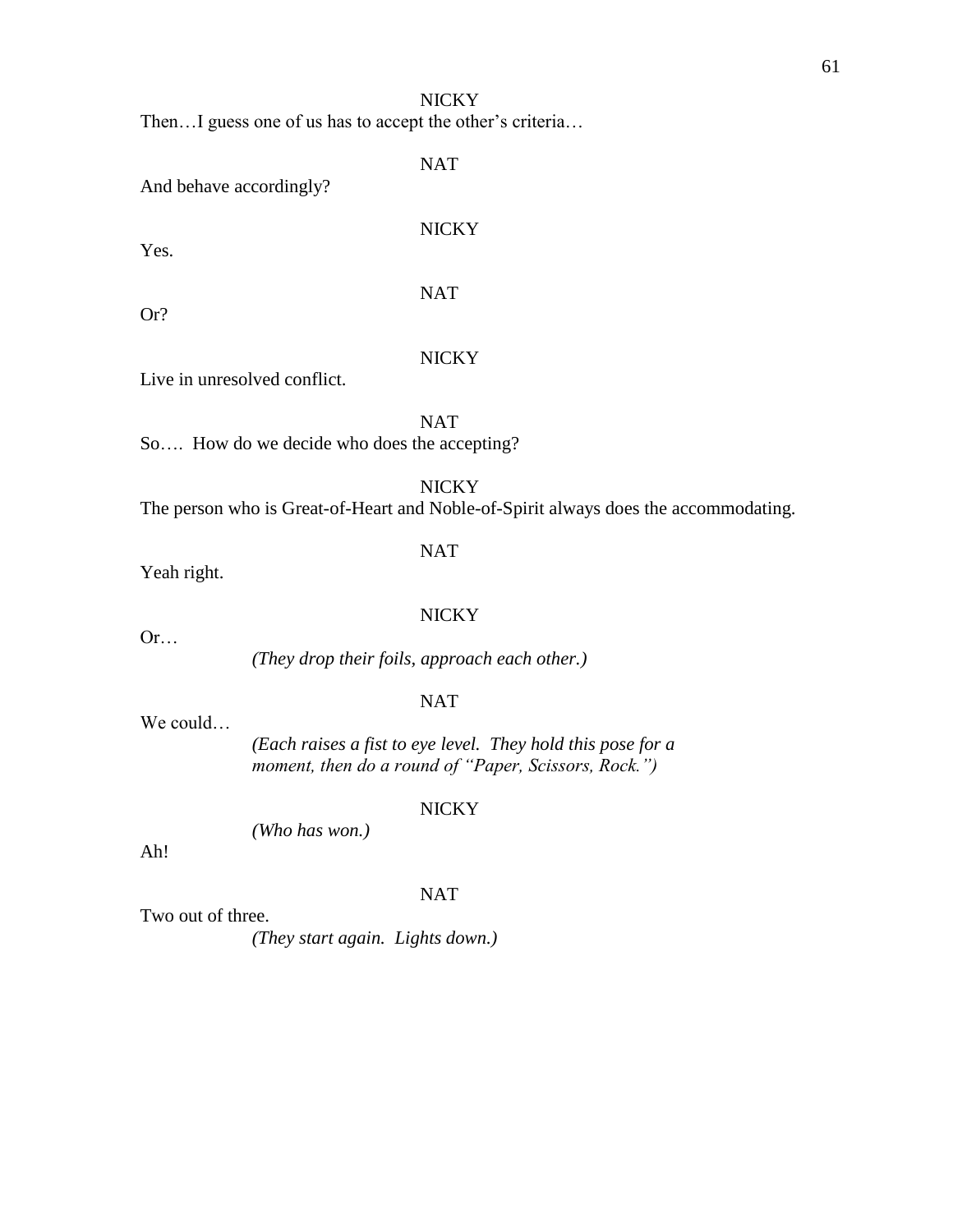NICKY

Then…I guess one of us has to accept the other's criteria…

NAT

And behave accordingly?

NICKY

Yes.

NAT

Or?

NICKY

Live in unresolved conflict.

NAT

So…. How do we decide who does the accepting?

NICKY

The person who is Great-of-Heart and Noble-of-Spirit always does the accommodating.

NAT

Yeah right.

NICKY

Or…

*(They drop their foils, approach each other.)*

NAT

We could…

*(Each raises a fist to eye level. They hold this pose for a moment, then do a round of "Paper, Scissors, Rock.")*

NICKY

*(Who has won.)*

Ah!

NAT

Two out of three.

*(They start again. Lights down.)*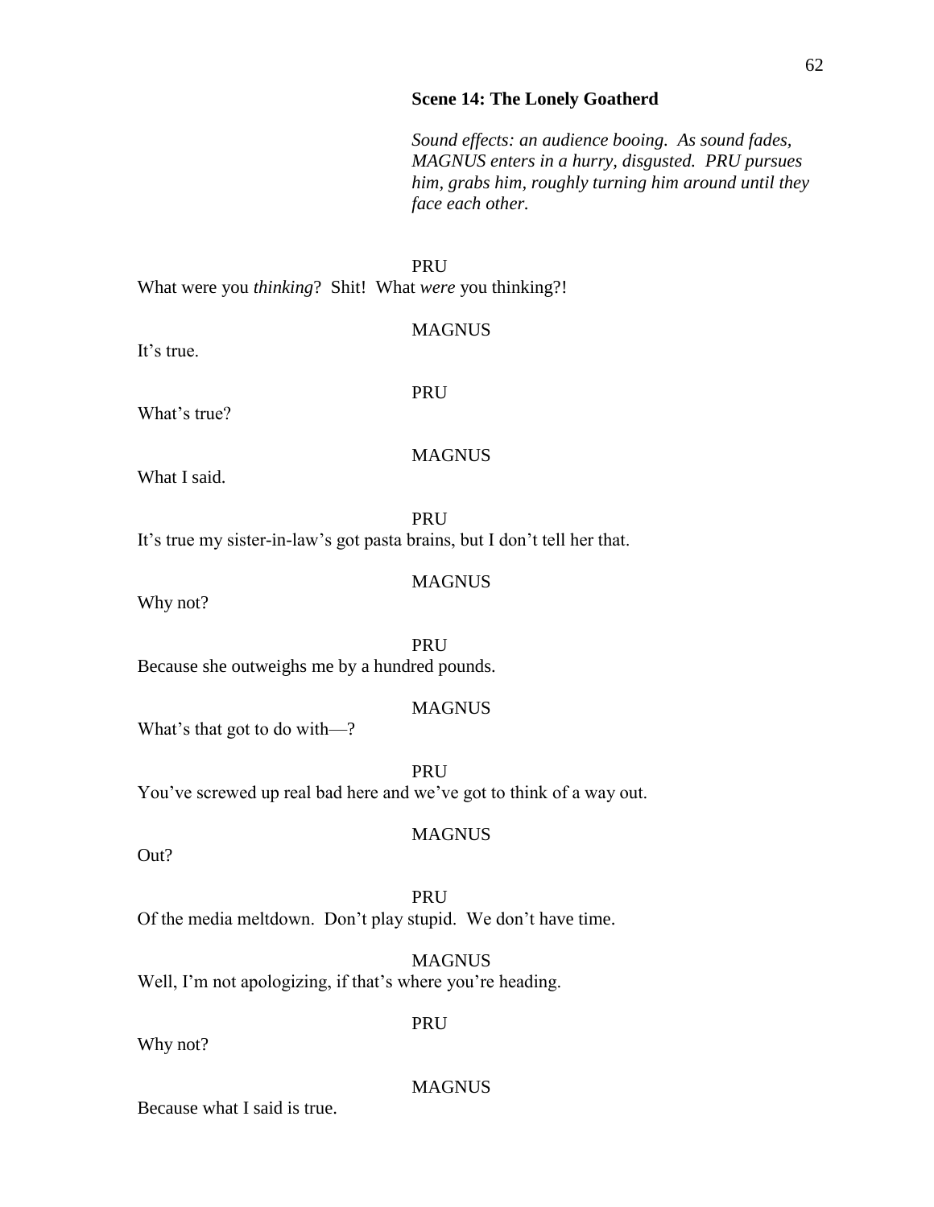**Scene 14: The Lonely Goatherd**

*Sound effects: an audience booing. As sound fades, MAGNUS enters in a hurry, disgusted. PRU pursues him, grabs him, roughly turning him around until they face each other.*

PRU

What were you *thinking*? Shit! What *were* you thinking?!

MAGNUS

It's true.

PRU

What's true?

MAGNUS

What I said.

PRU

It's true my sister-in-law's got pasta brains, but I don't tell her that.

MAGNUS

Why not?

PRU

Because she outweighs me by a hundred pounds.

MAGNUS

What's that got to do with—?

PRU

You've screwed up real bad here and we've got to think of a way out.

MAGNUS

Out?

PRU

Of the media meltdown. Don't play stupid. We don't have time.

MAGNUS

Well, I'm not apologizing, if that's where you're heading.

PRU

Why not?

MAGNUS

Because what I said is true.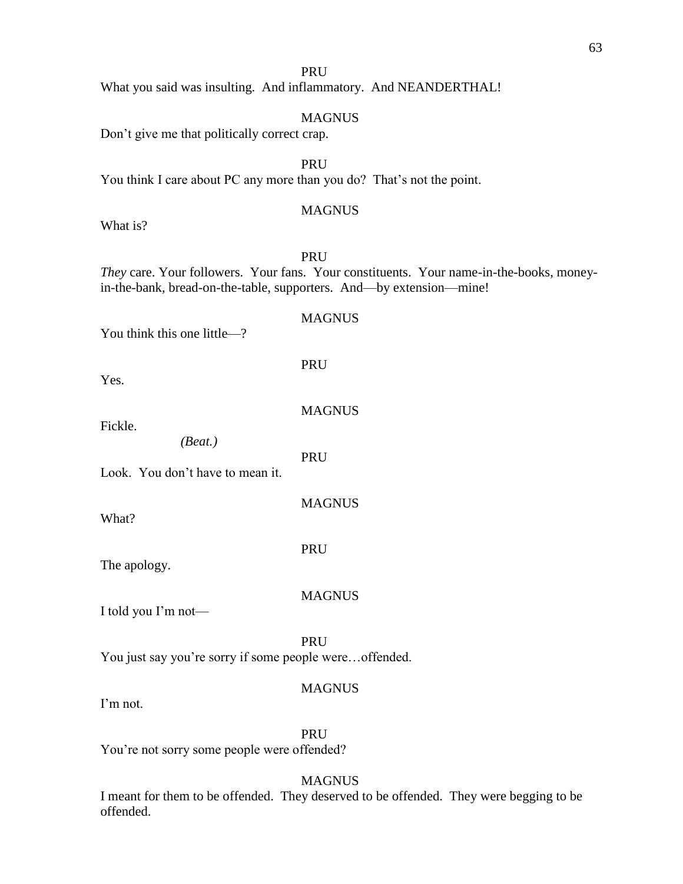PRU

What you said was insulting. And inflammatory. And NEANDERTHAL!

MAGNUS

Don't give me that politically correct crap.

PRU

You think I care about PC any more than you do? That's not the point.

MAGNUS

What is?

PRU

*They* care. Your followers. Your fans. Your constituents. Your name-in-the-books, money-in-the-bank, bread-on-the-table, supporters. And—by extension—mine!

MAGNUS

You think this one little—?

PRU

Yes.

MAGNUS

Fickle.

*(Beat.)*

PRU

Look. You don't have to mean it.

MAGNUS

What?

PRU

The apology.

MAGNUS

I told you I'm not—

PRU

You just say you're sorry if some people were…offended.

MAGNUS

I'm not.

PRU

You're not sorry some people were offended?

MAGNUS

I meant for them to be offended. They deserved to be offended. They were begging to be offended.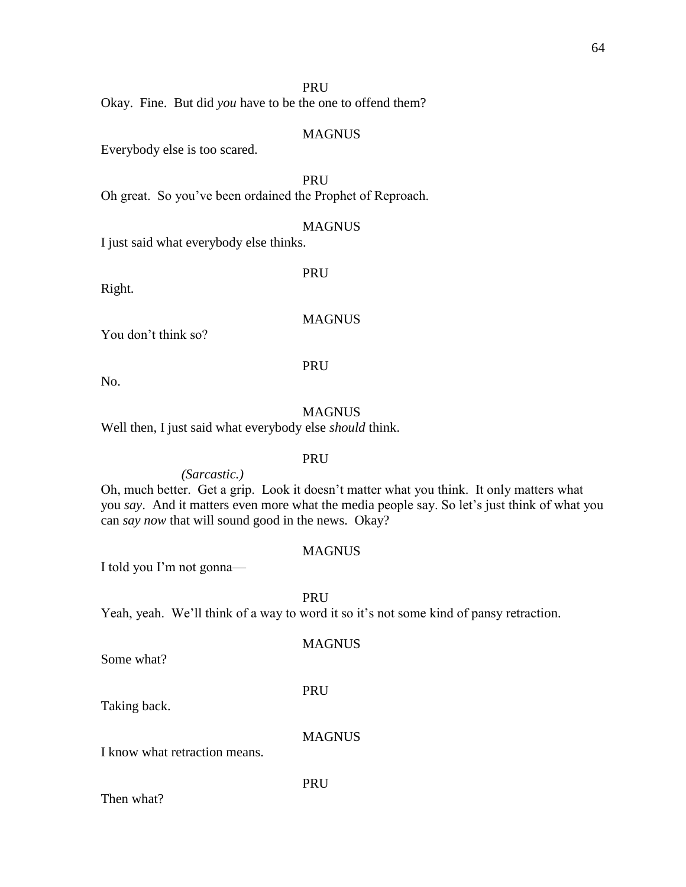PRU

Okay. Fine. But did *you* have to be the one to offend them?

MAGNUS

Everybody else is too scared.

PRU

Oh great. So you've been ordained the Prophet of Reproach.

MAGNUS

I just said what everybody else thinks.

PRU

Right.

MAGNUS

You don't think so?

PRU

No.

MAGNUS

Well then, I just said what everybody else *should* think.

PRU

*(Sarcastic.)*

Oh, much better. Get a grip. Look it doesn't matter what you think. It only matters what you *say*. And it matters even more what the media people say. So let's just think of what you can *say now* that will sound good in the news. Okay?

MAGNUS

I told you I'm not gonna—

PRU

Yeah, yeah. We'll think of a way to word it so it's not some kind of pansy retraction.

MAGNUS

Some what?

PRU

Taking back.

MAGNUS

I know what retraction means.

PRU

Then what?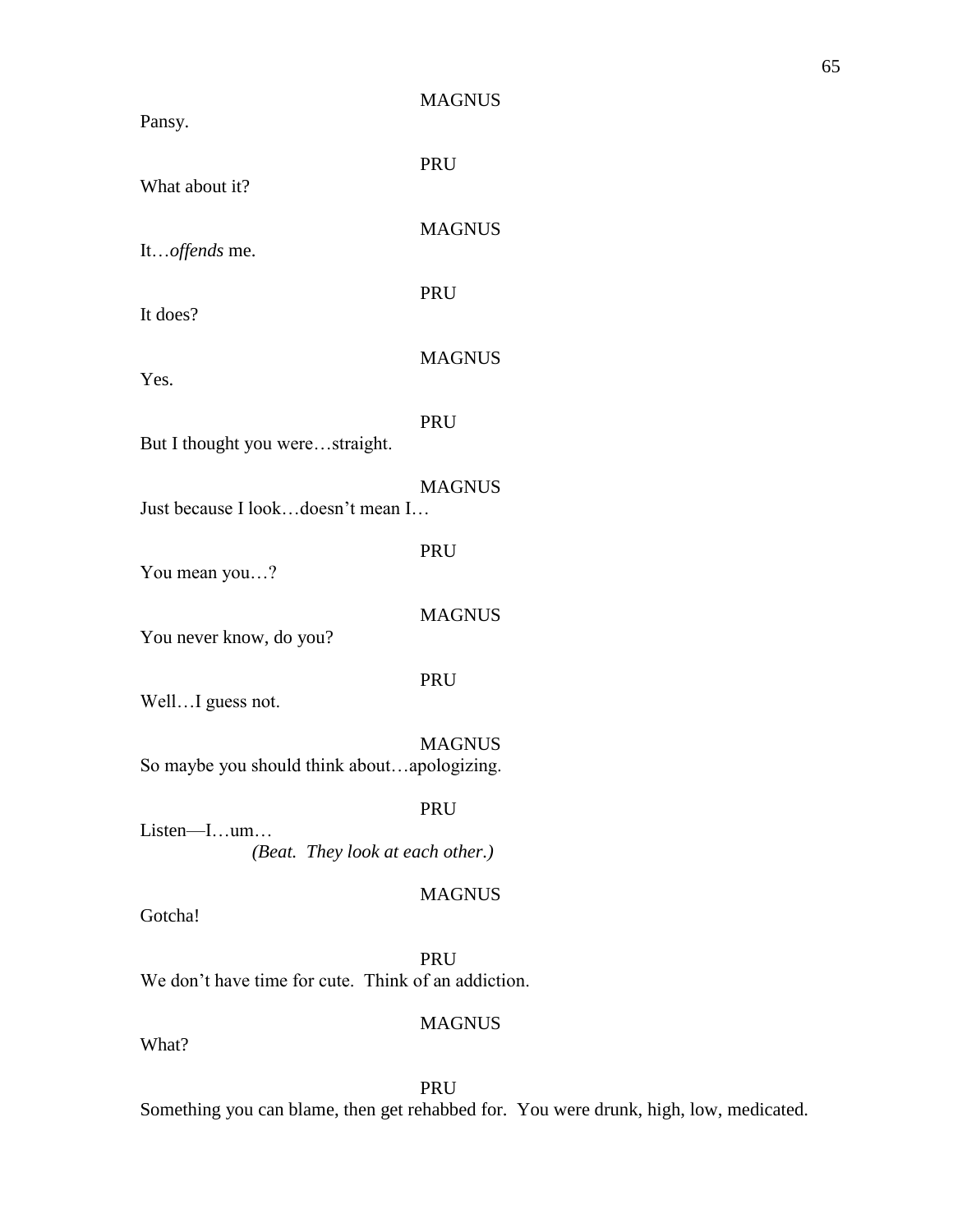MAGNUS

Pansy.

PRU

What about it?

MAGNUS

It…*offends* me.

PRU

It does?

MAGNUS

Yes.

PRU

But I thought you were…straight.

MAGNUS

Just because I look…doesn't mean I…

PRU

You mean you…?

MAGNUS

You never know, do you?

PRU

Well…I guess not.

MAGNUS

So maybe you should think about…apologizing.

PRU

Listen—I…um…

*(Beat. They look at each other.)*

MAGNUS

Gotcha!

PRU

We don't have time for cute. Think of an addiction.

MAGNUS

What?

PRU

Something you can blame, then get rehabbed for. You were drunk, high, low, medicated.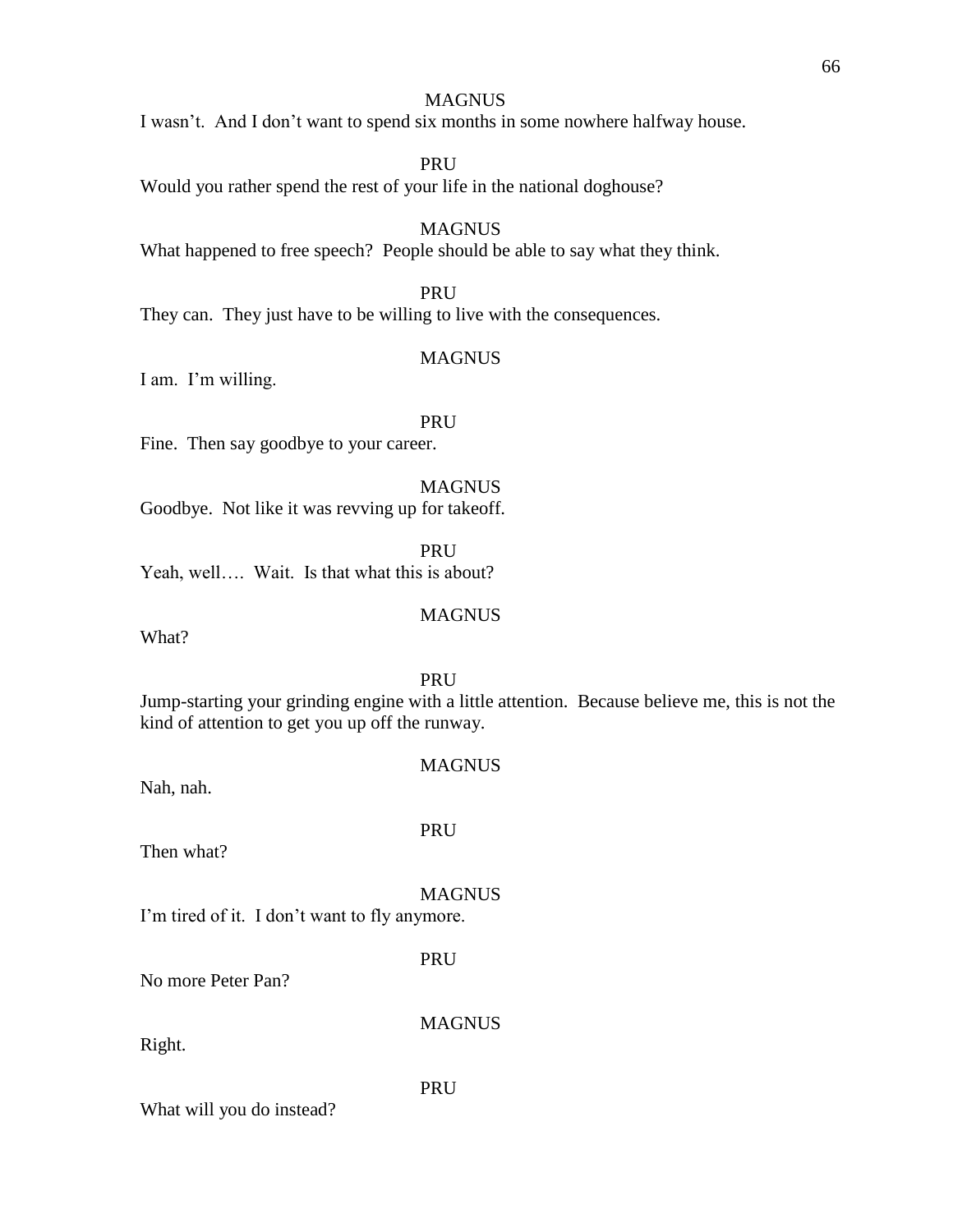MAGNUS

I wasn't. And I don't want to spend six months in some nowhere halfway house.

PRU

Would you rather spend the rest of your life in the national doghouse?

MAGNUS

What happened to free speech? People should be able to say what they think.

PRU

They can. They just have to be willing to live with the consequences.

MAGNUS

I am. I'm willing.

PRU

Fine. Then say goodbye to your career.

MAGNUS

Goodbye. Not like it was revving up for takeoff.

PRU

Yeah, well…. Wait. Is that what this is about?

MAGNUS

What?

PRU

Jump-starting your grinding engine with a little attention. Because believe me, this is not the kind of attention to get you up off the runway.

MAGNUS

Nah, nah.

PRU

Then what?

MAGNUS

I'm tired of it. I don't want to fly anymore.

PRU

No more Peter Pan?

MAGNUS

Right.

PRU

What will you do instead?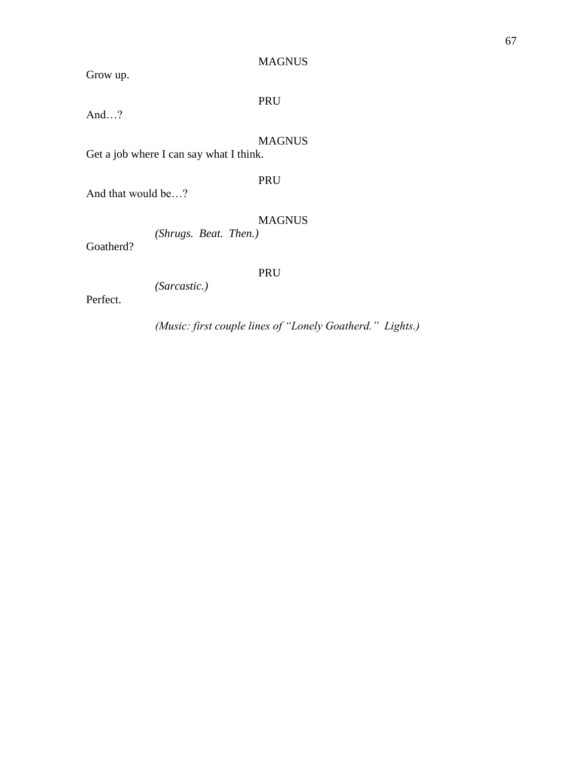MAGNUS

Grow up.

PRU

And…?

MAGNUS

Get a job where I can say what I think.

PRU

And that would be…?

MAGNUS

*(Shrugs. Beat. Then.)*

Goatherd?

PRU

*(Sarcastic.)*

Perfect.

*(Music: first couple lines of "Lonely Goatherd." Lights.)*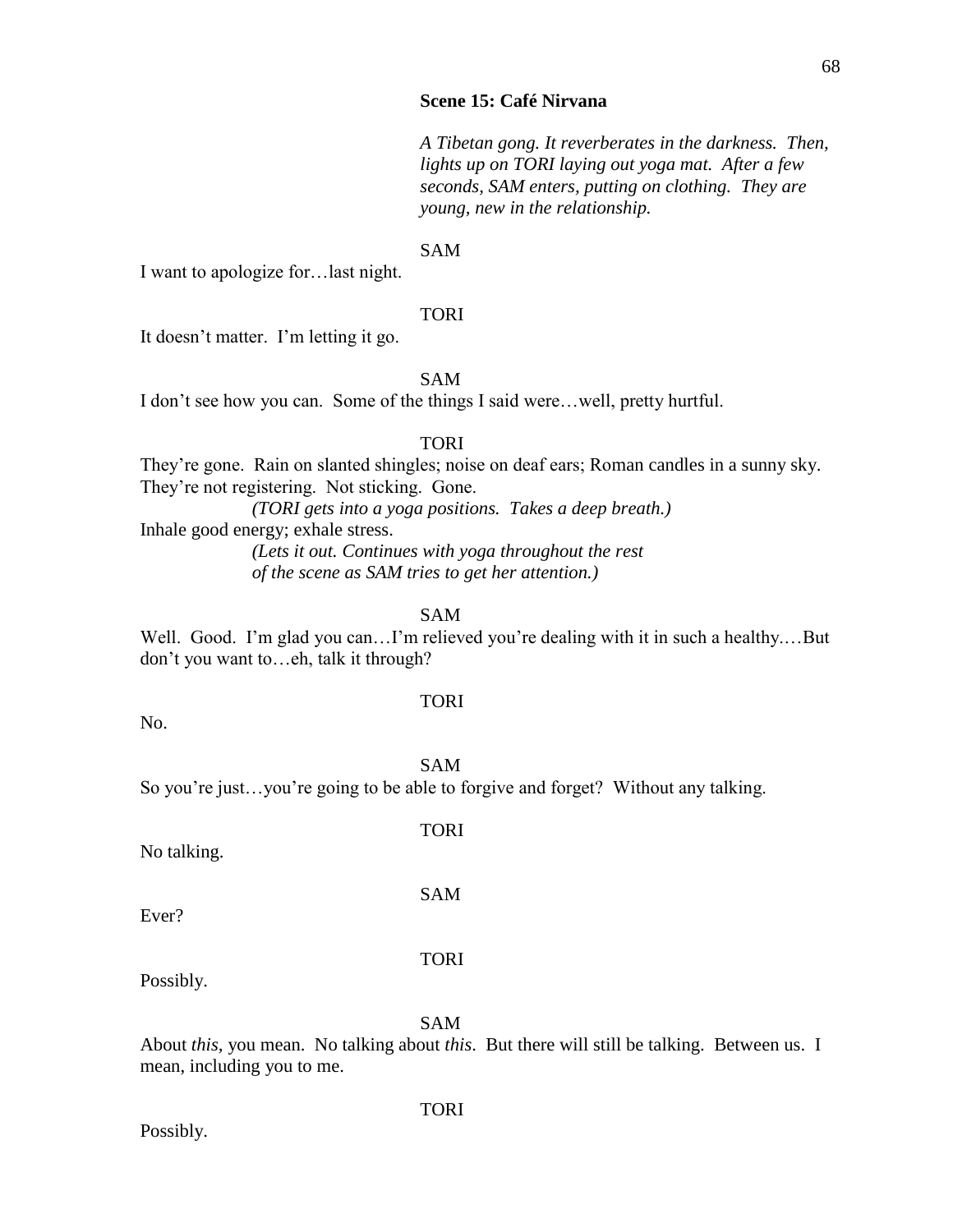**Scene 15: Café Nirvana**

*A Tibetan gong. It reverberates in the darkness. Then, lights up on TORI laying out yoga mat. After a few seconds, SAM enters, putting on clothing. They are young, new in the relationship.*

SAM

I want to apologize for…last night.

TORI

It doesn't matter. I'm letting it go.

SAM

I don't see how you can. Some of the things I said were…well, pretty hurtful.

TORI

They're gone. Rain on slanted shingles; noise on deaf ears; Roman candles in a sunny sky. They're not registering. Not sticking. Gone.

*(TORI gets into a yoga positions. Takes a deep breath.)*

Inhale good energy; exhale stress.

*(Lets it out. Continues with yoga throughout the rest of the scene as SAM tries to get her attention.)*

SAM

Well. Good. I'm glad you can…I'm relieved you're dealing with it in such a healthy.…But don't you want to…eh, talk it through?

TORI

No.

SAM

So you're just…you're going to be able to forgive and forget? Without any talking.

TORI

No talking.

SAM

Ever?

TORI

Possibly.

SAM

About *this*, you mean. No talking about *this*. But there will still be talking. Between us. I mean, including you to me.

TORI

Possibly.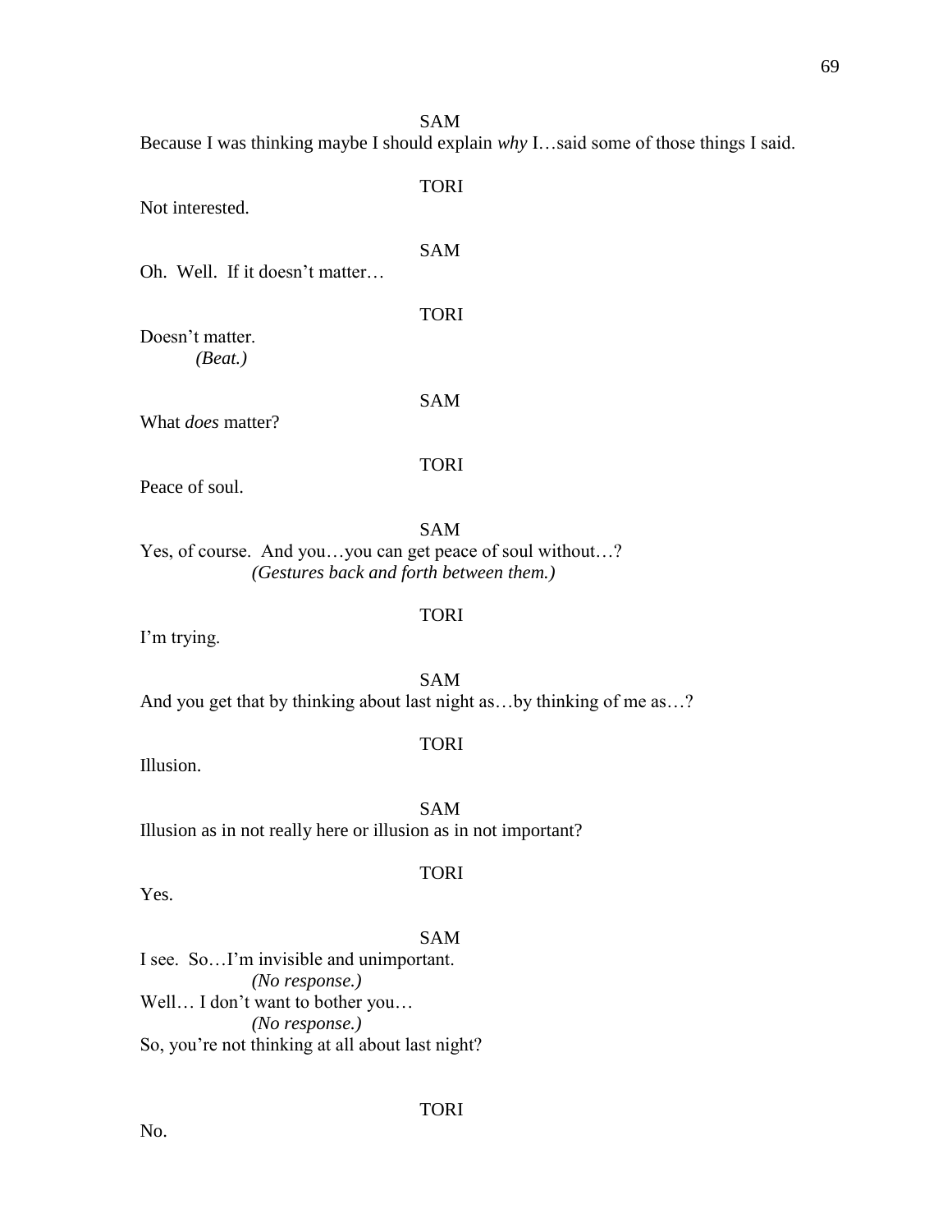SAM

Because I was thinking maybe I should explain *why* I…said some of those things I said.

TORI

Not interested.

SAM

Oh. Well. If it doesn't matter…

TORI

Doesn't matter.

*(Beat.)*

SAM

What *does* matter?

TORI

Peace of soul.

SAM

Yes, of course. And you…you can get peace of soul without…?

*(Gestures back and forth between them.)*

TORI

I'm trying.

SAM

And you get that by thinking about last night as…by thinking of me as…?

TORI

Illusion.

SAM

Illusion as in not really here or illusion as in not important?

TORI

Yes.

SAM

I see. So…I'm invisible and unimportant.

*(No response.)*

Well… I don't want to bother you…

*(No response.)*

So, you're not thinking at all about last night?

TORI

No.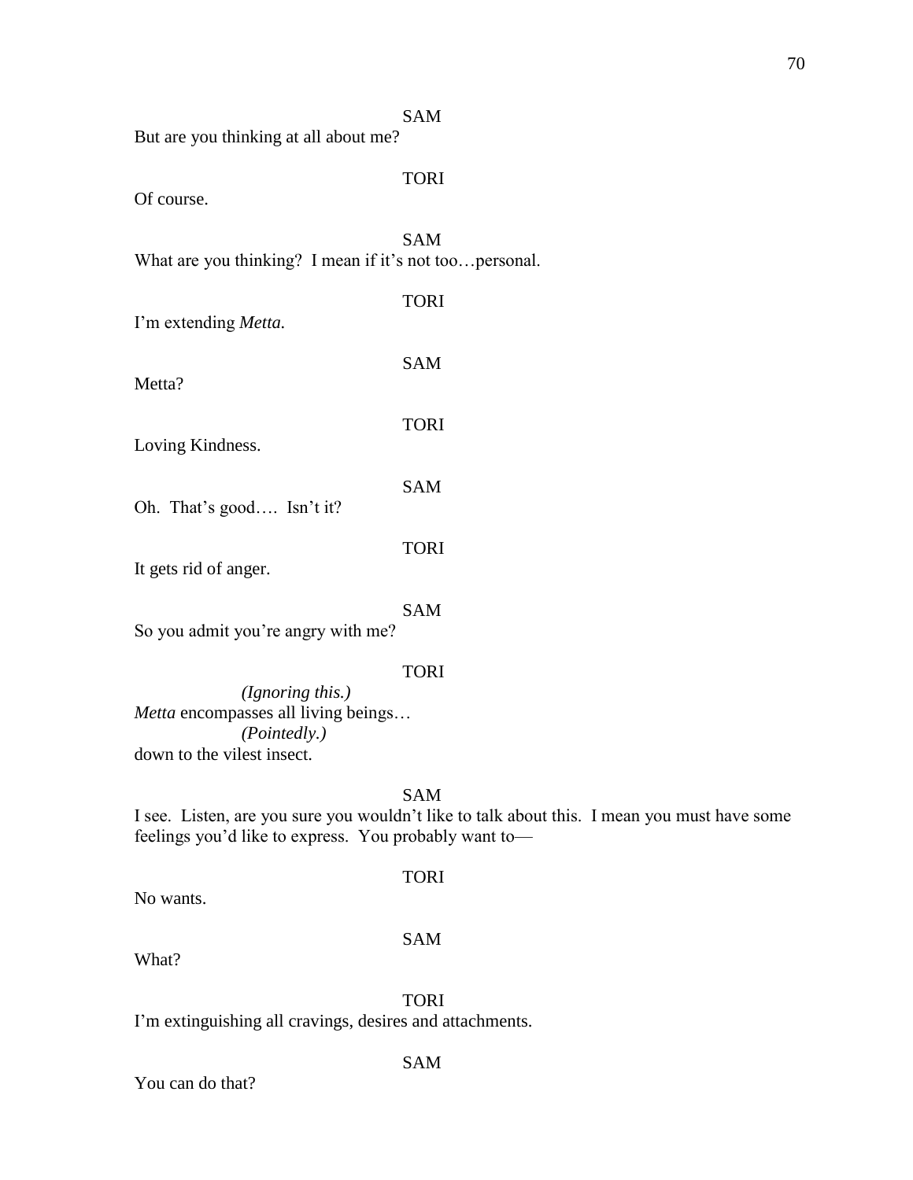SAM

But are you thinking at all about me?

TORI

Of course.

SAM

What are you thinking? I mean if it's not too…personal.

TORI

I'm extending *Metta.*

SAM

Metta?

TORI

Loving Kindness.

SAM

Oh. That's good…. Isn't it?

TORI

It gets rid of anger.

SAM

So you admit you're angry with me?

TORI

*(Ignoring this.)*

*Metta* encompasses all living beings…

*(Pointedly.)*

down to the vilest insect.

SAM

I see. Listen, are you sure you wouldn't like to talk about this. I mean you must have some feelings you'd like to express. You probably want to—

TORI

No wants.

SAM

What?

TORI

I'm extinguishing all cravings, desires and attachments.

SAM

You can do that?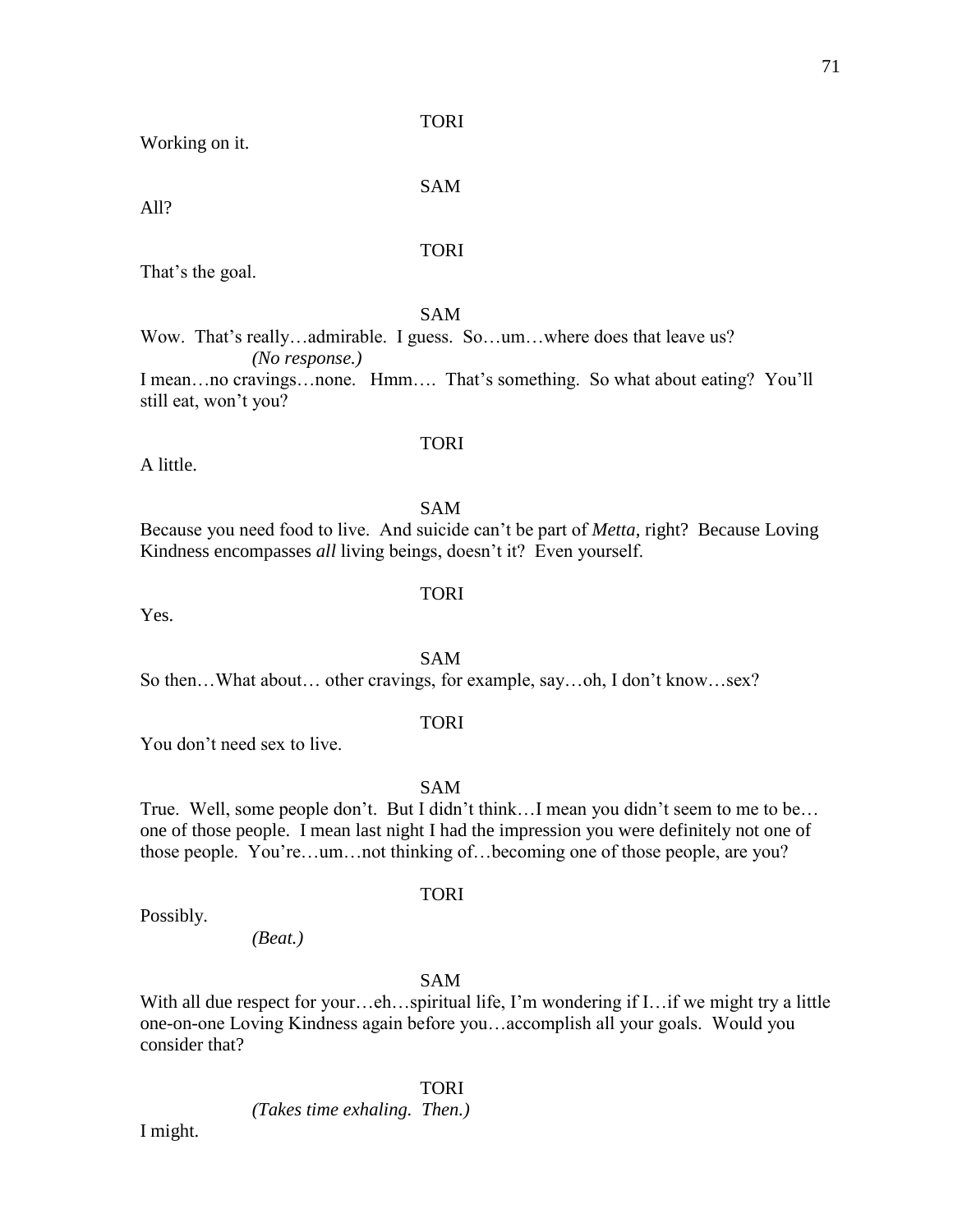TORI

Working on it.

SAM

All?

TORI

That's the goal.

SAM

Wow. That's really…admirable. I guess. So…um…where does that leave us?

*(No response.)*

I mean…no cravings…none. Hmm…. That's something. So what about eating? You'll still eat, won't you?

TORI

A little.

SAM

Because you need food to live. And suicide can't be part of *Metta*, right? Because Loving Kindness encompasses *all* living beings, doesn't it? Even yourself.

TORI

Yes.

SAM

So then…What about… other cravings, for example, say…oh, I don't know…sex?

TORI

You don't need sex to live.

SAM

True. Well, some people don't. But I didn't think…I mean you didn't seem to me to be… one of those people. I mean last night I had the impression you were definitely not one of those people. You're…um…not thinking of…becoming one of those people, are you?

TORI

Possibly.

*(Beat.)*

SAM

With all due respect for your…eh…spiritual life, I'm wondering if I…if we might try a little one-on-one Loving Kindness again before you…accomplish all your goals. Would you consider that?

TORI

*(Takes time exhaling. Then.)*

I might.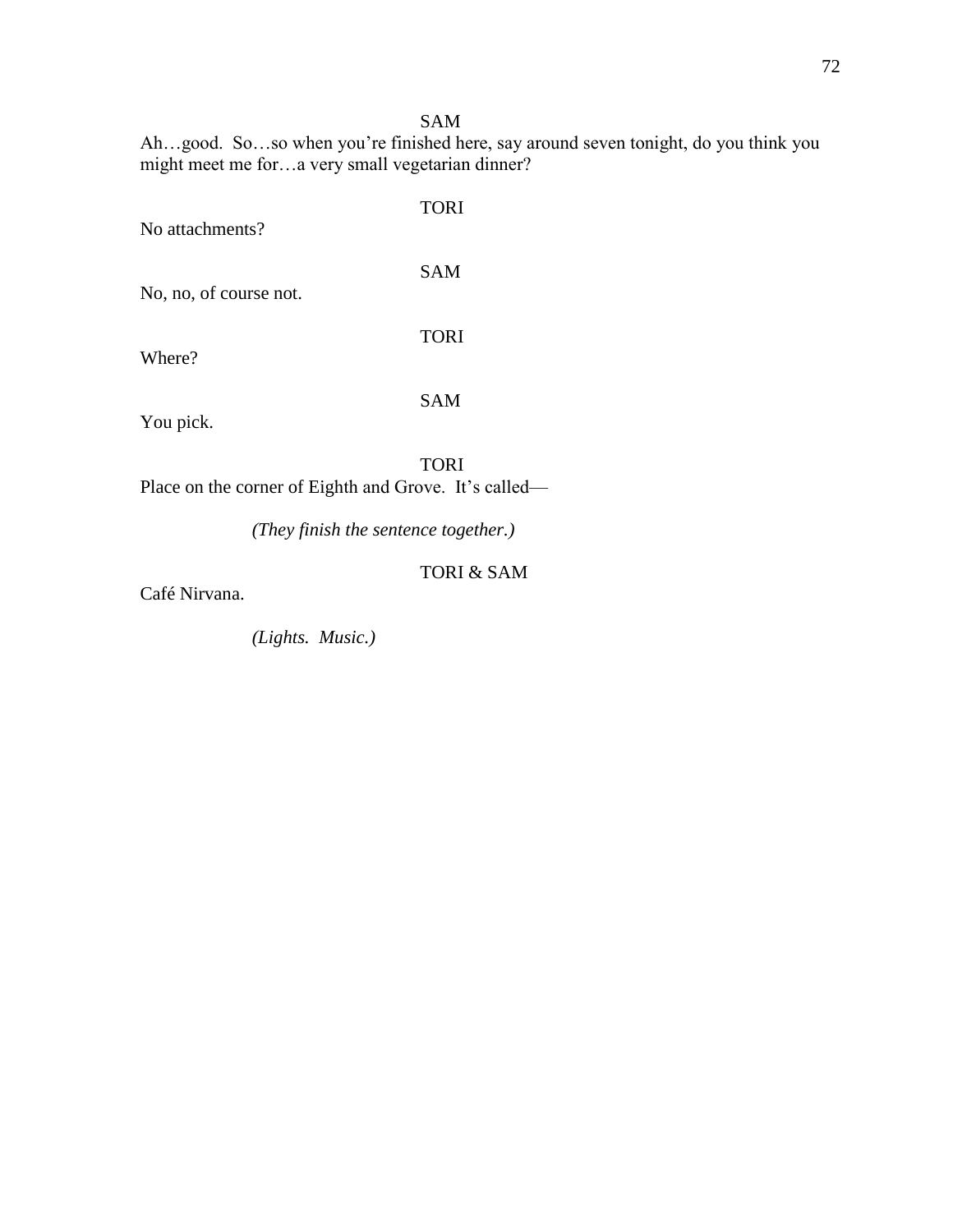SAM

Ah…good. So…so when you're finished here, say around seven tonight, do you think you might meet me for…a very small vegetarian dinner?

TORI

No attachments?

SAM

No, no, of course not.

TORI

Where?

SAM

You pick.

TORI

Place on the corner of Eighth and Grove. It's called—

*(They finish the sentence together.)*

TORI & SAM

Café Nirvana.

*(Lights. Music.)*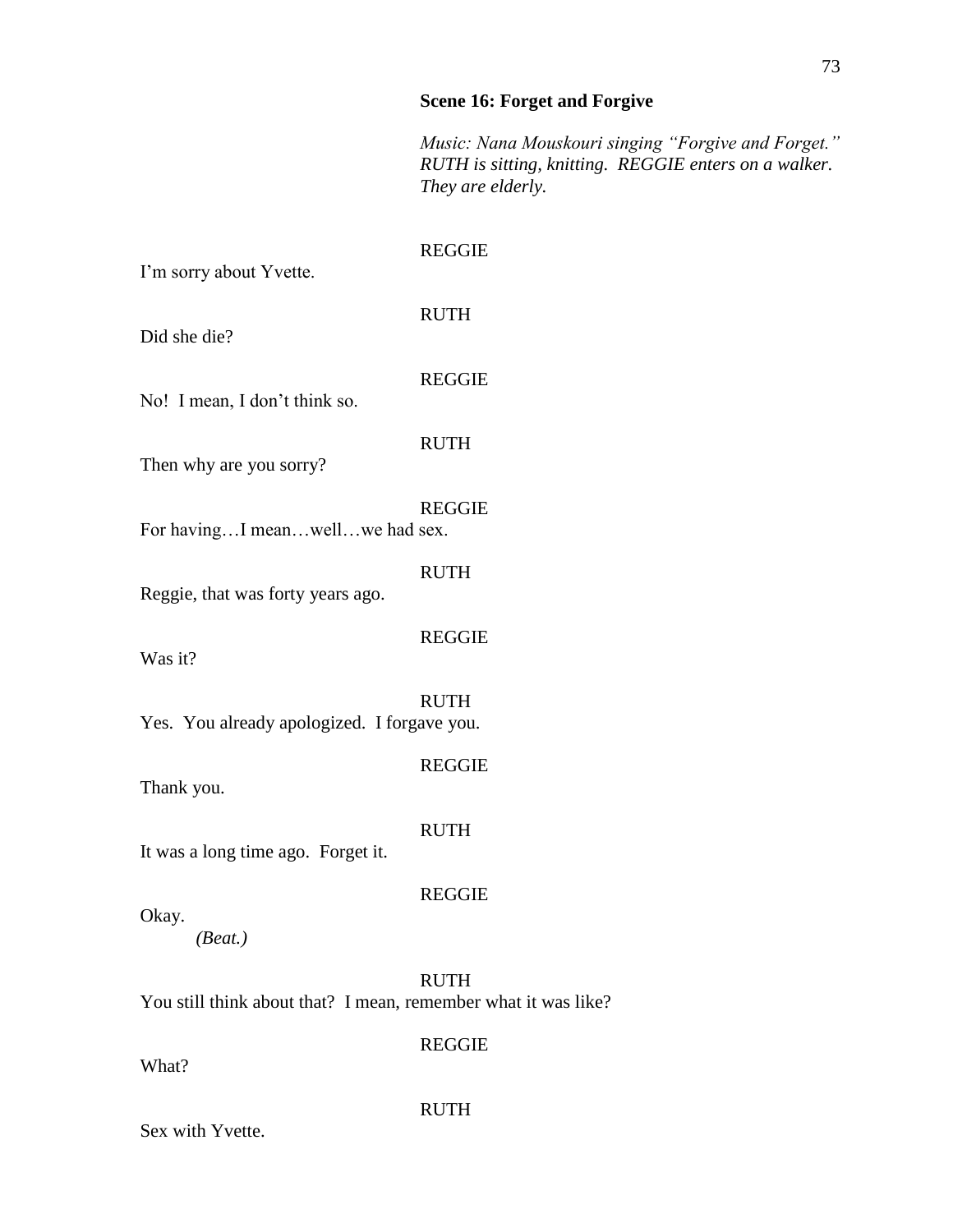### Scene 16: Forget and Forgive

*Music: Nana Mouskouri singing "Forgive and Forget." RUTH is sitting, knitting. REGGIE enters on a walker. They are elderly.*

REGGIE

I'm sorry about Yvette.

RUTH

Did she die?

REGGIE

No! I mean, I don't think so.

RUTH

Then why are you sorry?

REGGIE

For having…I mean…well…we had sex.

RUTH

Reggie, that was forty years ago.

REGGIE

Was it?

RUTH

Yes. You already apologized. I forgave you.

REGGIE

Thank you.

RUTH

It was a long time ago. Forget it.

REGGIE

Okay.

*(Beat.)*

RUTH

You still think about that? I mean, remember what it was like?

REGGIE

What?

RUTH

Sex with Yvette.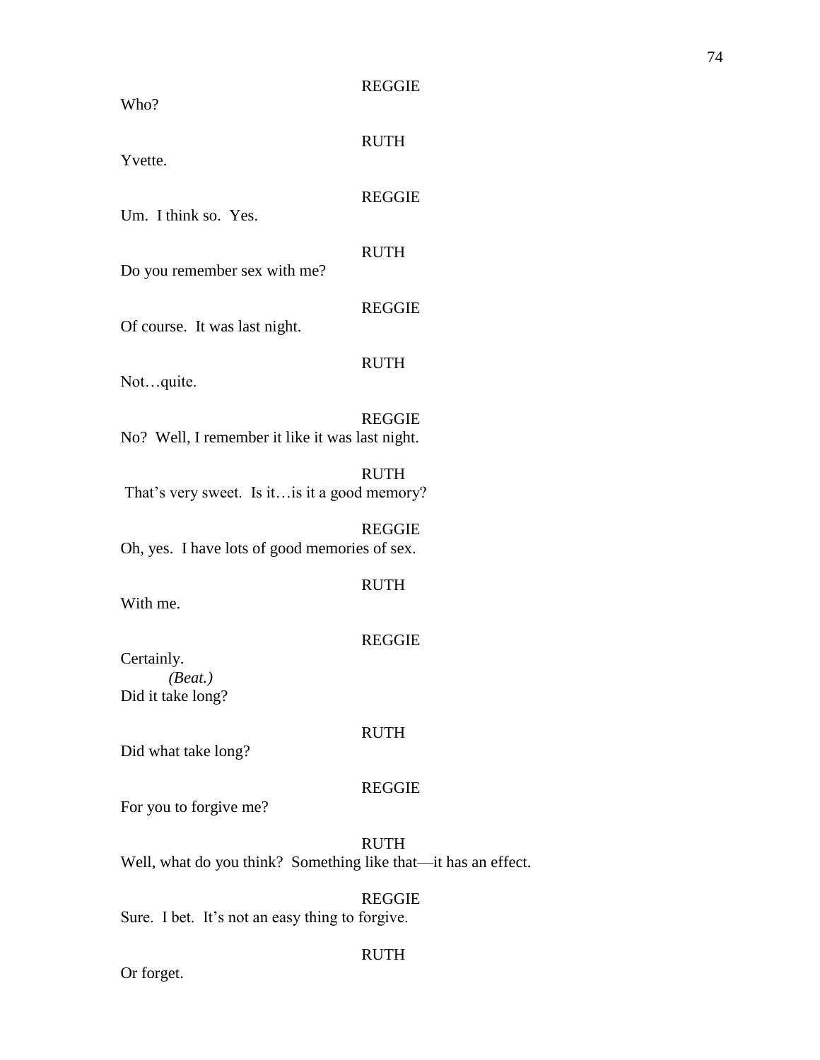REGGIE

Who?

RUTH

Yvette.

REGGIE

Um. I think so. Yes.

RUTH

Do you remember sex with me?

REGGIE

Of course. It was last night.

RUTH

Not…quite.

REGGIE

No? Well, I remember it like it was last night.

RUTH

That's very sweet. Is it…is it a good memory?

REGGIE

Oh, yes. I have lots of good memories of sex.

RUTH

With me.

REGGIE

Certainly.

*(Beat.)*

Did it take long?

RUTH

Did what take long?

REGGIE

For you to forgive me?

RUTH

Well, what do you think? Something like that—it has an effect.

REGGIE

Sure. I bet. It's not an easy thing to forgive.

RUTH

Or forget.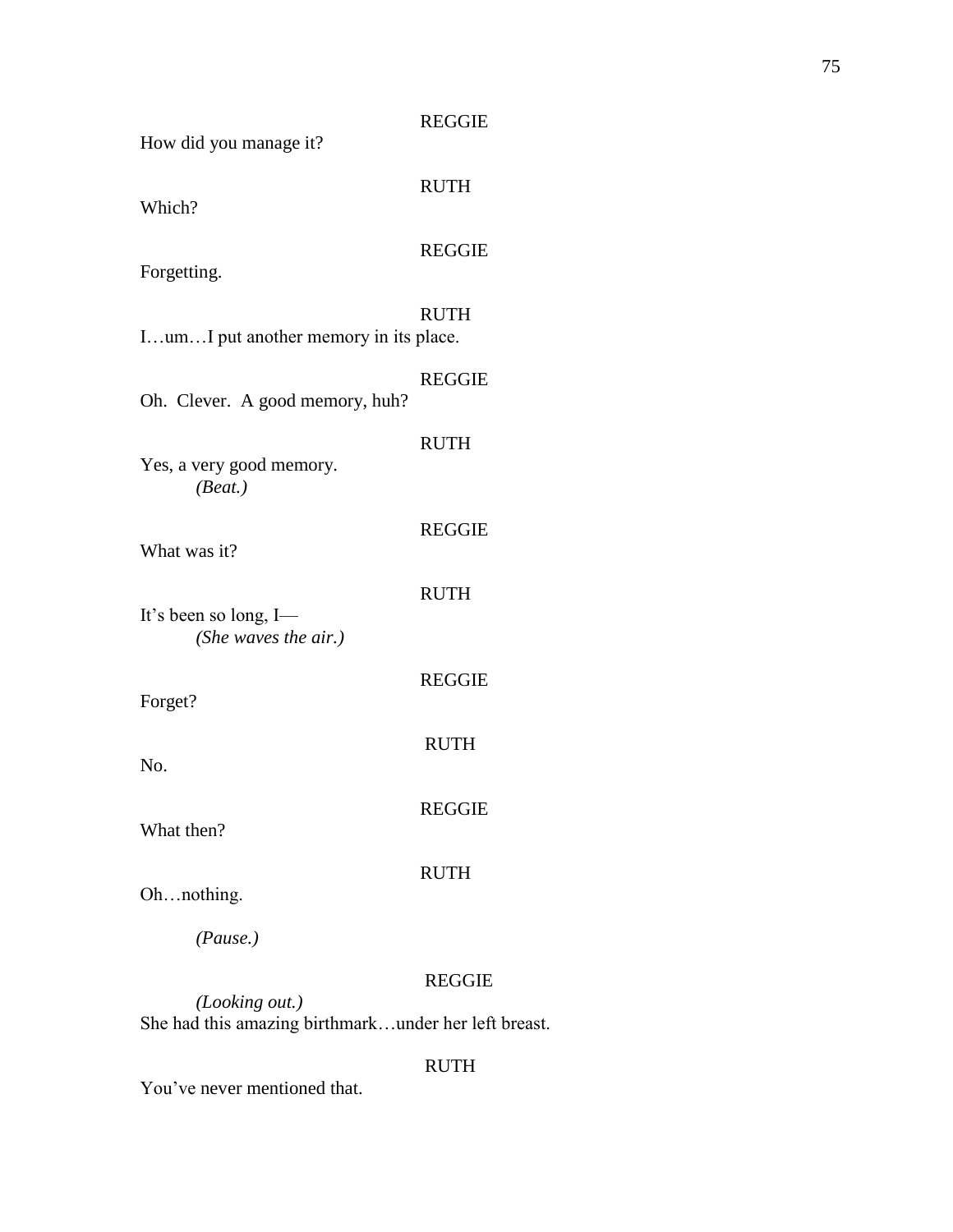REGGIE

How did you manage it?

RUTH

Which?

REGGIE

Forgetting.

RUTH

I…um…I put another memory in its place.

REGGIE

Oh. Clever. A good memory, huh?

RUTH

Yes, a very good memory.

*(Beat.)*

REGGIE

What was it?

RUTH

It's been so long, I—

*(She waves the air.)*

REGGIE

Forget?

RUTH

No.

REGGIE

What then?

RUTH

Oh…nothing.

*(Pause.)*

REGGIE

*(Looking out.)*

She had this amazing birthmark…under her left breast.

RUTH

You've never mentioned that.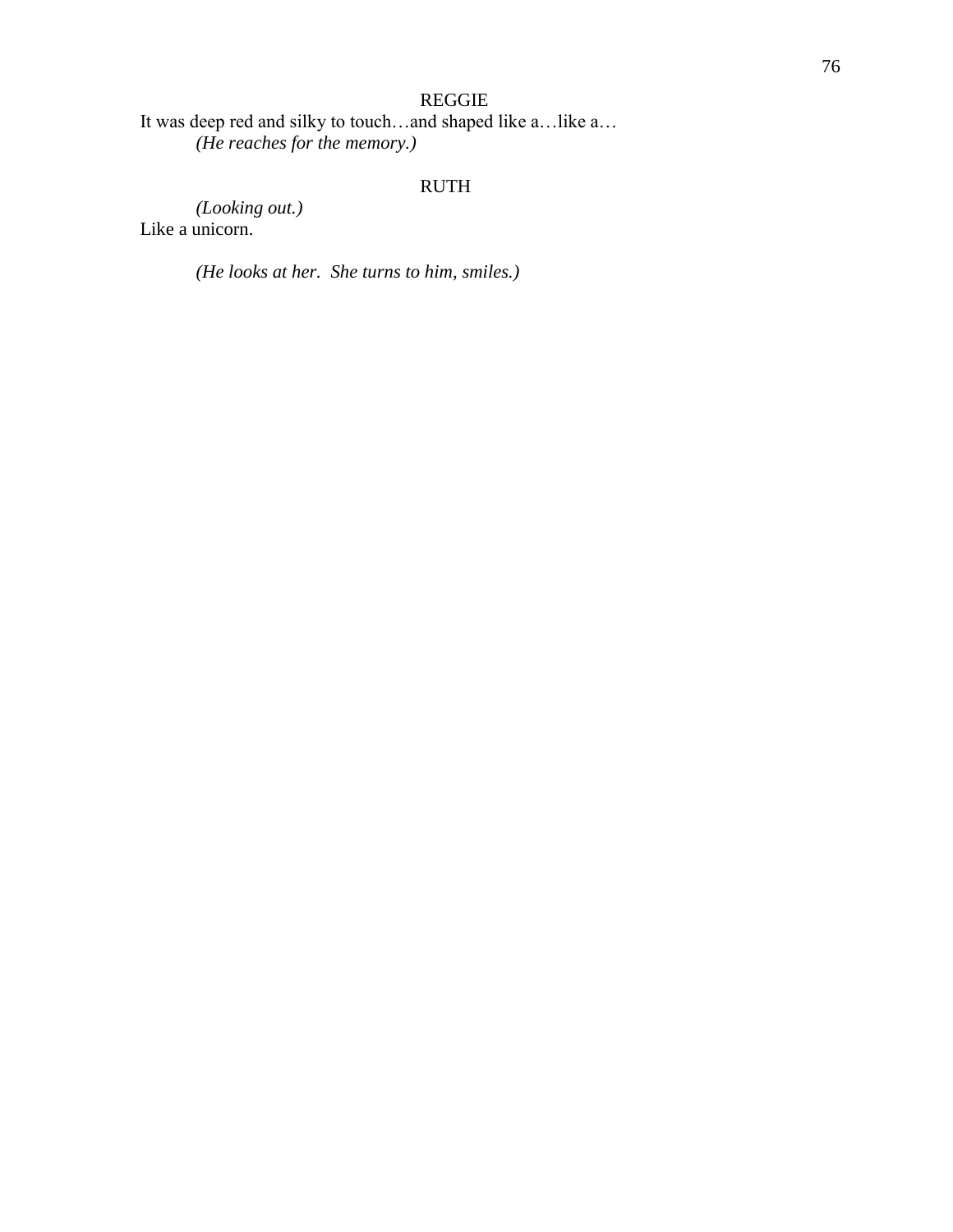REGGIE

It was deep red and silky to touch…and shaped like a…like a…

*(He reaches for the memory.)*

RUTH

*(Looking out.)*

Like a unicorn.

*(He looks at her.  She turns to him, smiles.)*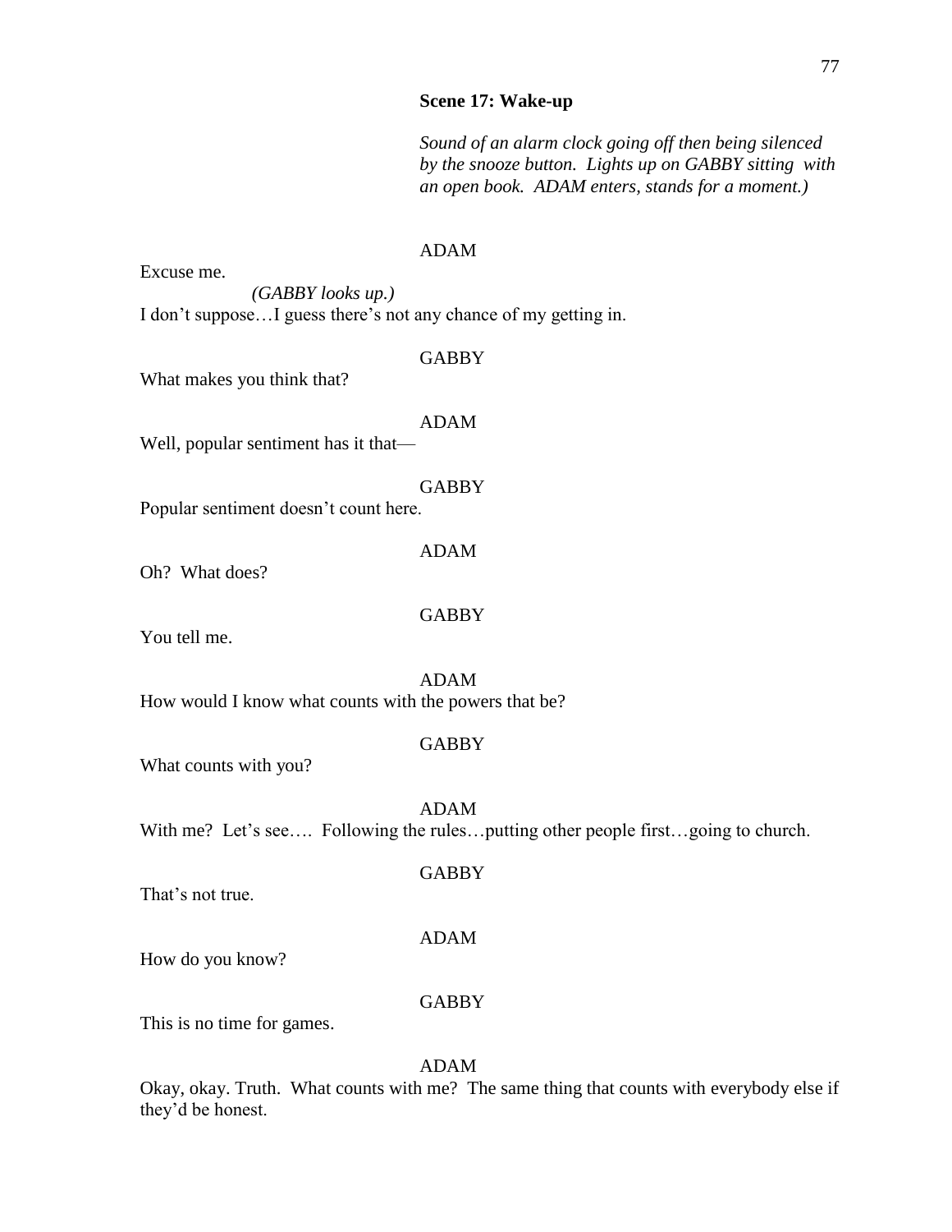**Scene 17: Wake-up**

*Sound of an alarm clock going off then being silenced by the snooze button. Lights up on GABBY sitting with an open book. ADAM enters, stands for a moment.)*

ADAM

Excuse me.

*(GABBY looks up.)*

I don't suppose…I guess there's not any chance of my getting in.

GABBY

What makes you think that?

ADAM

Well, popular sentiment has it that—

GABBY

Popular sentiment doesn't count here.

ADAM

Oh? What does?

GABBY

You tell me.

ADAM

How would I know what counts with the powers that be?

GABBY

What counts with you?

ADAM

With me? Let's see…. Following the rules…putting other people first…going to church.

GABBY

That's not true.

ADAM

How do you know?

GABBY

This is no time for games.

ADAM

Okay, okay. Truth. What counts with me? The same thing that counts with everybody else if they'd be honest.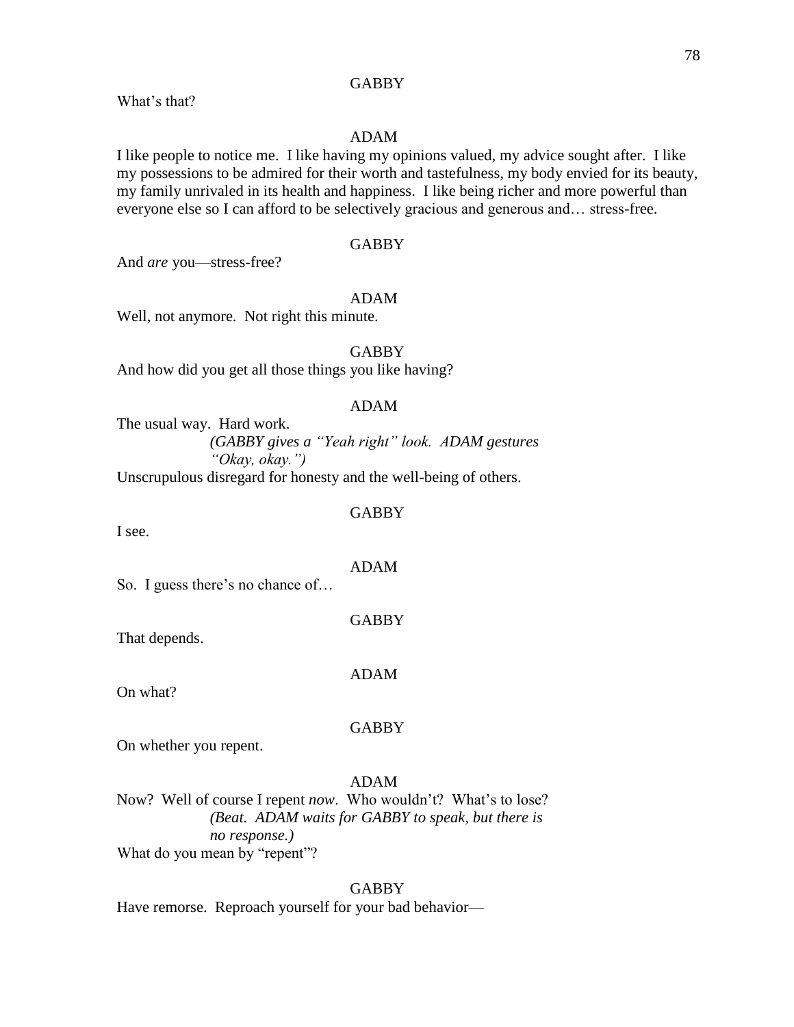GABBY

What's that?

ADAM

I like people to notice me. I like having my opinions valued, my advice sought after. I like my possessions to be admired for their worth and tastefulness, my body envied for its beauty, my family unrivaled in its health and happiness. I like being richer and more powerful than everyone else so I can afford to be selectively gracious and generous and… stress-free.

GABBY

And *are* you—stress-free?

ADAM

Well, not anymore. Not right this minute.

GABBY

And how did you get all those things you like having?

ADAM

The usual way. Hard work.

*(GABBY gives a "Yeah right" look. ADAM gestures "Okay, okay.")*

Unscrupulous disregard for honesty and the well-being of others.

GABBY

I see.

ADAM

So. I guess there's no chance of…

GABBY

That depends.

ADAM

On what?

GABBY

On whether you repent.

ADAM

Now? Well of course I repent *now*. Who wouldn't? What's to lose?

*(Beat. ADAM waits for GABBY to speak, but there is no response.)*

What do you mean by "repent"?

GABBY

Have remorse. Reproach yourself for your bad behavior—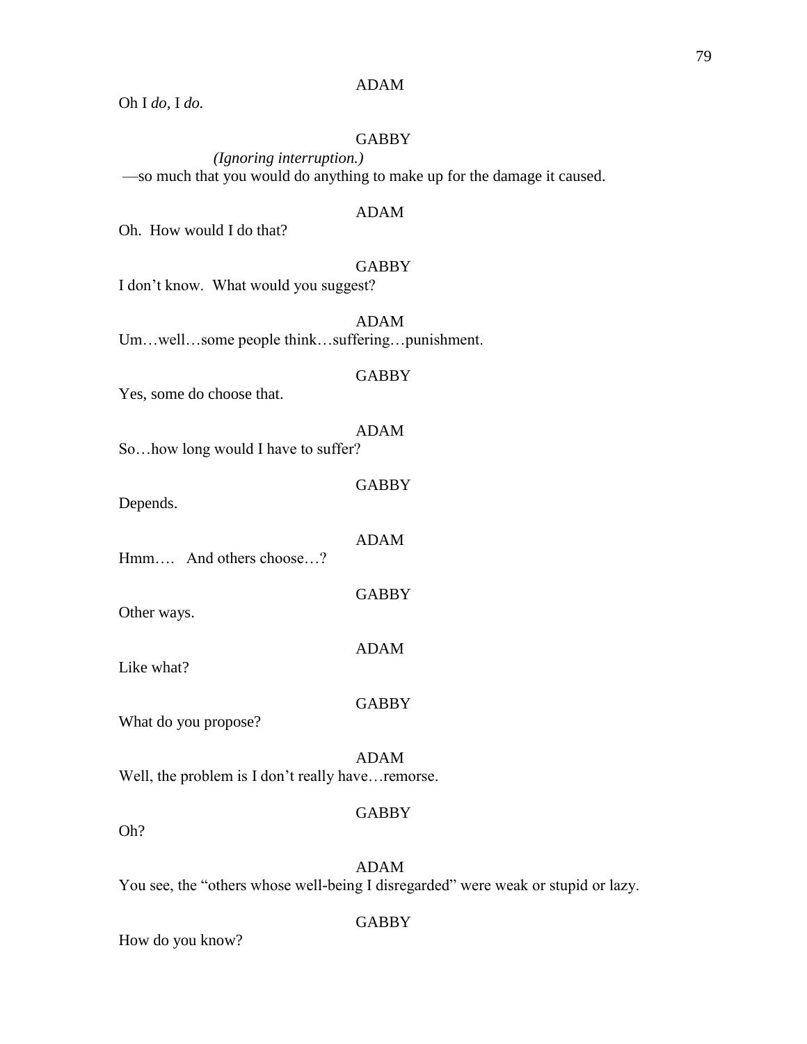ADAM

Oh I *do*, I *do*.

GABBY

*(Ignoring interruption.)*

—so much that you would do anything to make up for the damage it caused.

ADAM

Oh. How would I do that?

GABBY

I don't know. What would you suggest?

ADAM

Um…well…some people think…suffering…punishment.

GABBY

Yes, some do choose that.

ADAM

So…how long would I have to suffer?

GABBY

Depends.

ADAM

Hmm…. And others choose…?

GABBY

Other ways.

ADAM

Like what?

GABBY

What do you propose?

ADAM

Well, the problem is I don't really have…remorse.

GABBY

Oh?

ADAM

You see, the "others whose well-being I disregarded" were weak or stupid or lazy.

GABBY

How do you know?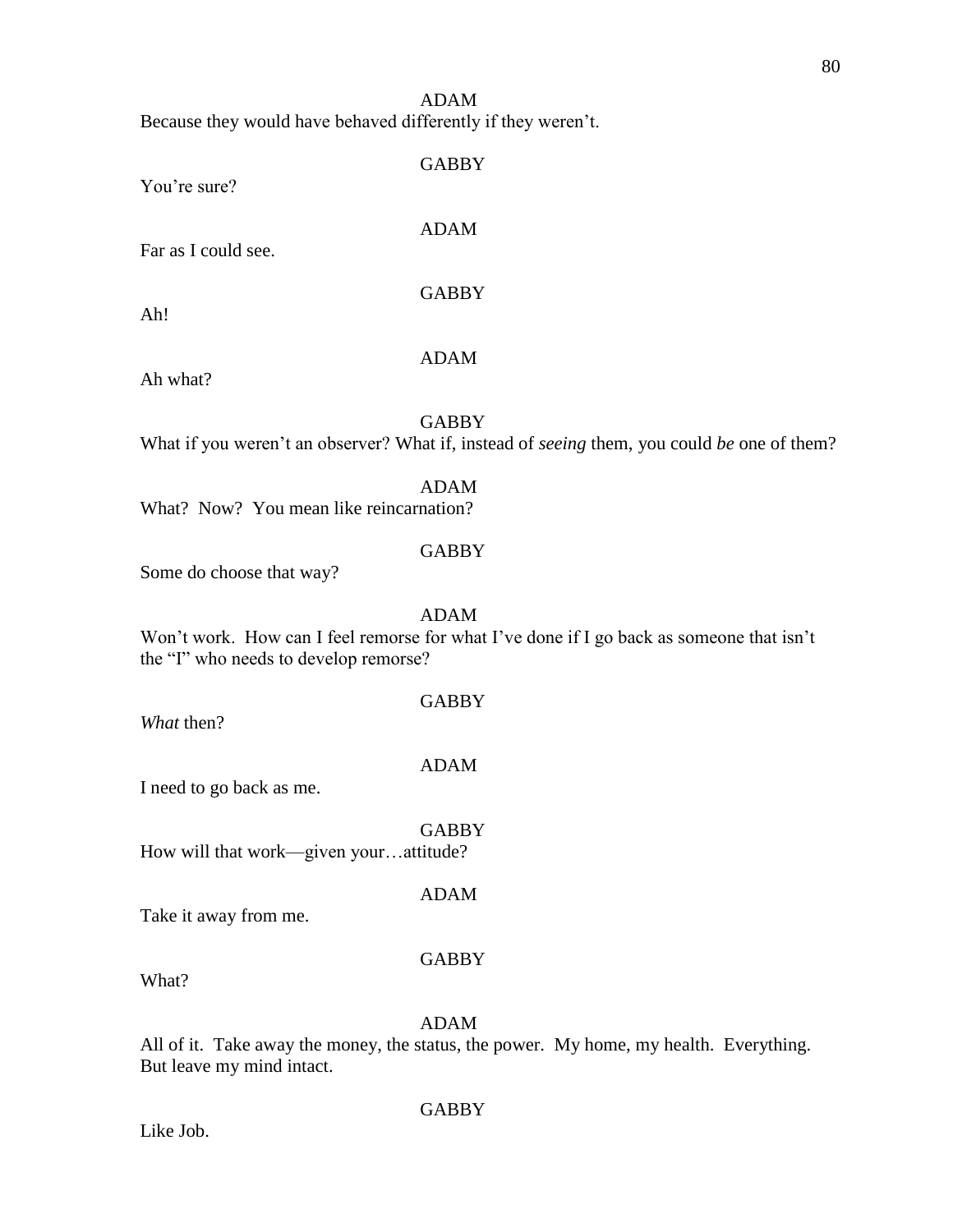ADAM

Because they would have behaved differently if they weren't.

GABBY

You're sure?

ADAM

Far as I could see.

GABBY

Ah!

ADAM

Ah what?

GABBY

What if you weren't an observer? What if, instead of *seeing* them, you could *be* one of them?

ADAM

What? Now? You mean like reincarnation?

GABBY

Some do choose that way?

ADAM

Won't work. How can I feel remorse for what I've done if I go back as someone that isn't the "I" who needs to develop remorse?

GABBY

*What* then?

ADAM

I need to go back as me.

GABBY

How will that work—given your…attitude?

ADAM

Take it away from me.

GABBY

What?

ADAM

All of it. Take away the money, the status, the power. My home, my health. Everything. But leave my mind intact.

GABBY

Like Job.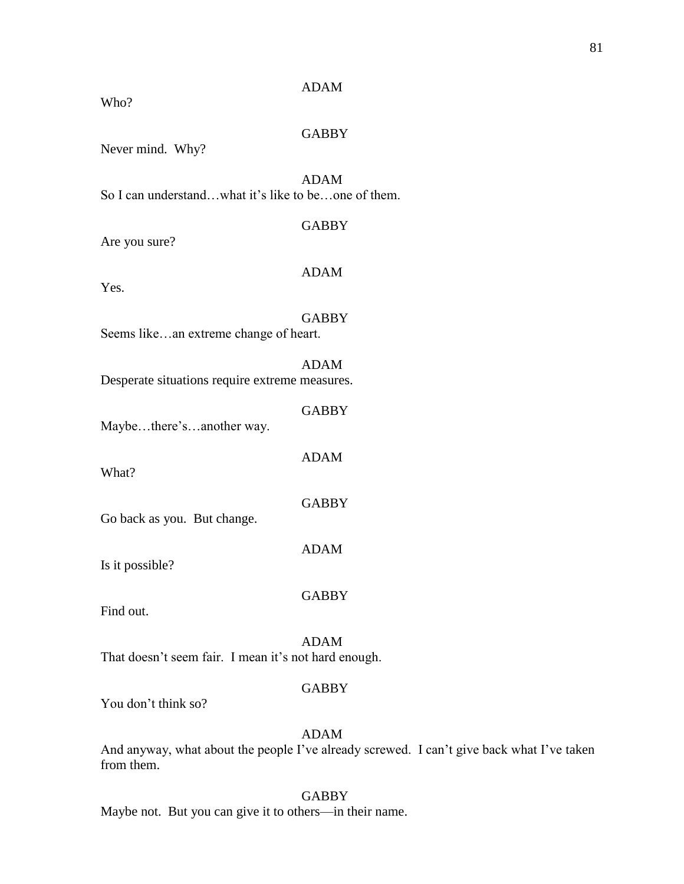ADAM

Who?

GABBY

Never mind. Why?

ADAM

So I can understand…what it's like to be…one of them.

GABBY

Are you sure?

ADAM

Yes.

GABBY

Seems like…an extreme change of heart.

ADAM

Desperate situations require extreme measures.

GABBY

Maybe…there's…another way.

ADAM

What?

GABBY

Go back as you. But change.

ADAM

Is it possible?

GABBY

Find out.

ADAM

That doesn't seem fair. I mean it's not hard enough.

GABBY

You don't think so?

ADAM

And anyway, what about the people I've already screwed. I can't give back what I've taken from them.

GABBY

Maybe not. But you can give it to others—in their name.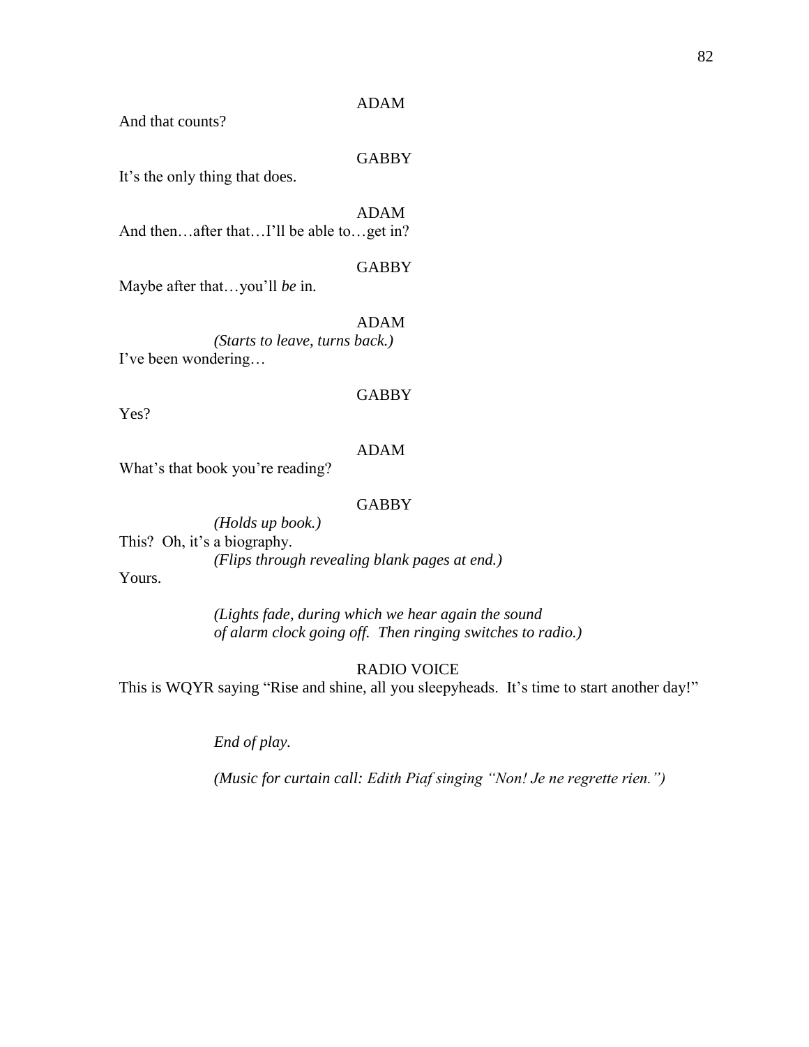ADAM

And that counts?

GABBY

It's the only thing that does.

ADAM

And then…after that…I'll be able to…get in?

GABBY

Maybe after that…you'll *be* in.

ADAM

*(Starts to leave, turns back.)*

I've been wondering…

GABBY

Yes?

ADAM

What's that book you're reading?

GABBY

*(Holds up book.)*

This? Oh, it's a biography.

*(Flips through revealing blank pages at end.)*

Yours.

*(Lights fade, during which we hear again the sound of alarm clock going off. Then ringing switches to radio.)*

RADIO VOICE

This is WQYR saying "Rise and shine, all you sleepyheads. It's time to start another day!"

*End of play.*

*(Music for curtain call: Edith Piaf singing "Non! Je ne regrette rien.")*